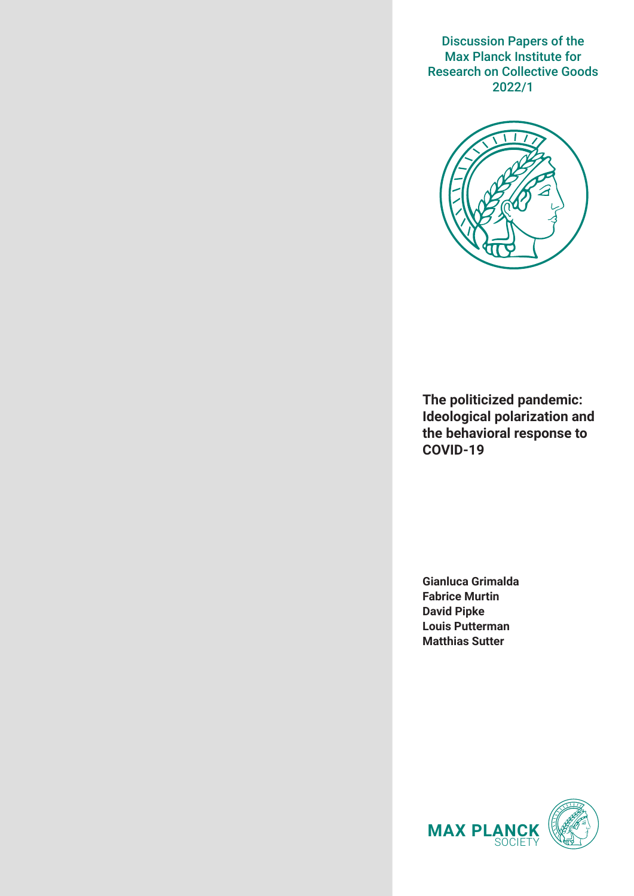Discussion Papers of the Max Planck Institute for Research on Collective Goods 2022/1

# The politicized pandemic: Ideological polarization and the behavioral response to COVID-19

**Gianluca Grimalda**
**Fabrice Murtin**
**David Pipke**
**Louis Putterman**
**Matthias Sutter**

MAX PLANCK SOCIETY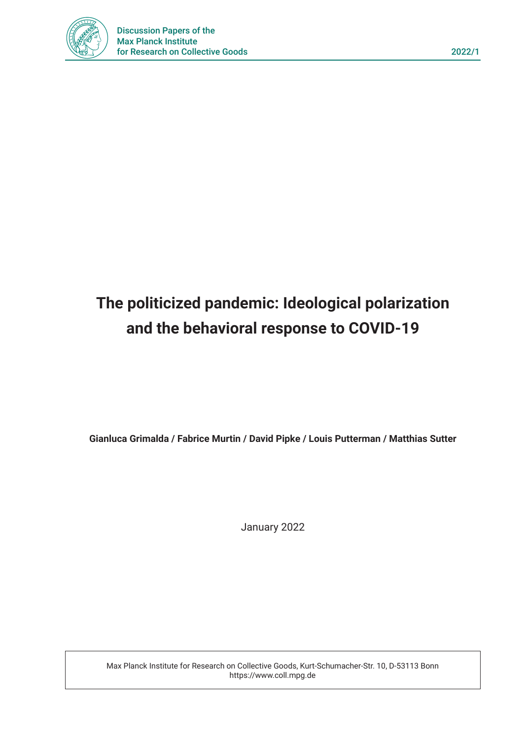Discussion Papers of the Max Planck Institute for Research on Collective Goods 2022/1

# The politicized pandemic: Ideological polarization and the behavioral response to COVID-19

**Gianluca Grimalda / Fabrice Murtin / David Pipke / Louis Putterman / Matthias Sutter**

January 2022

Max Planck Institute for Research on Collective Goods, Kurt-Schumacher-Str. 10, D-53113 Bonn
https://www.coll.mpg.de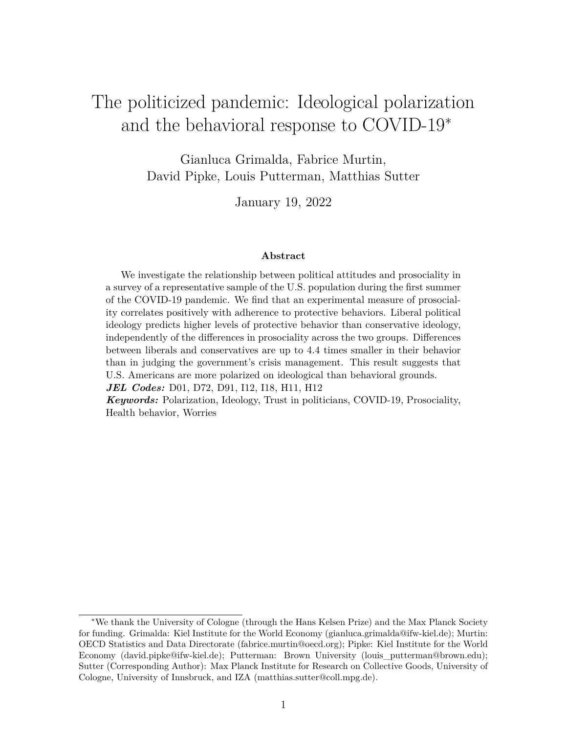# The politicized pandemic: Ideological polarization and the behavioral response to COVID-19*

Gianluca Grimalda, Fabrice Murtin,
David Pipke, Louis Putterman, Matthias Sutter

January 19, 2022

### Abstract

We investigate the relationship between political attitudes and prosociality in a survey of a representative sample of the U.S. population during the first summer of the COVID-19 pandemic. We find that an experimental measure of prosociality correlates positively with adherence to protective behaviors. Liberal political ideology predicts higher levels of protective behavior than conservative ideology, independently of the differences in prosociality across the two groups. Differences between liberals and conservatives are up to 4.4 times smaller in their behavior than in judging the government's crisis management. This result suggests that U.S. Americans are more polarized on ideological than behavioral grounds.

***JEL Codes:*** D01, D72, D91, I12, I18, H11, H12

***Keywords:*** Polarization, Ideology, Trust in politicians, COVID-19, Prosociality, Health behavior, Worries

---

*We thank the University of Cologne (through the Hans Kelsen Prize) and the Max Planck Society for funding. Grimalda: Kiel Institute for the World Economy (gianluca.grimalda@ifw-kiel.de); Murtin: OECD Statistics and Data Directorate (fabrice.murtin@oecd.org); Pipke: Kiel Institute for the World Economy (david.pipke@ifw-kiel.de); Putterman: Brown University (louis_putterman@brown.edu); Sutter (Corresponding Author): Max Planck Institute for Research on Collective Goods, University of Cologne, University of Innsbruck, and IZA (matthias.sutter@coll.mpg.de).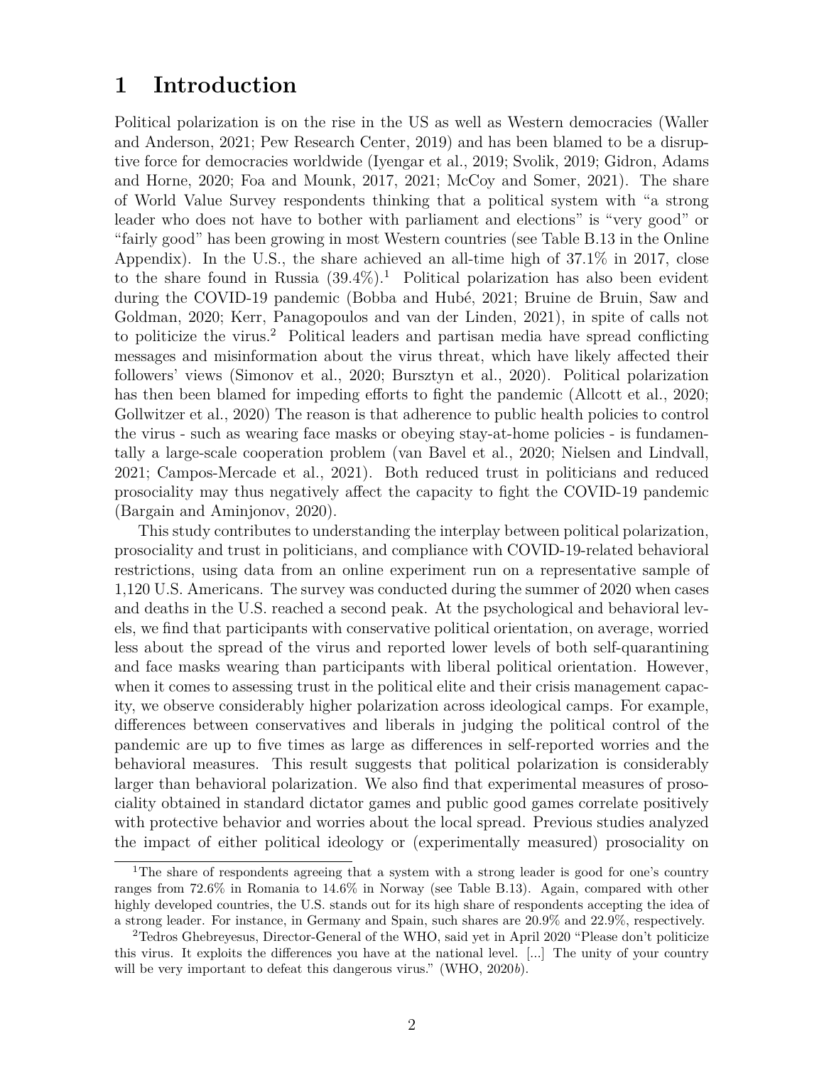# 1 Introduction

Political polarization is on the rise in the US as well as Western democracies (Waller and Anderson, 2021; Pew Research Center, 2019) and has been blamed to be a disruptive force for democracies worldwide (Iyengar et al., 2019; Svolik, 2019; Gidron, Adams and Horne, 2020; Foa and Mounk, 2017, 2021; McCoy and Somer, 2021). The share of World Value Survey respondents thinking that a political system with "a strong leader who does not have to bother with parliament and elections" is "very good" or "fairly good" has been growing in most Western countries (see Table B.13 in the Online Appendix). In the U.S., the share achieved an all-time high of 37.1% in 2017, close to the share found in Russia (39.4%).[1] Political polarization has also been evident during the COVID-19 pandemic (Bobba and Hubé, 2021; Bruine de Bruin, Saw and Goldman, 2020; Kerr, Panagopoulos and van der Linden, 2021), in spite of calls not to politicize the virus.[2] Political leaders and partisan media have spread conflicting messages and misinformation about the virus threat, which have likely affected their followers' views (Simonov et al., 2020; Bursztyn et al., 2020). Political polarization has then been blamed for impeding efforts to fight the pandemic (Allcott et al., 2020; Gollwitzer et al., 2020) The reason is that adherence to public health policies to control the virus - such as wearing face masks or obeying stay-at-home policies - is fundamentally a large-scale cooperation problem (van Bavel et al., 2020; Nielsen and Lindvall, 2021; Campos-Mercade et al., 2021). Both reduced trust in politicians and reduced prosociality may thus negatively affect the capacity to fight the COVID-19 pandemic (Bargain and Aminjonov, 2020).

This study contributes to understanding the interplay between political polarization, prosociality and trust in politicians, and compliance with COVID-19-related behavioral restrictions, using data from an online experiment run on a representative sample of 1,120 U.S. Americans. The survey was conducted during the summer of 2020 when cases and deaths in the U.S. reached a second peak. At the psychological and behavioral levels, we find that participants with conservative political orientation, on average, worried less about the spread of the virus and reported lower levels of both self-quarantining and face masks wearing than participants with liberal political orientation. However, when it comes to assessing trust in the political elite and their crisis management capacity, we observe considerably higher polarization across ideological camps. For example, differences between conservatives and liberals in judging the political control of the pandemic are up to five times as large as differences in self-reported worries and the behavioral measures. This result suggests that political polarization is considerably larger than behavioral polarization. We also find that experimental measures of prosociality obtained in standard dictator games and public good games correlate positively with protective behavior and worries about the local spread. Previous studies analyzed the impact of either political ideology or (experimentally measured) prosociality on

[1] The share of respondents agreeing that a system with a strong leader is good for one's country ranges from 72.6% in Romania to 14.6% in Norway (see Table B.13). Again, compared with other highly developed countries, the U.S. stands out for its high share of respondents accepting the idea of a strong leader. For instance, in Germany and Spain, such shares are 20.9% and 22.9%, respectively.

[2] Tedros Ghebreyesus, Director-General of the WHO, said yet in April 2020 "Please don't politicize this virus. It exploits the differences you have at the national level. [...] The unity of your country will be very important to defeat this dangerous virus." (WHO, 2020*b*).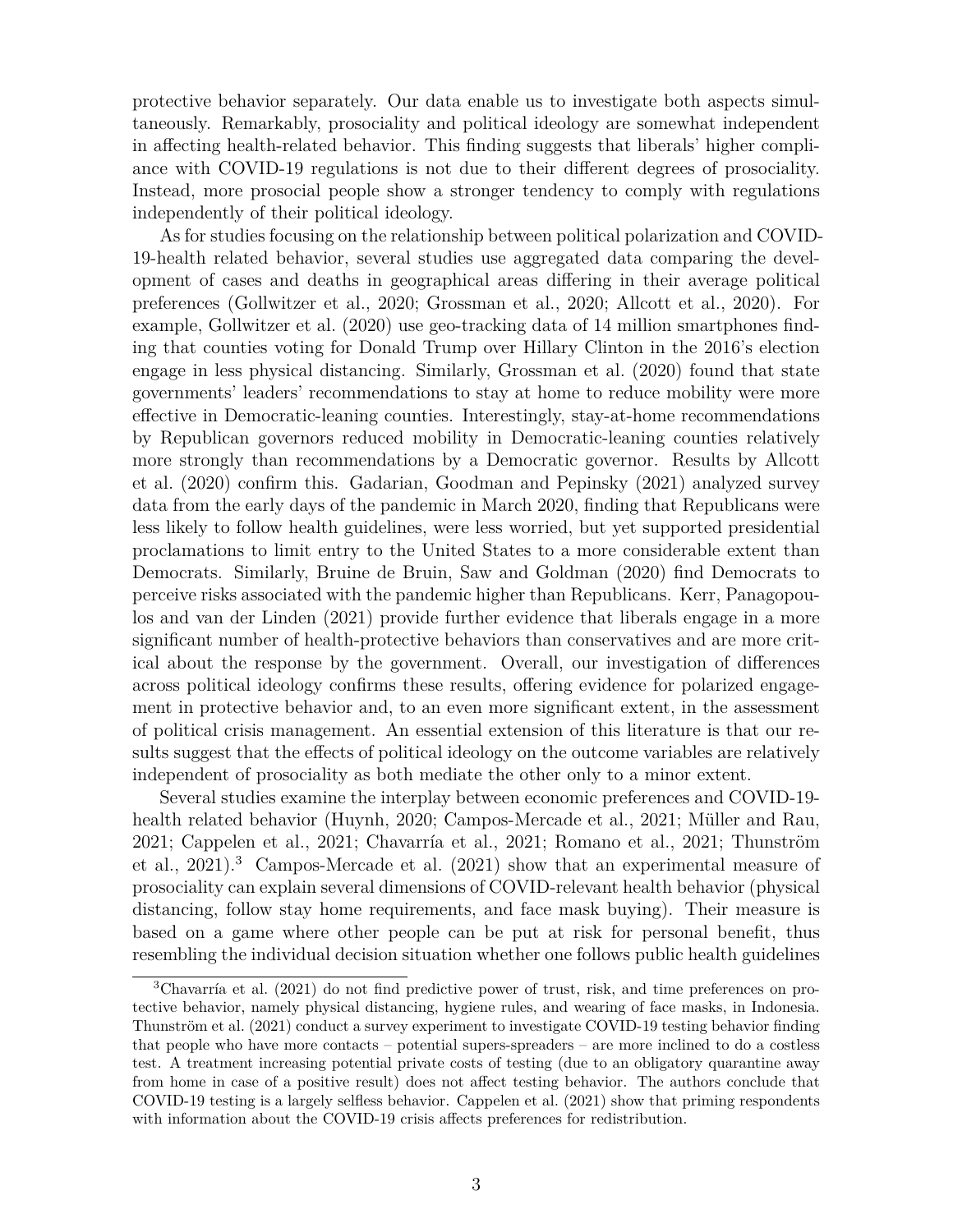protective behavior separately. Our data enable us to investigate both aspects simultaneously. Remarkably, prosociality and political ideology are somewhat independent in affecting health-related behavior. This finding suggests that liberals' higher compliance with COVID-19 regulations is not due to their different degrees of prosociality. Instead, more prosocial people show a stronger tendency to comply with regulations independently of their political ideology.

As for studies focusing on the relationship between political polarization and COVID-19-health related behavior, several studies use aggregated data comparing the development of cases and deaths in geographical areas differing in their average political preferences (Gollwitzer et al., 2020; Grossman et al., 2020; Allcott et al., 2020). For example, Gollwitzer et al. (2020) use geo-tracking data of 14 million smartphones finding that counties voting for Donald Trump over Hillary Clinton in the 2016's election engage in less physical distancing. Similarly, Grossman et al. (2020) found that state governments' leaders' recommendations to stay at home to reduce mobility were more effective in Democratic-leaning counties. Interestingly, stay-at-home recommendations by Republican governors reduced mobility in Democratic-leaning counties relatively more strongly than recommendations by a Democratic governor. Results by Allcott et al. (2020) confirm this. Gadarian, Goodman and Pepinsky (2021) analyzed survey data from the early days of the pandemic in March 2020, finding that Republicans were less likely to follow health guidelines, were less worried, but yet supported presidential proclamations to limit entry to the United States to a more considerable extent than Democrats. Similarly, Bruine de Bruin, Saw and Goldman (2020) find Democrats to perceive risks associated with the pandemic higher than Republicans. Kerr, Panagopoulos and van der Linden (2021) provide further evidence that liberals engage in a more significant number of health-protective behaviors than conservatives and are more critical about the response by the government. Overall, our investigation of differences across political ideology confirms these results, offering evidence for polarized engagement in protective behavior and, to an even more significant extent, in the assessment of political crisis management. An essential extension of this literature is that our results suggest that the effects of political ideology on the outcome variables are relatively independent of prosociality as both mediate the other only to a minor extent.

Several studies examine the interplay between economic preferences and COVID-19-health related behavior (Huynh, 2020; Campos-Mercade et al., 2021; Müller and Rau, 2021; Cappelen et al., 2021; Chavarría et al., 2021; Romano et al., 2021; Thunström et al., 2021).[3] Campos-Mercade et al. (2021) show that an experimental measure of prosociality can explain several dimensions of COVID-relevant health behavior (physical distancing, follow stay home requirements, and face mask buying). Their measure is based on a game where other people can be put at risk for personal benefit, thus resembling the individual decision situation whether one follows public health guidelines

[3] Chavarría et al. (2021) do not find predictive power of trust, risk, and time preferences on protective behavior, namely physical distancing, hygiene rules, and wearing of face masks, in Indonesia. Thunström et al. (2021) conduct a survey experiment to investigate COVID-19 testing behavior finding that people who have more contacts – potential supers-spreaders – are more inclined to do a costless test. A treatment increasing potential private costs of testing (due to an obligatory quarantine away from home in case of a positive result) does not affect testing behavior. The authors conclude that COVID-19 testing is a largely selfless behavior. Cappelen et al. (2021) show that priming respondents with information about the COVID-19 crisis affects preferences for redistribution.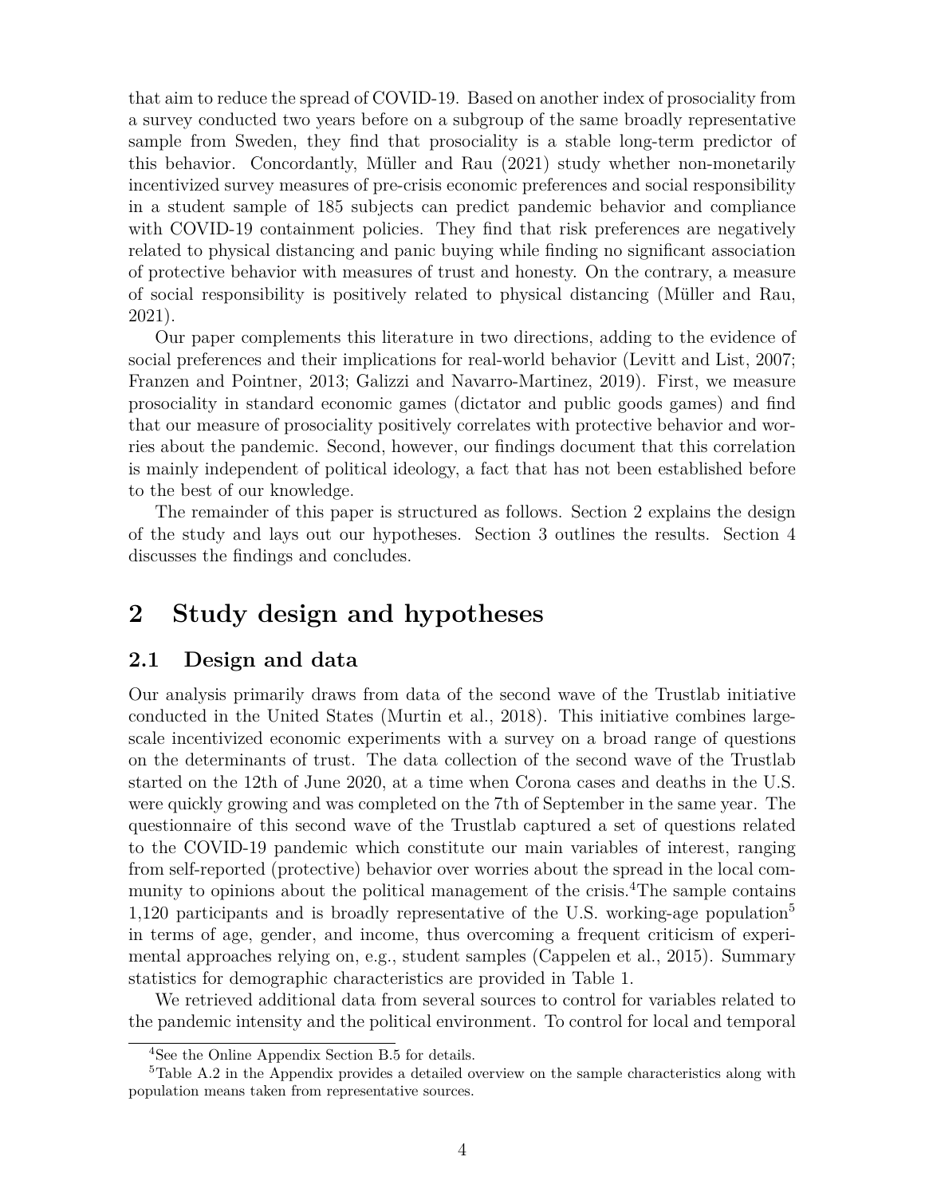that aim to reduce the spread of COVID-19. Based on another index of prosociality from a survey conducted two years before on a subgroup of the same broadly representative sample from Sweden, they find that prosociality is a stable long-term predictor of this behavior. Concordantly, Müller and Rau (2021) study whether non-monetarily incentivized survey measures of pre-crisis economic preferences and social responsibility in a student sample of 185 subjects can predict pandemic behavior and compliance with COVID-19 containment policies. They find that risk preferences are negatively related to physical distancing and panic buying while finding no significant association of protective behavior with measures of trust and honesty. On the contrary, a measure of social responsibility is positively related to physical distancing (Müller and Rau, 2021).

Our paper complements this literature in two directions, adding to the evidence of social preferences and their implications for real-world behavior (Levitt and List, 2007; Franzen and Pointner, 2013; Galizzi and Navarro-Martinez, 2019). First, we measure prosociality in standard economic games (dictator and public goods games) and find that our measure of prosociality positively correlates with protective behavior and worries about the pandemic. Second, however, our findings document that this correlation is mainly independent of political ideology, a fact that has not been established before to the best of our knowledge.

The remainder of this paper is structured as follows. Section 2 explains the design of the study and lays out our hypotheses. Section 3 outlines the results. Section 4 discusses the findings and concludes.

# 2 Study design and hypotheses

## 2.1 Design and data

Our analysis primarily draws from data of the second wave of the Trustlab initiative conducted in the United States (Murtin et al., 2018). This initiative combines large-scale incentivized economic experiments with a survey on a broad range of questions on the determinants of trust. The data collection of the second wave of the Trustlab started on the 12th of June 2020, at a time when Corona cases and deaths in the U.S. were quickly growing and was completed on the 7th of September in the same year. The questionnaire of this second wave of the Trustlab captured a set of questions related to the COVID-19 pandemic which constitute our main variables of interest, ranging from self-reported (protective) behavior over worries about the spread in the local community to opinions about the political management of the crisis.[4] The sample contains 1,120 participants and is broadly representative of the U.S. working-age population[5] in terms of age, gender, and income, thus overcoming a frequent criticism of experimental approaches relying on, e.g., student samples (Cappelen et al., 2015). Summary statistics for demographic characteristics are provided in Table 1.

We retrieved additional data from several sources to control for variables related to the pandemic intensity and the political environment. To control for local and temporal

[4] See the Online Appendix Section B.5 for details.

[5] Table A.2 in the Appendix provides a detailed overview on the sample characteristics along with population means taken from representative sources.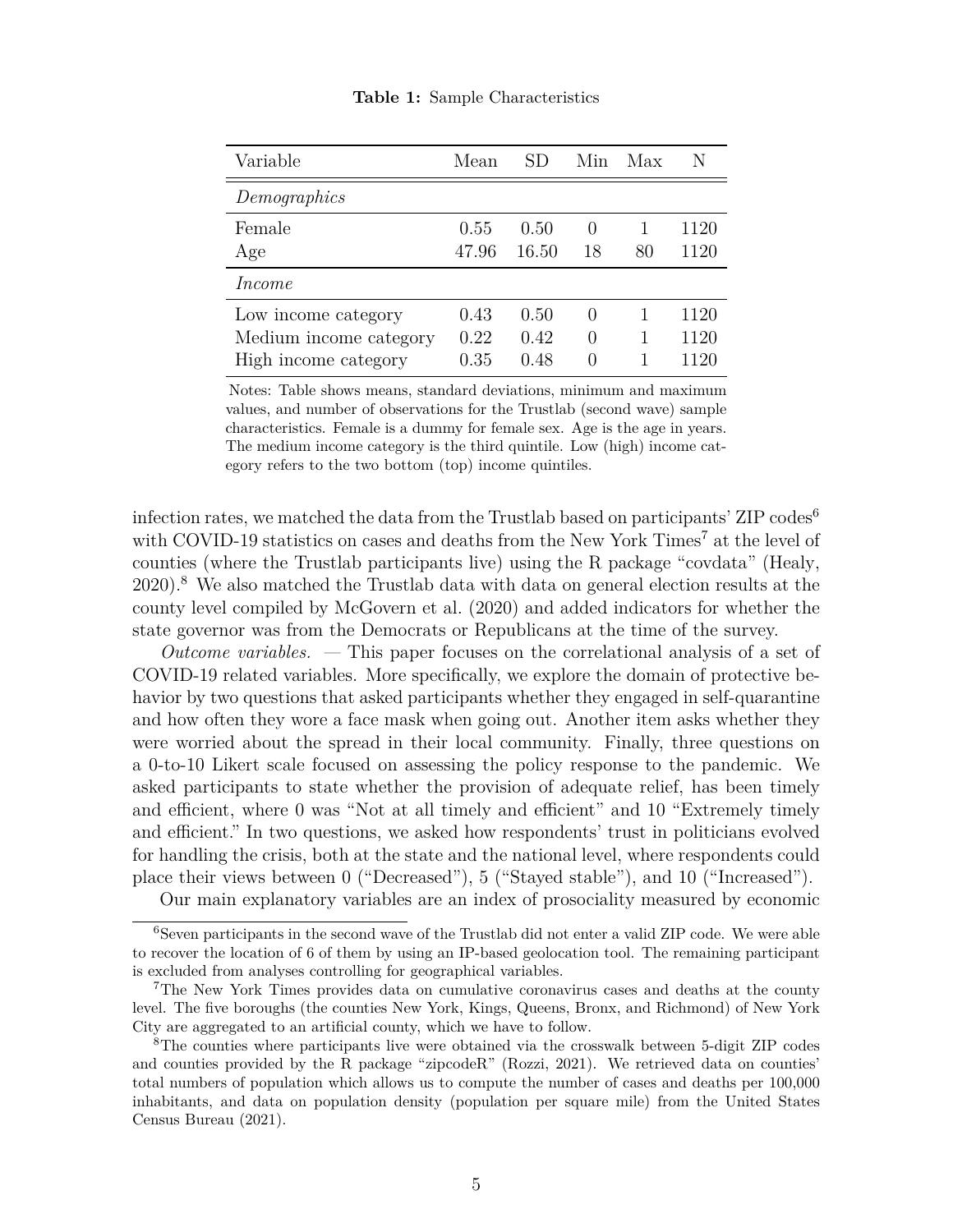**Table 1:** Sample Characteristics

| Variable | Mean | SD | Min | Max | N |
|---|---|---|---|---|---|
| *Demographics* | | | | | |
| Female | 0.55 | 0.50 | 0 | 1 | 1120 |
| Age | 47.96 | 16.50 | 18 | 80 | 1120 |
| *Income* | | | | | |
| Low income category | 0.43 | 0.50 | 0 | 1 | 1120 |
| Medium income category | 0.22 | 0.42 | 0 | 1 | 1120 |
| High income category | 0.35 | 0.48 | 0 | 1 | 1120 |

Notes: Table shows means, standard deviations, minimum and maximum values, and number of observations for the Trustlab (second wave) sample characteristics. Female is a dummy for female sex. Age is the age in years. The medium income category is the third quintile. Low (high) income category refers to the two bottom (top) income quintiles.

infection rates, we matched the data from the Trustlab based on participants' ZIP codes[6] with COVID-19 statistics on cases and deaths from the New York Times[7] at the level of counties (where the Trustlab participants live) using the R package "covdata" (Healy, 2020).[8] We also matched the Trustlab data with data on general election results at the county level compiled by McGovern et al. (2020) and added indicators for whether the state governor was from the Democrats or Republicans at the time of the survey.

*Outcome variables.* — This paper focuses on the correlational analysis of a set of COVID-19 related variables. More specifically, we explore the domain of protective behavior by two questions that asked participants whether they engaged in self-quarantine and how often they wore a face mask when going out. Another item asks whether they were worried about the spread in their local community. Finally, three questions on a 0-to-10 Likert scale focused on assessing the policy response to the pandemic. We asked participants to state whether the provision of adequate relief, has been timely and efficient, where 0 was "Not at all timely and efficient" and 10 "Extremely timely and efficient." In two questions, we asked how respondents' trust in politicians evolved for handling the crisis, both at the state and the national level, where respondents could place their views between 0 ("Decreased"), 5 ("Stayed stable"), and 10 ("Increased").

Our main explanatory variables are an index of prosociality measured by economic

[6]Seven participants in the second wave of the Trustlab did not enter a valid ZIP code. We were able to recover the location of 6 of them by using an IP-based geolocation tool. The remaining participant is excluded from analyses controlling for geographical variables.

[7]The New York Times provides data on cumulative coronavirus cases and deaths at the county level. The five boroughs (the counties New York, Kings, Queens, Bronx, and Richmond) of New York City are aggregated to an artificial county, which we have to follow.

[8]The counties where participants live were obtained via the crosswalk between 5-digit ZIP codes and counties provided by the R package "zipcodeR" (Rozzi, 2021). We retrieved data on counties' total numbers of population which allows us to compute the number of cases and deaths per 100,000 inhabitants, and data on population density (population per square mile) from the United States Census Bureau (2021).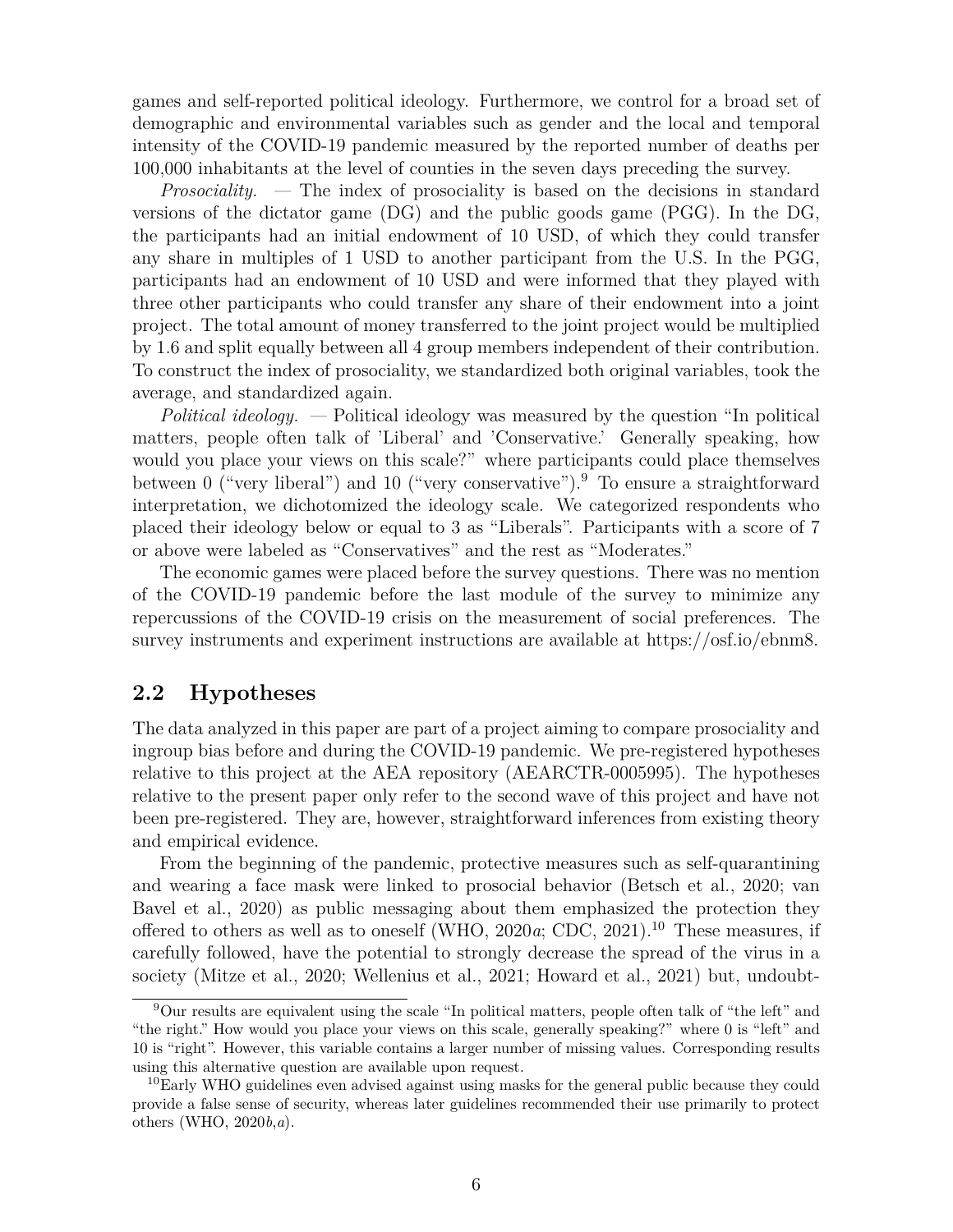games and self-reported political ideology. Furthermore, we control for a broad set of demographic and environmental variables such as gender and the local and temporal intensity of the COVID-19 pandemic measured by the reported number of deaths per 100,000 inhabitants at the level of counties in the seven days preceding the survey.

*Prosociality.* — The index of prosociality is based on the decisions in standard versions of the dictator game (DG) and the public goods game (PGG). In the DG, the participants had an initial endowment of 10 USD, of which they could transfer any share in multiples of 1 USD to another participant from the U.S. In the PGG, participants had an endowment of 10 USD and were informed that they played with three other participants who could transfer any share of their endowment into a joint project. The total amount of money transferred to the joint project would be multiplied by 1.6 and split equally between all 4 group members independent of their contribution. To construct the index of prosociality, we standardized both original variables, took the average, and standardized again.

*Political ideology.* — Political ideology was measured by the question "In political matters, people often talk of 'Liberal' and 'Conservative.' Generally speaking, how would you place your views on this scale?" where participants could place themselves between 0 ("very liberal") and 10 ("very conservative").[9] To ensure a straightforward interpretation, we dichotomized the ideology scale. We categorized respondents who placed their ideology below or equal to 3 as "Liberals". Participants with a score of 7 or above were labeled as "Conservatives" and the rest as "Moderates."

The economic games were placed before the survey questions. There was no mention of the COVID-19 pandemic before the last module of the survey to minimize any repercussions of the COVID-19 crisis on the measurement of social preferences. The survey instruments and experiment instructions are available at https://osf.io/ebnm8.

## 2.2 Hypotheses

The data analyzed in this paper are part of a project aiming to compare prosociality and ingroup bias before and during the COVID-19 pandemic. We pre-registered hypotheses relative to this project at the AEA repository (AEARCTR-0005995). The hypotheses relative to the present paper only refer to the second wave of this project and have not been pre-registered. They are, however, straightforward inferences from existing theory and empirical evidence.

From the beginning of the pandemic, protective measures such as self-quarantining and wearing a face mask were linked to prosocial behavior (Betsch et al., 2020; van Bavel et al., 2020) as public messaging about them emphasized the protection they offered to others as well as to oneself (WHO, 2020*a*; CDC, 2021).[10] These measures, if carefully followed, have the potential to strongly decrease the spread of the virus in a society (Mitze et al., 2020; Wellenius et al., 2021; Howard et al., 2021) but, undoubt-

[9] Our results are equivalent using the scale "In political matters, people often talk of "the left" and "the right." How would you place your views on this scale, generally speaking?" where 0 is "left" and 10 is "right". However, this variable contains a larger number of missing values. Corresponding results using this alternative question are available upon request.

[10] Early WHO guidelines even advised against using masks for the general public because they could provide a false sense of security, whereas later guidelines recommended their use primarily to protect others (WHO, 2020*b*,*a*).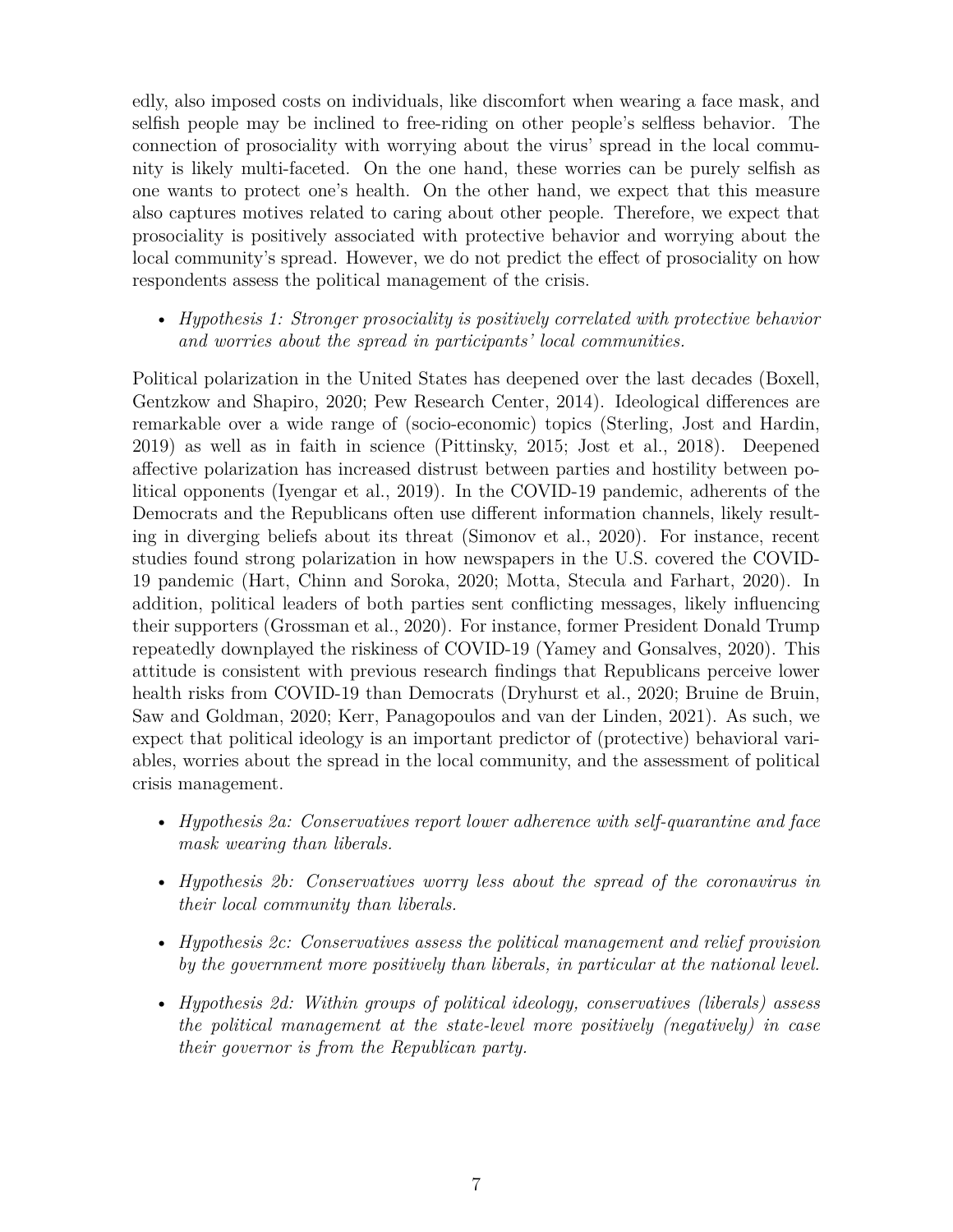edly, also imposed costs on individuals, like discomfort when wearing a face mask, and selfish people may be inclined to free-riding on other people's selfless behavior. The connection of prosociality with worrying about the virus' spread in the local community is likely multi-faceted. On the one hand, these worries can be purely selfish as one wants to protect one's health. On the other hand, we expect that this measure also captures motives related to caring about other people. Therefore, we expect that prosociality is positively associated with protective behavior and worrying about the local community's spread. However, we do not predict the effect of prosociality on how respondents assess the political management of the crisis.

- *Hypothesis 1: Stronger prosociality is positively correlated with protective behavior and worries about the spread in participants' local communities.*

Political polarization in the United States has deepened over the last decades (Boxell, Gentzkow and Shapiro, 2020; Pew Research Center, 2014). Ideological differences are remarkable over a wide range of (socio-economic) topics (Sterling, Jost and Hardin, 2019) as well as in faith in science (Pittinsky, 2015; Jost et al., 2018). Deepened affective polarization has increased distrust between parties and hostility between political opponents (Iyengar et al., 2019). In the COVID-19 pandemic, adherents of the Democrats and the Republicans often use different information channels, likely resulting in diverging beliefs about its threat (Simonov et al., 2020). For instance, recent studies found strong polarization in how newspapers in the U.S. covered the COVID-19 pandemic (Hart, Chinn and Soroka, 2020; Motta, Stecula and Farhart, 2020). In addition, political leaders of both parties sent conflicting messages, likely influencing their supporters (Grossman et al., 2020). For instance, former President Donald Trump repeatedly downplayed the riskiness of COVID-19 (Yamey and Gonsalves, 2020). This attitude is consistent with previous research findings that Republicans perceive lower health risks from COVID-19 than Democrats (Dryhurst et al., 2020; Bruine de Bruin, Saw and Goldman, 2020; Kerr, Panagopoulos and van der Linden, 2021). As such, we expect that political ideology is an important predictor of (protective) behavioral variables, worries about the spread in the local community, and the assessment of political crisis management.

- *Hypothesis 2a: Conservatives report lower adherence with self-quarantine and face mask wearing than liberals.*
- *Hypothesis 2b: Conservatives worry less about the spread of the coronavirus in their local community than liberals.*
- *Hypothesis 2c: Conservatives assess the political management and relief provision by the government more positively than liberals, in particular at the national level.*
- *Hypothesis 2d: Within groups of political ideology, conservatives (liberals) assess the political management at the state-level more positively (negatively) in case their governor is from the Republican party.*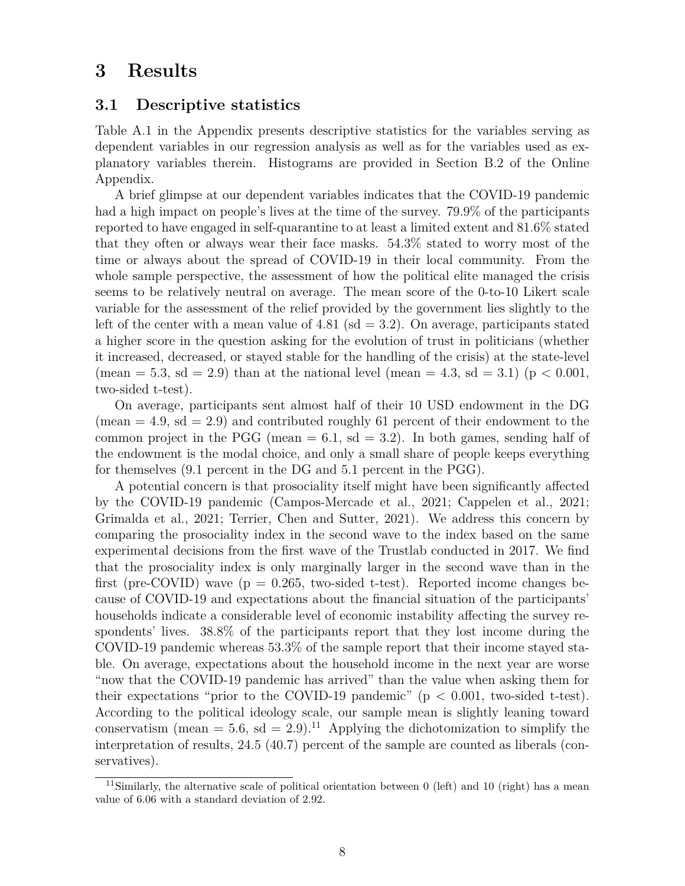# 3 Results

## 3.1 Descriptive statistics

Table A.1 in the Appendix presents descriptive statistics for the variables serving as dependent variables in our regression analysis as well as for the variables used as explanatory variables therein. Histograms are provided in Section B.2 of the Online Appendix.

A brief glimpse at our dependent variables indicates that the COVID-19 pandemic had a high impact on people's lives at the time of the survey. 79.9% of the participants reported to have engaged in self-quarantine to at least a limited extent and 81.6% stated that they often or always wear their face masks. 54.3% stated to worry most of the time or always about the spread of COVID-19 in their local community. From the whole sample perspective, the assessment of how the political elite managed the crisis seems to be relatively neutral on average. The mean score of the 0-to-10 Likert scale variable for the assessment of the relief provided by the government lies slightly to the left of the center with a mean value of 4.81 (sd = 3.2). On average, participants stated a higher score in the question asking for the evolution of trust in politicians (whether it increased, decreased, or stayed stable for the handling of the crisis) at the state-level (mean = 5.3, sd = 2.9) than at the national level (mean = 4.3, sd = 3.1) ($p < 0.001$, two-sided t-test).

On average, participants sent almost half of their 10 USD endowment in the DG (mean = 4.9, sd = 2.9) and contributed roughly 61 percent of their endowment to the common project in the PGG (mean = 6.1, sd = 3.2). In both games, sending half of the endowment is the modal choice, and only a small share of people keeps everything for themselves (9.1 percent in the DG and 5.1 percent in the PGG).

A potential concern is that prosociality itself might have been significantly affected by the COVID-19 pandemic (Campos-Mercade et al., 2021; Cappelen et al., 2021; Grimalda et al., 2021; Terrier, Chen and Sutter, 2021). We address this concern by comparing the prosociality index in the second wave to the index based on the same experimental decisions from the first wave of the Trustlab conducted in 2017. We find that the prosociality index is only marginally larger in the second wave than in the first (pre-COVID) wave ($p = 0.265$, two-sided t-test). Reported income changes because of COVID-19 and expectations about the financial situation of the participants' households indicate a considerable level of economic instability affecting the survey respondents' lives. 38.8% of the participants report that they lost income during the COVID-19 pandemic whereas 53.3% of the sample report that their income stayed stable. On average, expectations about the household income in the next year are worse "now that the COVID-19 pandemic has arrived" than the value when asking them for their expectations "prior to the COVID-19 pandemic" ($p < 0.001$, two-sided t-test). According to the political ideology scale, our sample mean is slightly leaning toward conservatism (mean = 5.6, sd = 2.9).[11] Applying the dichotomization to simplify the interpretation of results, 24.5 (40.7) percent of the sample are counted as liberals (conservatives).

[11] Similarly, the alternative scale of political orientation between 0 (left) and 10 (right) has a mean value of 6.06 with a standard deviation of 2.92.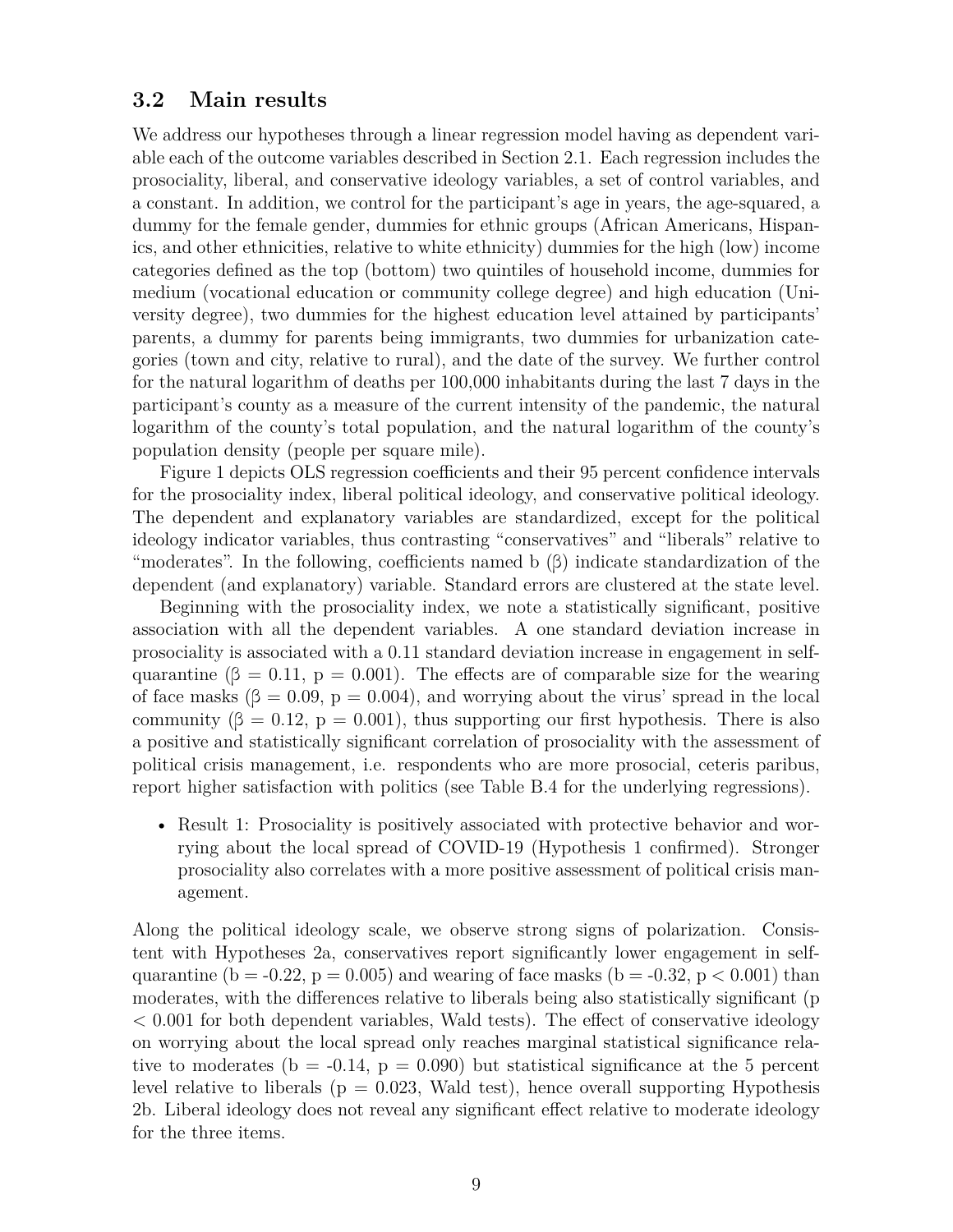### 3.2 Main results

We address our hypotheses through a linear regression model having as dependent variable each of the outcome variables described in Section 2.1. Each regression includes the prosociality, liberal, and conservative ideology variables, a set of control variables, and a constant. In addition, we control for the participant's age in years, the age-squared, a dummy for the female gender, dummies for ethnic groups (African Americans, Hispanics, and other ethnicities, relative to white ethnicity) dummies for the high (low) income categories defined as the top (bottom) two quintiles of household income, dummies for medium (vocational education or community college degree) and high education (University degree), two dummies for the highest education level attained by participants' parents, a dummy for parents being immigrants, two dummies for urbanization categories (town and city, relative to rural), and the date of the survey. We further control for the natural logarithm of deaths per 100,000 inhabitants during the last 7 days in the participant's county as a measure of the current intensity of the pandemic, the natural logarithm of the county's total population, and the natural logarithm of the county's population density (people per square mile).

Figure 1 depicts OLS regression coefficients and their 95 percent confidence intervals for the prosociality index, liberal political ideology, and conservative political ideology. The dependent and explanatory variables are standardized, except for the political ideology indicator variables, thus contrasting "conservatives" and "liberals" relative to "moderates". In the following, coefficients named b (β) indicate standardization of the dependent (and explanatory) variable. Standard errors are clustered at the state level.

Beginning with the prosociality index, we note a statistically significant, positive association with all the dependent variables. A one standard deviation increase in prosociality is associated with a 0.11 standard deviation increase in engagement in self-quarantine ($\beta = 0.11$, $p = 0.001$). The effects are of comparable size for the wearing of face masks ($\beta = 0.09$, $p = 0.004$), and worrying about the virus' spread in the local community ($\beta = 0.12$, $p = 0.001$), thus supporting our first hypothesis. There is also a positive and statistically significant correlation of prosociality with the assessment of political crisis management, i.e. respondents who are more prosocial, ceteris paribus, report higher satisfaction with politics (see Table B.4 for the underlying regressions).

- Result 1: Prosociality is positively associated with protective behavior and worrying about the local spread of COVID-19 (Hypothesis 1 confirmed). Stronger prosociality also correlates with a more positive assessment of political crisis management.

Along the political ideology scale, we observe strong signs of polarization. Consistent with Hypotheses 2a, conservatives report significantly lower engagement in self-quarantine ($b = -0.22$, $p = 0.005$) and wearing of face masks ($b = -0.32$, $p < 0.001$) than moderates, with the differences relative to liberals being also statistically significant ($p < 0.001$ for both dependent variables, Wald tests). The effect of conservative ideology on worrying about the local spread only reaches marginal statistical significance relative to moderates ($b = -0.14$, $p = 0.090$) but statistical significance at the 5 percent level relative to liberals ($p = 0.023$, Wald test), hence overall supporting Hypothesis 2b. Liberal ideology does not reveal any significant effect relative to moderate ideology for the three items.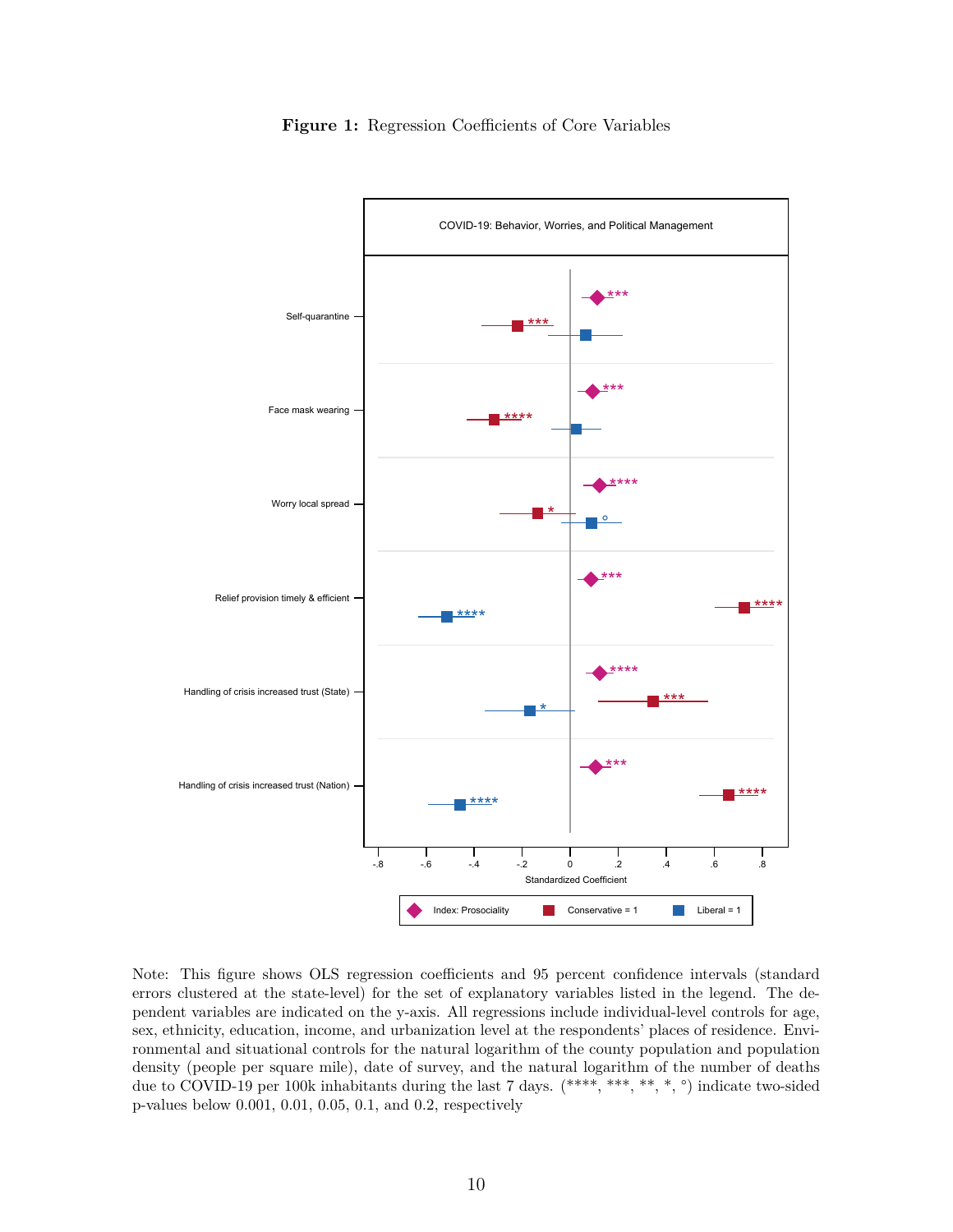**Figure 1:** Regression Coefficients of Core Variables

Note: This figure shows OLS regression coefficients and 95 percent confidence intervals (standard errors clustered at the state-level) for the set of explanatory variables listed in the legend. The dependent variables are indicated on the y-axis. All regressions include individual-level controls for age, sex, ethnicity, education, income, and urbanization level at the respondents' places of residence. Environmental and situational controls for the natural logarithm of the county population and population density (people per square mile), date of survey, and the natural logarithm of the number of deaths due to COVID-19 per 100k inhabitants during the last 7 days. (****, ***, **, *, °) indicate two-sided p-values below 0.001, 0.01, 0.05, 0.1, and 0.2, respectively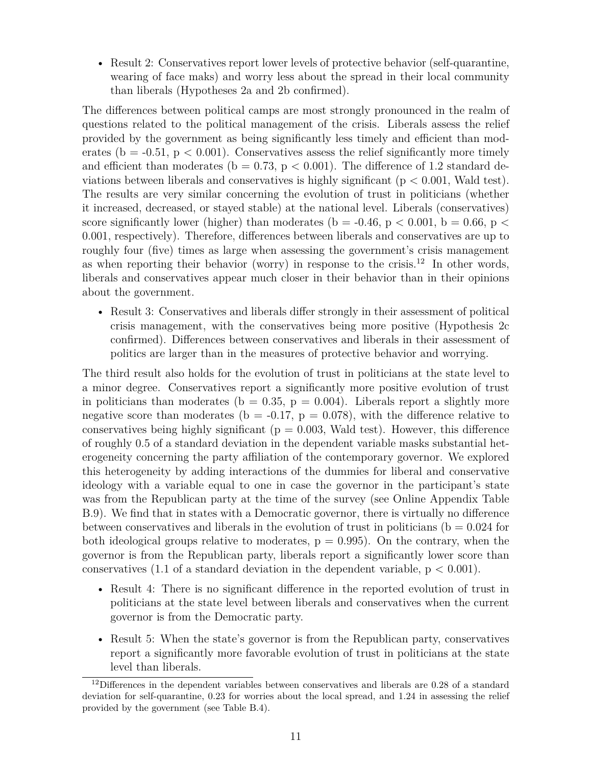- Result 2: Conservatives report lower levels of protective behavior (self-quarantine, wearing of face maks) and worry less about the spread in their local community than liberals (Hypotheses 2a and 2b confirmed).

The differences between political camps are most strongly pronounced in the realm of questions related to the political management of the crisis. Liberals assess the relief provided by the government as being significantly less timely and efficient than moderates (b = -0.51, $p < 0.001$). Conservatives assess the relief significantly more timely and efficient than moderates (b = 0.73, $p < 0.001$). The difference of 1.2 standard deviations between liberals and conservatives is highly significant ($p < 0.001$, Wald test). The results are very similar concerning the evolution of trust in politicians (whether it increased, decreased, or stayed stable) at the national level. Liberals (conservatives) score significantly lower (higher) than moderates (b = -0.46, $p < 0.001$, b = 0.66, $p < 0.001$, respectively). Therefore, differences between liberals and conservatives are up to roughly four (five) times as large when assessing the government's crisis management as when reporting their behavior (worry) in response to the crisis.[12] In other words, liberals and conservatives appear much closer in their behavior than in their opinions about the government.

- Result 3: Conservatives and liberals differ strongly in their assessment of political crisis management, with the conservatives being more positive (Hypothesis 2c confirmed). Differences between conservatives and liberals in their assessment of politics are larger than in the measures of protective behavior and worrying.

The third result also holds for the evolution of trust in politicians at the state level to a minor degree. Conservatives report a significantly more positive evolution of trust in politicians than moderates (b = 0.35, p = 0.004). Liberals report a slightly more negative score than moderates (b = -0.17, p = 0.078), with the difference relative to conservatives being highly significant (p = 0.003, Wald test). However, this difference of roughly 0.5 of a standard deviation in the dependent variable masks substantial heterogeneity concerning the party affiliation of the contemporary governor. We explored this heterogeneity by adding interactions of the dummies for liberal and conservative ideology with a variable equal to one in case the governor in the participant's state was from the Republican party at the time of the survey (see Online Appendix Table B.9). We find that in states with a Democratic governor, there is virtually no difference between conservatives and liberals in the evolution of trust in politicians (b = 0.024 for both ideological groups relative to moderates, p = 0.995). On the contrary, when the governor is from the Republican party, liberals report a significantly lower score than conservatives (1.1 of a standard deviation in the dependent variable, $p < 0.001$).

- Result 4: There is no significant difference in the reported evolution of trust in politicians at the state level between liberals and conservatives when the current governor is from the Democratic party.
- Result 5: When the state's governor is from the Republican party, conservatives report a significantly more favorable evolution of trust in politicians at the state level than liberals.

[12] Differences in the dependent variables between conservatives and liberals are 0.28 of a standard deviation for self-quarantine, 0.23 for worries about the local spread, and 1.24 in assessing the relief provided by the government (see Table B.4).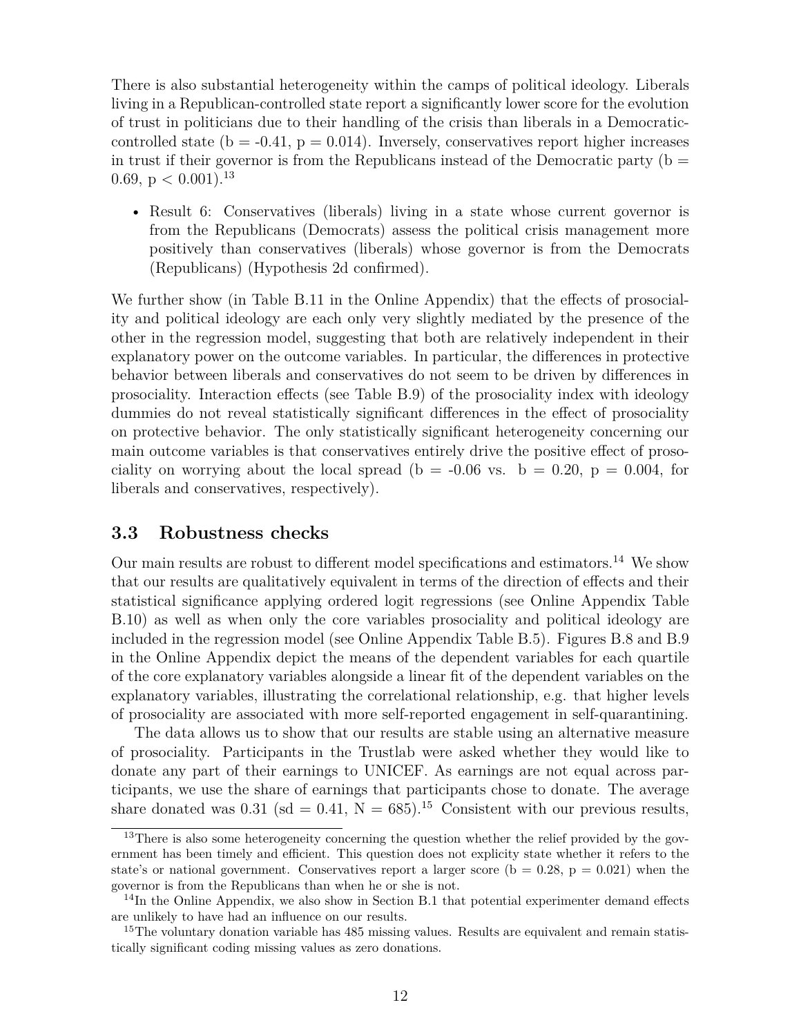There is also substantial heterogeneity within the camps of political ideology. Liberals living in a Republican-controlled state report a significantly lower score for the evolution of trust in politicians due to their handling of the crisis than liberals in a Democratic-controlled state ($b = -0.41$, $p = 0.014$). Inversely, conservatives report higher increases in trust if their governor is from the Republicans instead of the Democratic party ($b = 0.69$, $p < 0.001$).[13]

- Result 6: Conservatives (liberals) living in a state whose current governor is from the Republicans (Democrats) assess the political crisis management more positively than conservatives (liberals) whose governor is from the Democrats (Republicans) (Hypothesis 2d confirmed).

We further show (in Table B.11 in the Online Appendix) that the effects of prosociality and political ideology are each only very slightly mediated by the presence of the other in the regression model, suggesting that both are relatively independent in their explanatory power on the outcome variables. In particular, the differences in protective behavior between liberals and conservatives do not seem to be driven by differences in prosociality. Interaction effects (see Table B.9) of the prosociality index with ideology dummies do not reveal statistically significant differences in the effect of prosociality on protective behavior. The only statistically significant heterogeneity concerning our main outcome variables is that conservatives entirely drive the positive effect of prosociality on worrying about the local spread ($b = -0.06$ vs. $b = 0.20$, $p = 0.004$, for liberals and conservatives, respectively).

### 3.3 Robustness checks

Our main results are robust to different model specifications and estimators.[14] We show that our results are qualitatively equivalent in terms of the direction of effects and their statistical significance applying ordered logit regressions (see Online Appendix Table B.10) as well as when only the core variables prosociality and political ideology are included in the regression model (see Online Appendix Table B.5). Figures B.8 and B.9 in the Online Appendix depict the means of the dependent variables for each quartile of the core explanatory variables alongside a linear fit of the dependent variables on the explanatory variables, illustrating the correlational relationship, e.g. that higher levels of prosociality are associated with more self-reported engagement in self-quarantining.

The data allows us to show that our results are stable using an alternative measure of prosociality. Participants in the Trustlab were asked whether they would like to donate any part of their earnings to UNICEF. As earnings are not equal across participants, we use the share of earnings that participants chose to donate. The average share donated was 0.31 ($sd = 0.41$, $N = 685$).[15] Consistent with our previous results,

[13] There is also some heterogeneity concerning the question whether the relief provided by the government has been timely and efficient. This question does not explicity state whether it refers to the state's or national government. Conservatives report a larger score ($b = 0.28$, $p = 0.021$) when the governor is from the Republicans than when he or she is not.

[14] In the Online Appendix, we also show in Section B.1 that potential experimenter demand effects are unlikely to have had an influence on our results.

[15] The voluntary donation variable has 485 missing values. Results are equivalent and remain statistically significant coding missing values as zero donations.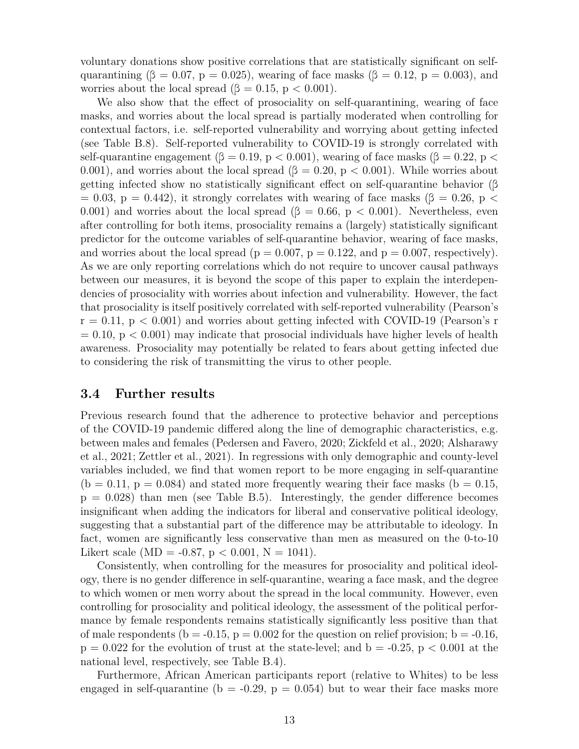voluntary donations show positive correlations that are statistically significant on self-quarantining ($\beta = 0.07$, $p = 0.025$), wearing of face masks ($\beta = 0.12$, $p = 0.003$), and worries about the local spread ($\beta = 0.15$, $p < 0.001$).

We also show that the effect of prosociality on self-quarantining, wearing of face masks, and worries about the local spread is partially moderated when controlling for contextual factors, i.e. self-reported vulnerability and worrying about getting infected (see Table B.8). Self-reported vulnerability to COVID-19 is strongly correlated with self-quarantine engagement ($\beta = 0.19$, $p < 0.001$), wearing of face masks ($\beta = 0.22$, $p < 0.001$), and worries about the local spread ($\beta = 0.20$, $p < 0.001$). While worries about getting infected show no statistically significant effect on self-quarantine behavior ($\beta = 0.03$, $p = 0.442$), it strongly correlates with wearing of face masks ($\beta = 0.26$, $p < 0.001$) and worries about the local spread ($\beta = 0.66$, $p < 0.001$). Nevertheless, even after controlling for both items, prosociality remains a (largely) statistically significant predictor for the outcome variables of self-quarantine behavior, wearing of face masks, and worries about the local spread ($p = 0.007$, $p = 0.122$, and $p = 0.007$, respectively). As we are only reporting correlations which do not require to uncover causal pathways between our measures, it is beyond the scope of this paper to explain the interdependencies of prosociality with worries about infection and vulnerability. However, the fact that prosociality is itself positively correlated with self-reported vulnerability (Pearson's $r = 0.11$, $p < 0.001$) and worries about getting infected with COVID-19 (Pearson's $r = 0.10$, $p < 0.001$) may indicate that prosocial individuals have higher levels of health awareness. Prosociality may potentially be related to fears about getting infected due to considering the risk of transmitting the virus to other people.

### 3.4 Further results

Previous research found that the adherence to protective behavior and perceptions of the COVID-19 pandemic differed along the line of demographic characteristics, e.g. between males and females (Pedersen and Favero, 2020; Zickfeld et al., 2020; Alsharawy et al., 2021; Zettler et al., 2021). In regressions with only demographic and county-level variables included, we find that women report to be more engaging in self-quarantine ($b = 0.11$, $p = 0.084$) and stated more frequently wearing their face masks ($b = 0.15$, $p = 0.028$) than men (see Table B.5). Interestingly, the gender difference becomes insignificant when adding the indicators for liberal and conservative political ideology, suggesting that a substantial part of the difference may be attributable to ideology. In fact, women are significantly less conservative than men as measured on the 0-to-10 Likert scale ($MD = -0.87$, $p < 0.001$, $N = 1041$).

Consistently, when controlling for the measures for prosociality and political ideology, there is no gender difference in self-quarantine, wearing a face mask, and the degree to which women or men worry about the spread in the local community. However, even controlling for prosociality and political ideology, the assessment of the political performance by female respondents remains statistically significantly less positive than that of male respondents ($b = -0.15$, $p = 0.002$ for the question on relief provision; $b = -0.16$, $p = 0.022$ for the evolution of trust at the state-level; and $b = -0.25$, $p < 0.001$ at the national level, respectively, see Table B.4).

Furthermore, African American participants report (relative to Whites) to be less engaged in self-quarantine ($b = -0.29$, $p = 0.054$) but to wear their face masks more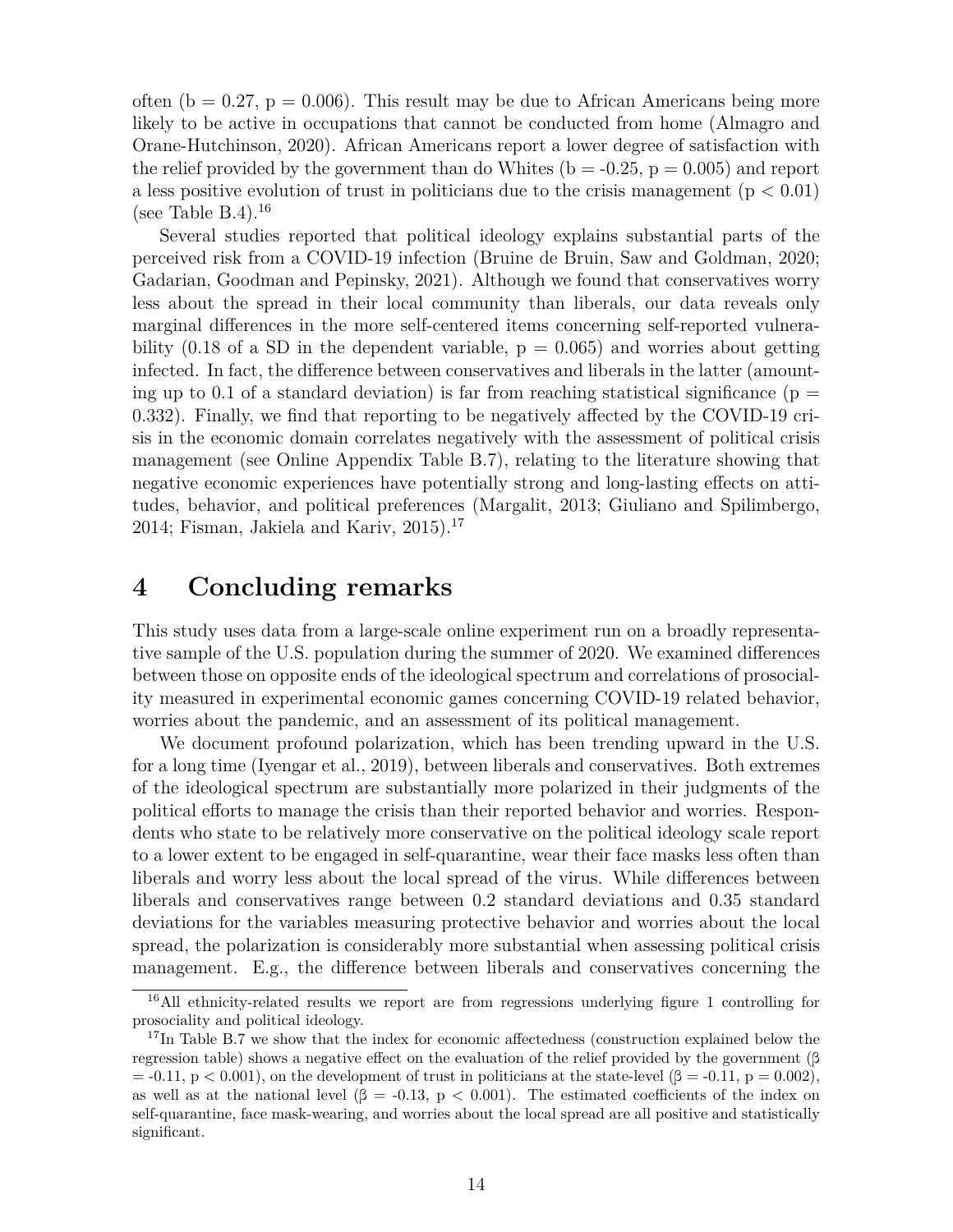often (b = 0.27, p = 0.006). This result may be due to African Americans being more likely to be active in occupations that cannot be conducted from home (Almagro and Orane-Hutchinson, 2020). African Americans report a lower degree of satisfaction with the relief provided by the government than do Whites (b = -0.25, p = 0.005) and report a less positive evolution of trust in politicians due to the crisis management ($p < 0.01$) (see Table B.4).[16]

Several studies reported that political ideology explains substantial parts of the perceived risk from a COVID-19 infection (Bruine de Bruin, Saw and Goldman, 2020; Gadarian, Goodman and Pepinsky, 2021). Although we found that conservatives worry less about the spread in their local community than liberals, our data reveals only marginal differences in the more self-centered items concerning self-reported vulnerability (0.18 of a SD in the dependent variable, p = 0.065) and worries about getting infected. In fact, the difference between conservatives and liberals in the latter (amounting up to 0.1 of a standard deviation) is far from reaching statistical significance (p = 0.332). Finally, we find that reporting to be negatively affected by the COVID-19 crisis in the economic domain correlates negatively with the assessment of political crisis management (see Online Appendix Table B.7), relating to the literature showing that negative economic experiences have potentially strong and long-lasting effects on attitudes, behavior, and political preferences (Margalit, 2013; Giuliano and Spilimbergo, 2014; Fisman, Jakiela and Kariv, 2015).[17]

# 4 Concluding remarks

This study uses data from a large-scale online experiment run on a broadly representative sample of the U.S. population during the summer of 2020. We examined differences between those on opposite ends of the ideological spectrum and correlations of prosociality measured in experimental economic games concerning COVID-19 related behavior, worries about the pandemic, and an assessment of its political management.

We document profound polarization, which has been trending upward in the U.S. for a long time (Iyengar et al., 2019), between liberals and conservatives. Both extremes of the ideological spectrum are substantially more polarized in their judgments of the political efforts to manage the crisis than their reported behavior and worries. Respondents who state to be relatively more conservative on the political ideology scale report to a lower extent to be engaged in self-quarantine, wear their face masks less often than liberals and worry less about the local spread of the virus. While differences between liberals and conservatives range between 0.2 standard deviations and 0.35 standard deviations for the variables measuring protective behavior and worries about the local spread, the polarization is considerably more substantial when assessing political crisis management. E.g., the difference between liberals and conservatives concerning the

[16] All ethnicity-related results we report are from regressions underlying figure 1 controlling for prosociality and political ideology.

[17] In Table B.7 we show that the index for economic affectedness (construction explained below the regression table) shows a negative effect on the evaluation of the relief provided by the government ($\beta = -0.11$, $p < 0.001$), on the development of trust in politicians at the state-level ($\beta = -0.11$, $p = 0.002$), as well as at the national level ($\beta = -0.13$, $p < 0.001$). The estimated coefficients of the index on self-quarantine, face mask-wearing, and worries about the local spread are all positive and statistically significant.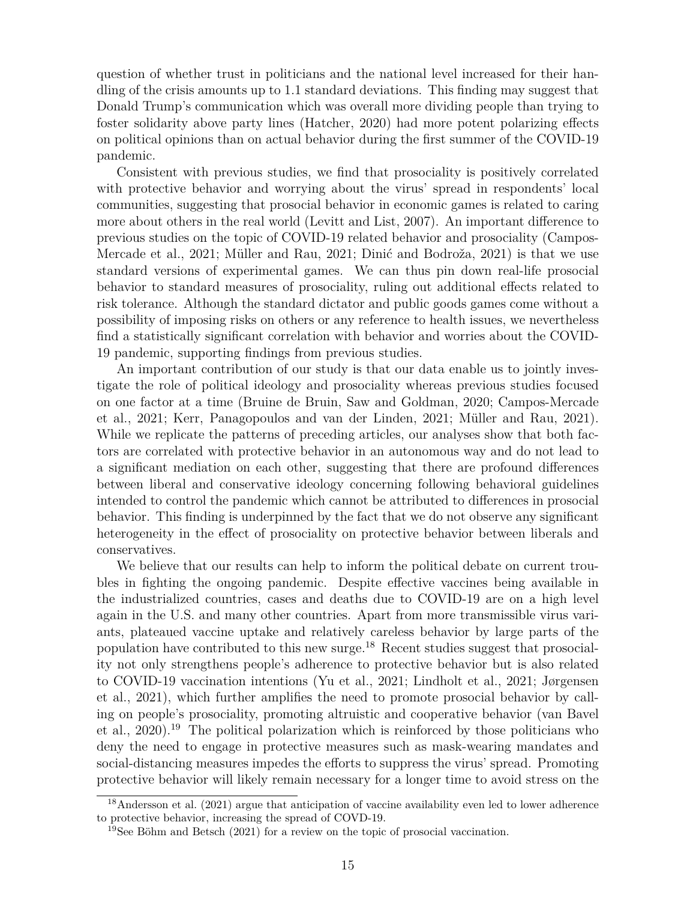question of whether trust in politicians and the national level increased for their handling of the crisis amounts up to 1.1 standard deviations. This finding may suggest that Donald Trump's communication which was overall more dividing people than trying to foster solidarity above party lines (Hatcher, 2020) had more potent polarizing effects on political opinions than on actual behavior during the first summer of the COVID-19 pandemic.

Consistent with previous studies, we find that prosociality is positively correlated with protective behavior and worrying about the virus' spread in respondents' local communities, suggesting that prosocial behavior in economic games is related to caring more about others in the real world (Levitt and List, 2007). An important difference to previous studies on the topic of COVID-19 related behavior and prosociality (Campos-Mercade et al., 2021; Müller and Rau, 2021; Dinić and Bodroža, 2021) is that we use standard versions of experimental games. We can thus pin down real-life prosocial behavior to standard measures of prosociality, ruling out additional effects related to risk tolerance. Although the standard dictator and public goods games come without a possibility of imposing risks on others or any reference to health issues, we nevertheless find a statistically significant correlation with behavior and worries about the COVID-19 pandemic, supporting findings from previous studies.

An important contribution of our study is that our data enable us to jointly investigate the role of political ideology and prosociality whereas previous studies focused on one factor at a time (Bruine de Bruin, Saw and Goldman, 2020; Campos-Mercade et al., 2021; Kerr, Panagopoulos and van der Linden, 2021; Müller and Rau, 2021). While we replicate the patterns of preceding articles, our analyses show that both factors are correlated with protective behavior in an autonomous way and do not lead to a significant mediation on each other, suggesting that there are profound differences between liberal and conservative ideology concerning following behavioral guidelines intended to control the pandemic which cannot be attributed to differences in prosocial behavior. This finding is underpinned by the fact that we do not observe any significant heterogeneity in the effect of prosociality on protective behavior between liberals and conservatives.

We believe that our results can help to inform the political debate on current troubles in fighting the ongoing pandemic. Despite effective vaccines being available in the industrialized countries, cases and deaths due to COVID-19 are on a high level again in the U.S. and many other countries. Apart from more transmissible virus variants, plateaued vaccine uptake and relatively careless behavior by large parts of the population have contributed to this new surge.[18] Recent studies suggest that prosociality not only strengthens people's adherence to protective behavior but is also related to COVID-19 vaccination intentions (Yu et al., 2021; Lindholt et al., 2021; Jørgensen et al., 2021), which further amplifies the need to promote prosocial behavior by calling on people's prosociality, promoting altruistic and cooperative behavior (van Bavel et al., 2020).[19] The political polarization which is reinforced by those politicians who deny the need to engage in protective measures such as mask-wearing mandates and social-distancing measures impedes the efforts to suppress the virus' spread. Promoting protective behavior will likely remain necessary for a longer time to avoid stress on the

[18] Andersson et al. (2021) argue that anticipation of vaccine availability even led to lower adherence to protective behavior, increasing the spread of COVD-19.

[19] See Böhm and Betsch (2021) for a review on the topic of prosocial vaccination.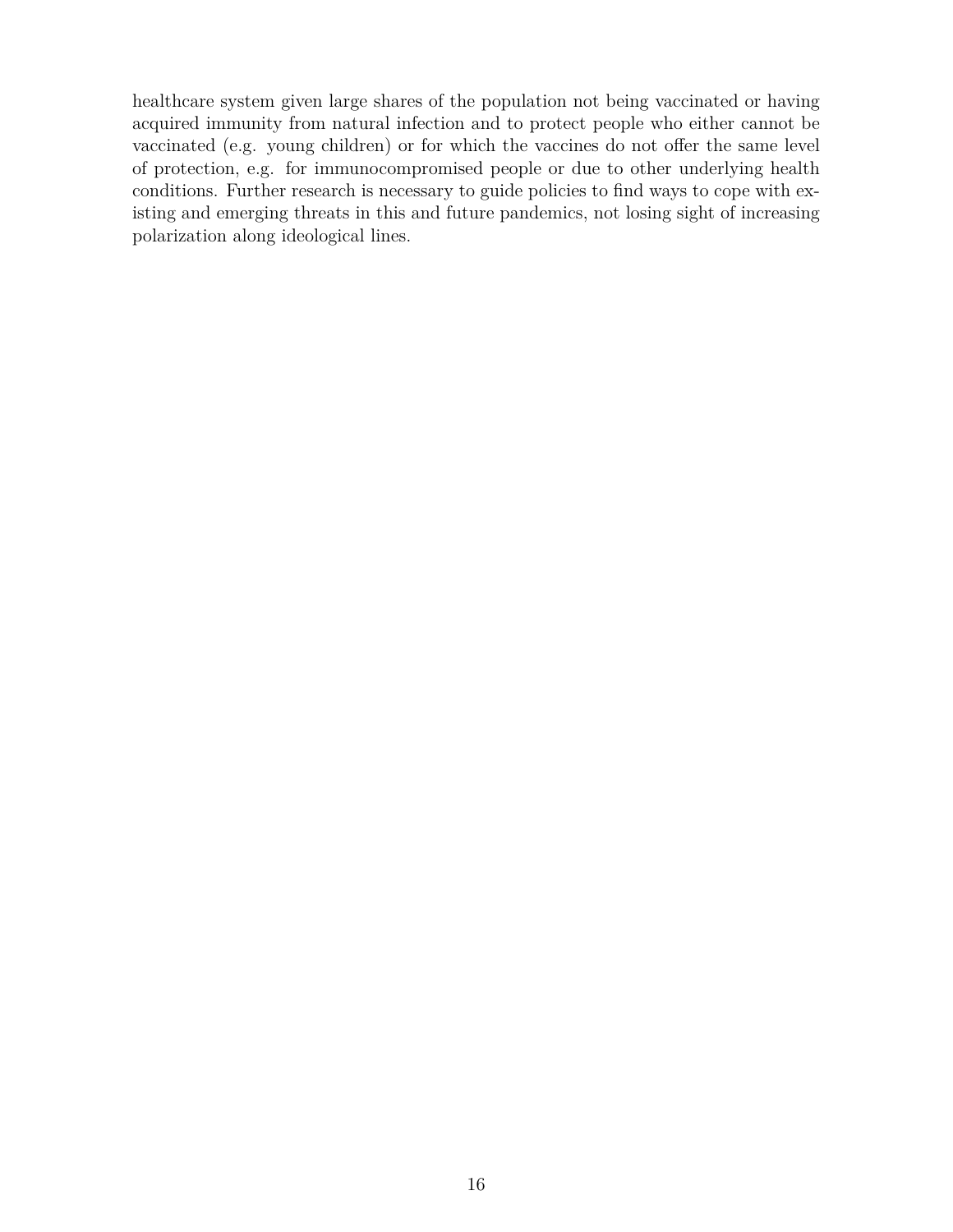healthcare system given large shares of the population not being vaccinated or having acquired immunity from natural infection and to protect people who either cannot be vaccinated (e.g. young children) or for which the vaccines do not offer the same level of protection, e.g. for immunocompromised people or due to other underlying health conditions. Further research is necessary to guide policies to find ways to cope with existing and emerging threats in this and future pandemics, not losing sight of increasing polarization along ideological lines.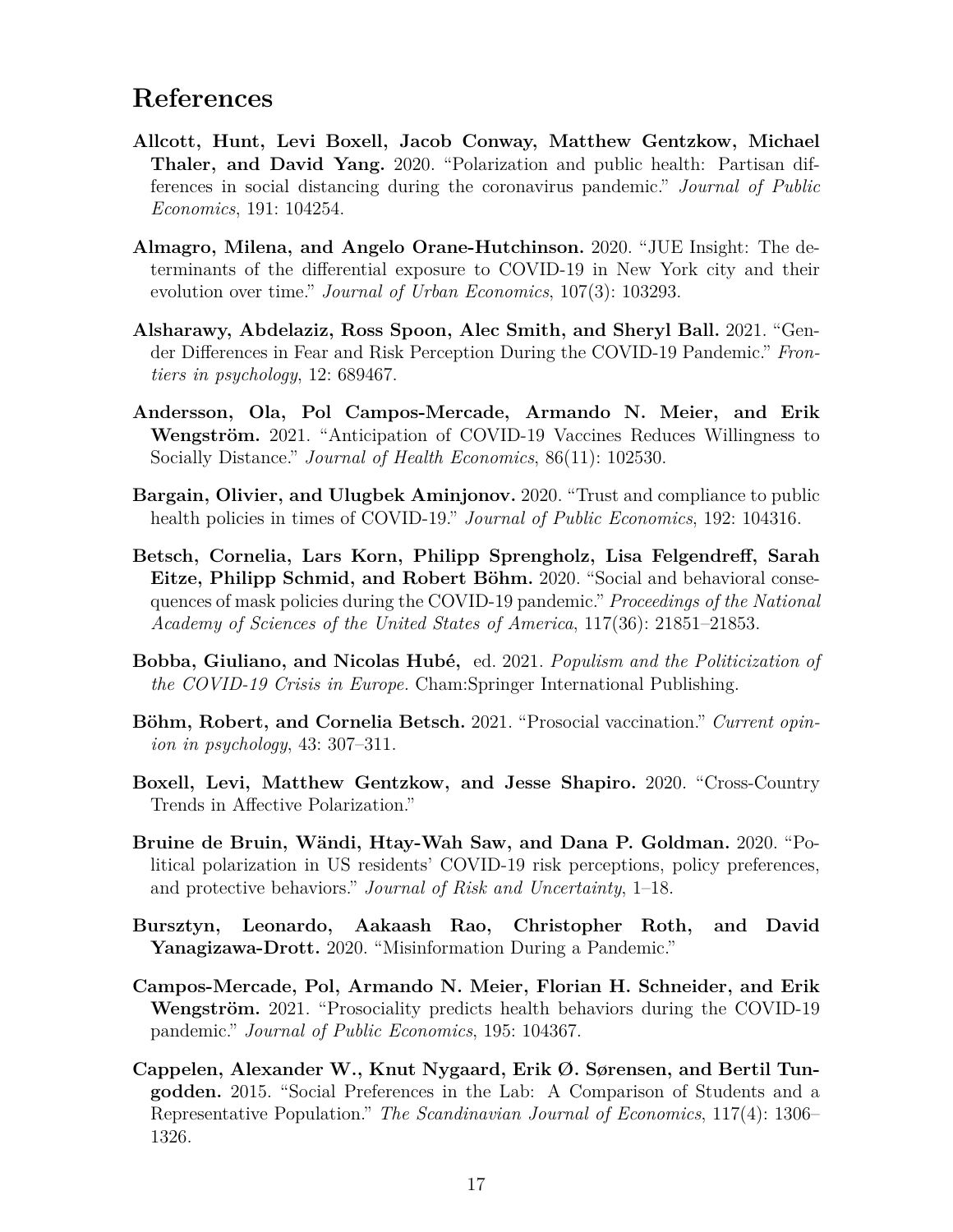# References

**Allcott, Hunt, Levi Boxell, Jacob Conway, Matthew Gentzkow, Michael Thaler, and David Yang.** 2020. "Polarization and public health: Partisan differences in social distancing during the coronavirus pandemic." *Journal of Public Economics*, 191: 104254.

**Almagro, Milena, and Angelo Orane-Hutchinson.** 2020. "JUE Insight: The determinants of the differential exposure to COVID-19 in New York city and their evolution over time." *Journal of Urban Economics*, 107(3): 103293.

**Alsharawy, Abdelaziz, Ross Spoon, Alec Smith, and Sheryl Ball.** 2021. "Gender Differences in Fear and Risk Perception During the COVID-19 Pandemic." *Frontiers in psychology*, 12: 689467.

**Andersson, Ola, Pol Campos-Mercade, Armando N. Meier, and Erik Wengström.** 2021. "Anticipation of COVID-19 Vaccines Reduces Willingness to Socially Distance." *Journal of Health Economics*, 86(11): 102530.

**Bargain, Olivier, and Ulugbek Aminjonov.** 2020. "Trust and compliance to public health policies in times of COVID-19." *Journal of Public Economics*, 192: 104316.

**Betsch, Cornelia, Lars Korn, Philipp Sprengholz, Lisa Felgendreff, Sarah Eitze, Philipp Schmid, and Robert Böhm.** 2020. "Social and behavioral consequences of mask policies during the COVID-19 pandemic." *Proceedings of the National Academy of Sciences of the United States of America*, 117(36): 21851–21853.

**Bobba, Giuliano, and Nicolas Hubé,** ed. 2021. *Populism and the Politicization of the COVID-19 Crisis in Europe.* Cham:Springer International Publishing.

**Böhm, Robert, and Cornelia Betsch.** 2021. "Prosocial vaccination." *Current opinion in psychology*, 43: 307–311.

**Boxell, Levi, Matthew Gentzkow, and Jesse Shapiro.** 2020. "Cross-Country Trends in Affective Polarization."

**Bruine de Bruin, Wändi, Htay-Wah Saw, and Dana P. Goldman.** 2020. "Political polarization in US residents' COVID-19 risk perceptions, policy preferences, and protective behaviors." *Journal of Risk and Uncertainty*, 1–18.

**Bursztyn, Leonardo, Aakaash Rao, Christopher Roth, and David Yanagizawa-Drott.** 2020. "Misinformation During a Pandemic."

**Campos-Mercade, Pol, Armando N. Meier, Florian H. Schneider, and Erik Wengström.** 2021. "Prosociality predicts health behaviors during the COVID-19 pandemic." *Journal of Public Economics*, 195: 104367.

**Cappelen, Alexander W., Knut Nygaard, Erik Ø. Sørensen, and Bertil Tungodden.** 2015. "Social Preferences in the Lab: A Comparison of Students and a Representative Population." *The Scandinavian Journal of Economics*, 117(4): 1306–1326.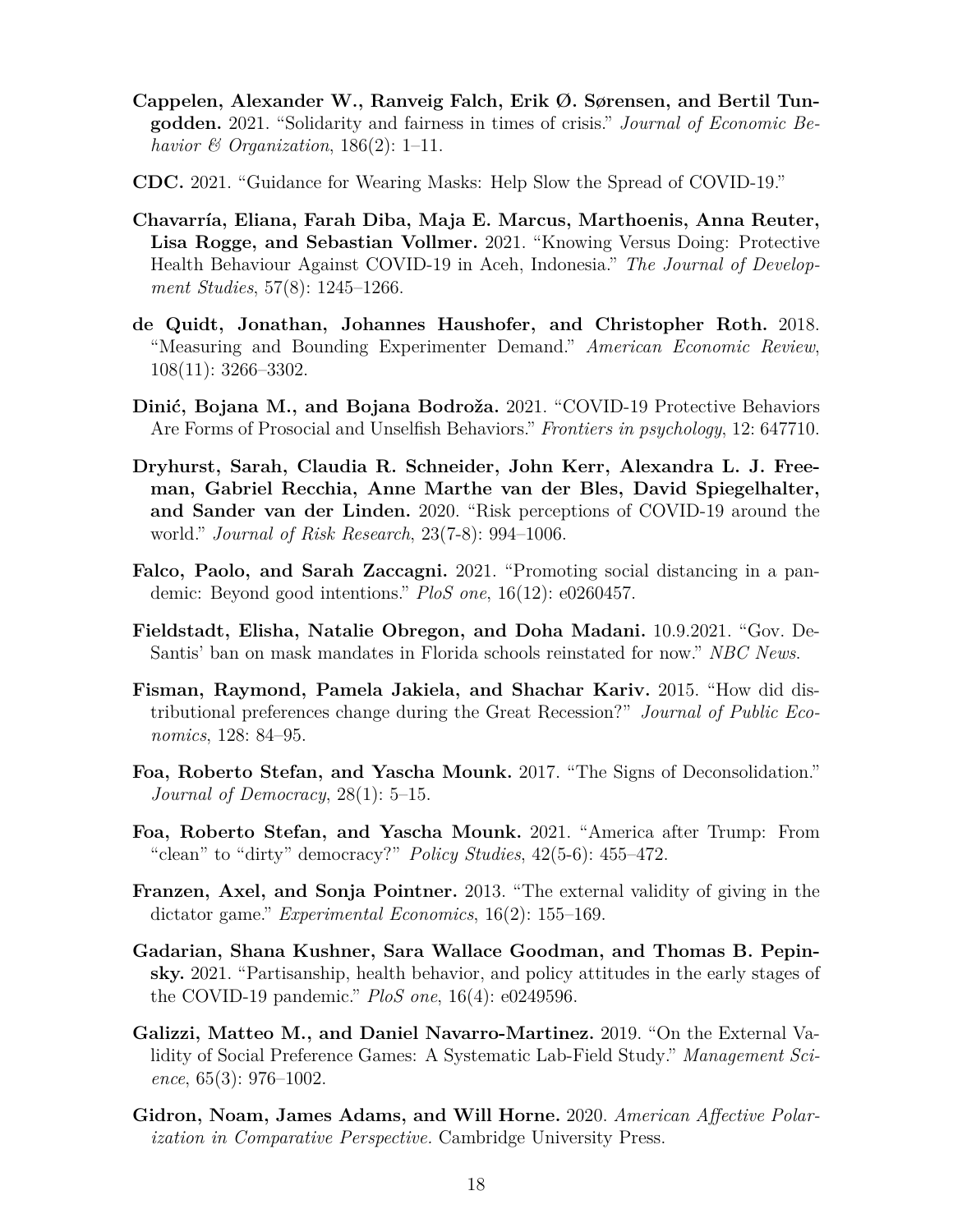**Cappelen, Alexander W., Ranveig Falch, Erik Ø. Sørensen, and Bertil Tungodden.** 2021. "Solidarity and fairness in times of crisis." *Journal of Economic Behavior & Organization*, 186(2): 1–11.

**CDC.** 2021. "Guidance for Wearing Masks: Help Slow the Spread of COVID-19."

**Chavarría, Eliana, Farah Diba, Maja E. Marcus, Marthoenis, Anna Reuter, Lisa Rogge, and Sebastian Vollmer.** 2021. "Knowing Versus Doing: Protective Health Behaviour Against COVID-19 in Aceh, Indonesia." *The Journal of Development Studies*, 57(8): 1245–1266.

**de Quidt, Jonathan, Johannes Haushofer, and Christopher Roth.** 2018. "Measuring and Bounding Experimenter Demand." *American Economic Review*, 108(11): 3266–3302.

**Dinić, Bojana M., and Bojana Bodroža.** 2021. "COVID-19 Protective Behaviors Are Forms of Prosocial and Unselfish Behaviors." *Frontiers in psychology*, 12: 647710.

**Dryhurst, Sarah, Claudia R. Schneider, John Kerr, Alexandra L. J. Freeman, Gabriel Recchia, Anne Marthe van der Bles, David Spiegelhalter, and Sander van der Linden.** 2020. "Risk perceptions of COVID-19 around the world." *Journal of Risk Research*, 23(7-8): 994–1006.

**Falco, Paolo, and Sarah Zaccagni.** 2021. "Promoting social distancing in a pandemic: Beyond good intentions." *PloS one*, 16(12): e0260457.

**Fieldstadt, Elisha, Natalie Obregon, and Doha Madani.** 10.9.2021. "Gov. DeSantis' ban on mask mandates in Florida schools reinstated for now." *NBC News*.

**Fisman, Raymond, Pamela Jakiela, and Shachar Kariv.** 2015. "How did distributional preferences change during the Great Recession?" *Journal of Public Economics*, 128: 84–95.

**Foa, Roberto Stefan, and Yascha Mounk.** 2017. "The Signs of Deconsolidation." *Journal of Democracy*, 28(1): 5–15.

**Foa, Roberto Stefan, and Yascha Mounk.** 2021. "America after Trump: From "clean" to "dirty" democracy?" *Policy Studies*, 42(5-6): 455–472.

**Franzen, Axel, and Sonja Pointner.** 2013. "The external validity of giving in the dictator game." *Experimental Economics*, 16(2): 155–169.

**Gadarian, Shana Kushner, Sara Wallace Goodman, and Thomas B. Pepinsky.** 2021. "Partisanship, health behavior, and policy attitudes in the early stages of the COVID-19 pandemic." *PloS one*, 16(4): e0249596.

**Galizzi, Matteo M., and Daniel Navarro-Martinez.** 2019. "On the External Validity of Social Preference Games: A Systematic Lab-Field Study." *Management Science*, 65(3): 976–1002.

**Gidron, Noam, James Adams, and Will Horne.** 2020. *American Affective Polarization in Comparative Perspective.* Cambridge University Press.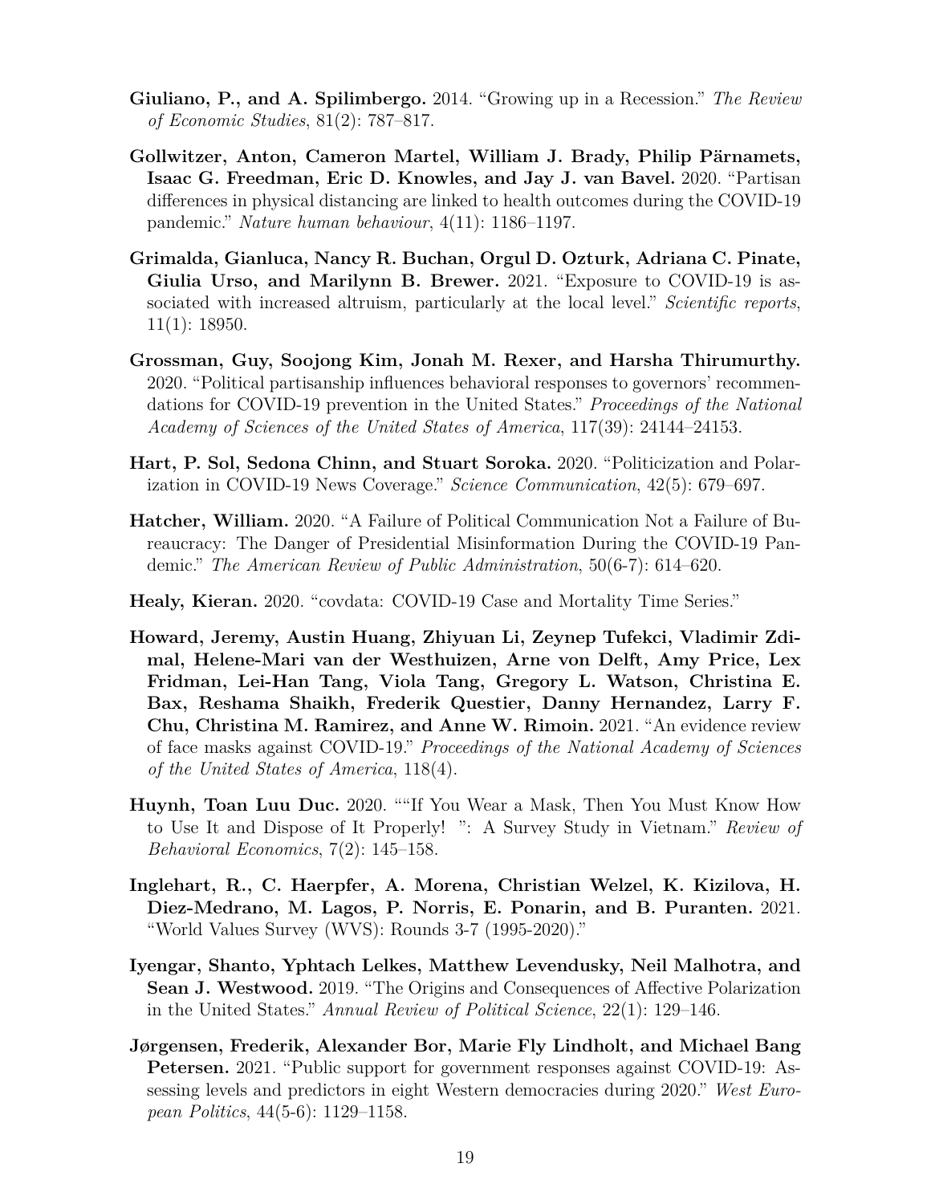**Giuliano, P., and A. Spilimbergo.** 2014. "Growing up in a Recession." *The Review of Economic Studies*, 81(2): 787–817.

**Gollwitzer, Anton, Cameron Martel, William J. Brady, Philip Pärnamets, Isaac G. Freedman, Eric D. Knowles, and Jay J. van Bavel.** 2020. "Partisan differences in physical distancing are linked to health outcomes during the COVID-19 pandemic." *Nature human behaviour*, 4(11): 1186–1197.

**Grimalda, Gianluca, Nancy R. Buchan, Orgul D. Ozturk, Adriana C. Pinate, Giulia Urso, and Marilynn B. Brewer.** 2021. "Exposure to COVID-19 is associated with increased altruism, particularly at the local level." *Scientific reports*, 11(1): 18950.

**Grossman, Guy, Soojong Kim, Jonah M. Rexer, and Harsha Thirumurthy.** 2020. "Political partisanship influences behavioral responses to governors' recommendations for COVID-19 prevention in the United States." *Proceedings of the National Academy of Sciences of the United States of America*, 117(39): 24144–24153.

**Hart, P. Sol, Sedona Chinn, and Stuart Soroka.** 2020. "Politicization and Polarization in COVID-19 News Coverage." *Science Communication*, 42(5): 679–697.

**Hatcher, William.** 2020. "A Failure of Political Communication Not a Failure of Bureaucracy: The Danger of Presidential Misinformation During the COVID-19 Pandemic." *The American Review of Public Administration*, 50(6-7): 614–620.

**Healy, Kieran.** 2020. "covdata: COVID-19 Case and Mortality Time Series."

**Howard, Jeremy, Austin Huang, Zhiyuan Li, Zeynep Tufekci, Vladimir Zdimal, Helene-Mari van der Westhuizen, Arne von Delft, Amy Price, Lex Fridman, Lei-Han Tang, Viola Tang, Gregory L. Watson, Christina E. Bax, Reshama Shaikh, Frederik Questier, Danny Hernandez, Larry F. Chu, Christina M. Ramirez, and Anne W. Rimoin.** 2021. "An evidence review of face masks against COVID-19." *Proceedings of the National Academy of Sciences of the United States of America*, 118(4).

**Huynh, Toan Luu Duc.** 2020. ""If You Wear a Mask, Then You Must Know How to Use It and Dispose of It Properly! ": A Survey Study in Vietnam." *Review of Behavioral Economics*, 7(2): 145–158.

**Inglehart, R., C. Haerpfer, A. Morena, Christian Welzel, K. Kizilova, H. Diez-Medrano, M. Lagos, P. Norris, E. Ponarin, and B. Puranten.** 2021. "World Values Survey (WVS): Rounds 3-7 (1995-2020)."

**Iyengar, Shanto, Yphtach Lelkes, Matthew Levendusky, Neil Malhotra, and Sean J. Westwood.** 2019. "The Origins and Consequences of Affective Polarization in the United States." *Annual Review of Political Science*, 22(1): 129–146.

**Jørgensen, Frederik, Alexander Bor, Marie Fly Lindholt, and Michael Bang Petersen.** 2021. "Public support for government responses against COVID-19: Assessing levels and predictors in eight Western democracies during 2020." *West European Politics*, 44(5-6): 1129–1158.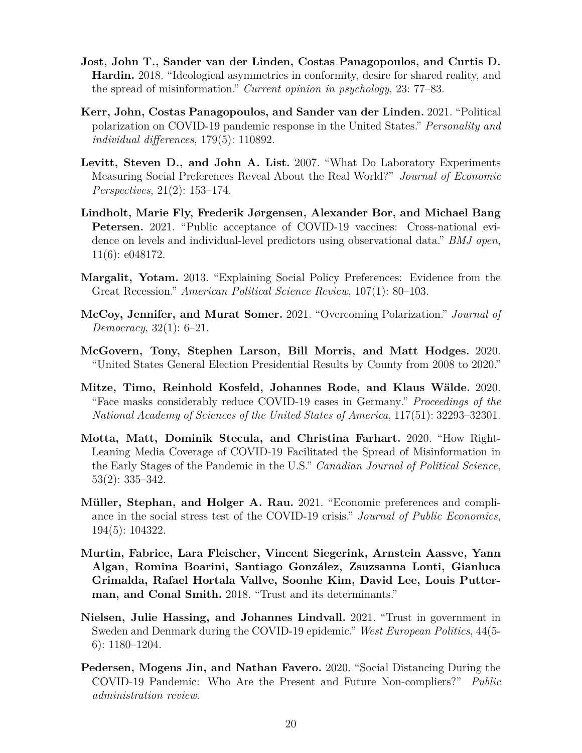**Jost, John T., Sander van der Linden, Costas Panagopoulos, and Curtis D. Hardin.** 2018. "Ideological asymmetries in conformity, desire for shared reality, and the spread of misinformation." *Current opinion in psychology*, 23: 77–83.

**Kerr, John, Costas Panagopoulos, and Sander van der Linden.** 2021. "Political polarization on COVID-19 pandemic response in the United States." *Personality and individual differences*, 179(5): 110892.

**Levitt, Steven D., and John A. List.** 2007. "What Do Laboratory Experiments Measuring Social Preferences Reveal About the Real World?" *Journal of Economic Perspectives*, 21(2): 153–174.

**Lindholt, Marie Fly, Frederik Jørgensen, Alexander Bor, and Michael Bang Petersen.** 2021. "Public acceptance of COVID-19 vaccines: Cross-national evidence on levels and individual-level predictors using observational data." *BMJ open*, 11(6): e048172.

**Margalit, Yotam.** 2013. "Explaining Social Policy Preferences: Evidence from the Great Recession." *American Political Science Review*, 107(1): 80–103.

**McCoy, Jennifer, and Murat Somer.** 2021. "Overcoming Polarization." *Journal of Democracy*, 32(1): 6–21.

**McGovern, Tony, Stephen Larson, Bill Morris, and Matt Hodges.** 2020. "United States General Election Presidential Results by County from 2008 to 2020."

**Mitze, Timo, Reinhold Kosfeld, Johannes Rode, and Klaus Wälde.** 2020. "Face masks considerably reduce COVID-19 cases in Germany." *Proceedings of the National Academy of Sciences of the United States of America*, 117(51): 32293–32301.

**Motta, Matt, Dominik Stecula, and Christina Farhart.** 2020. "How Right-Leaning Media Coverage of COVID-19 Facilitated the Spread of Misinformation in the Early Stages of the Pandemic in the U.S." *Canadian Journal of Political Science*, 53(2): 335–342.

**Müller, Stephan, and Holger A. Rau.** 2021. "Economic preferences and compliance in the social stress test of the COVID-19 crisis." *Journal of Public Economics*, 194(5): 104322.

**Murtin, Fabrice, Lara Fleischer, Vincent Siegerink, Arnstein Aassve, Yann Algan, Romina Boarini, Santiago González, Zsuzsanna Lonti, Gianluca Grimalda, Rafael Hortala Vallve, Soonhe Kim, David Lee, Louis Putterman, and Conal Smith.** 2018. "Trust and its determinants."

**Nielsen, Julie Hassing, and Johannes Lindvall.** 2021. "Trust in government in Sweden and Denmark during the COVID-19 epidemic." *West European Politics*, 44(5-6): 1180–1204.

**Pedersen, Mogens Jin, and Nathan Favero.** 2020. "Social Distancing During the COVID-19 Pandemic: Who Are the Present and Future Non-compliers?" *Public administration review*.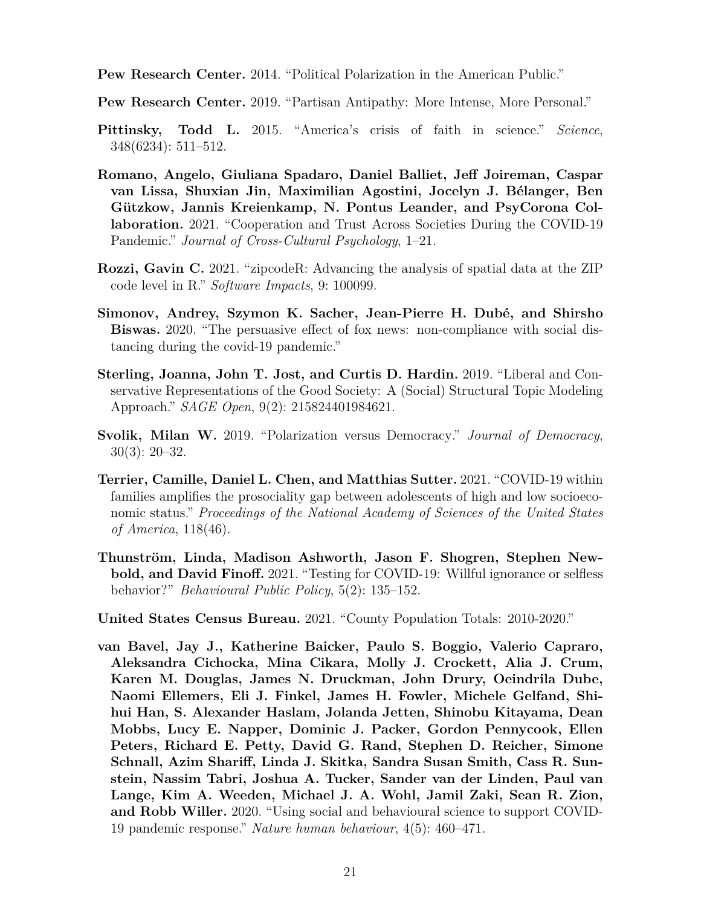**Pew Research Center.** 2014. "Political Polarization in the American Public."

**Pew Research Center.** 2019. "Partisan Antipathy: More Intense, More Personal."

**Pittinsky, Todd L.** 2015. "America's crisis of faith in science." *Science*, 348(6234): 511–512.

**Romano, Angelo, Giuliana Spadaro, Daniel Balliet, Jeff Joireman, Caspar van Lissa, Shuxian Jin, Maximilian Agostini, Jocelyn J. Bélanger, Ben Gützkow, Jannis Kreienkamp, N. Pontus Leander, and PsyCorona Collaboration.** 2021. "Cooperation and Trust Across Societies During the COVID-19 Pandemic." *Journal of Cross-Cultural Psychology*, 1–21.

**Rozzi, Gavin C.** 2021. "zipcodeR: Advancing the analysis of spatial data at the ZIP code level in R." *Software Impacts*, 9: 100099.

**Simonov, Andrey, Szymon K. Sacher, Jean-Pierre H. Dubé, and Shirsho Biswas.** 2020. "The persuasive effect of fox news: non-compliance with social distancing during the covid-19 pandemic."

**Sterling, Joanna, John T. Jost, and Curtis D. Hardin.** 2019. "Liberal and Conservative Representations of the Good Society: A (Social) Structural Topic Modeling Approach." *SAGE Open*, 9(2): 215824401984621.

**Svolik, Milan W.** 2019. "Polarization versus Democracy." *Journal of Democracy*, 30(3): 20–32.

**Terrier, Camille, Daniel L. Chen, and Matthias Sutter.** 2021. "COVID-19 within families amplifies the prosociality gap between adolescents of high and low socioeconomic status." *Proceedings of the National Academy of Sciences of the United States of America*, 118(46).

**Thunström, Linda, Madison Ashworth, Jason F. Shogren, Stephen Newbold, and David Finoff.** 2021. "Testing for COVID-19: Willful ignorance or selfless behavior?" *Behavioural Public Policy*, 5(2): 135–152.

**United States Census Bureau.** 2021. "County Population Totals: 2010-2020."

**van Bavel, Jay J., Katherine Baicker, Paulo S. Boggio, Valerio Capraro, Aleksandra Cichocka, Mina Cikara, Molly J. Crockett, Alia J. Crum, Karen M. Douglas, James N. Druckman, John Drury, Oeindrila Dube, Naomi Ellemers, Eli J. Finkel, James H. Fowler, Michele Gelfand, Shihui Han, S. Alexander Haslam, Jolanda Jetten, Shinobu Kitayama, Dean Mobbs, Lucy E. Napper, Dominic J. Packer, Gordon Pennycook, Ellen Peters, Richard E. Petty, David G. Rand, Stephen D. Reicher, Simone Schnall, Azim Shariff, Linda J. Skitka, Sandra Susan Smith, Cass R. Sunstein, Nassim Tabri, Joshua A. Tucker, Sander van der Linden, Paul van Lange, Kim A. Weeden, Michael J. A. Wohl, Jamil Zaki, Sean R. Zion, and Robb Willer.** 2020. "Using social and behavioural science to support COVID-19 pandemic response." *Nature human behaviour*, 4(5): 460–471.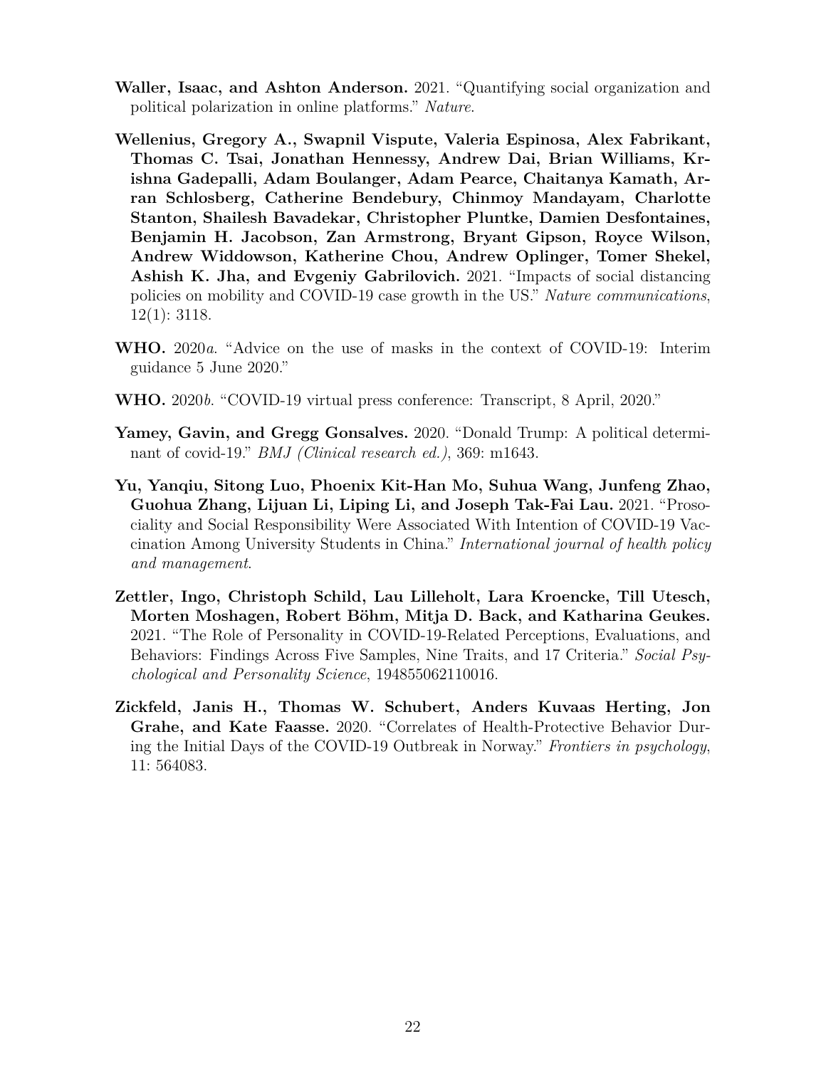**Waller, Isaac, and Ashton Anderson.** 2021. "Quantifying social organization and political polarization in online platforms." *Nature*.

**Wellenius, Gregory A., Swapnil Vispute, Valeria Espinosa, Alex Fabrikant, Thomas C. Tsai, Jonathan Hennessy, Andrew Dai, Brian Williams, Krishna Gadepalli, Adam Boulanger, Adam Pearce, Chaitanya Kamath, Arran Schlosberg, Catherine Bendebury, Chinmoy Mandayam, Charlotte Stanton, Shailesh Bavadekar, Christopher Pluntke, Damien Desfontaines, Benjamin H. Jacobson, Zan Armstrong, Bryant Gipson, Royce Wilson, Andrew Widdowson, Katherine Chou, Andrew Oplinger, Tomer Shekel, Ashish K. Jha, and Evgeniy Gabrilovich.** 2021. "Impacts of social distancing policies on mobility and COVID-19 case growth in the US." *Nature communications*, 12(1): 3118.

**WHO.** 2020*a*. "Advice on the use of masks in the context of COVID-19: Interim guidance 5 June 2020."

**WHO.** 2020*b*. "COVID-19 virtual press conference: Transcript, 8 April, 2020."

**Yamey, Gavin, and Gregg Gonsalves.** 2020. "Donald Trump: A political determinant of covid-19." *BMJ (Clinical research ed.)*, 369: m1643.

**Yu, Yanqiu, Sitong Luo, Phoenix Kit-Han Mo, Suhua Wang, Junfeng Zhao, Guohua Zhang, Lijuan Li, Liping Li, and Joseph Tak-Fai Lau.** 2021. "Prosociality and Social Responsibility Were Associated With Intention of COVID-19 Vaccination Among University Students in China." *International journal of health policy and management*.

**Zettler, Ingo, Christoph Schild, Lau Lilleholt, Lara Kroencke, Till Utesch, Morten Moshagen, Robert Böhm, Mitja D. Back, and Katharina Geukes.** 2021. "The Role of Personality in COVID-19-Related Perceptions, Evaluations, and Behaviors: Findings Across Five Samples, Nine Traits, and 17 Criteria." *Social Psychological and Personality Science*, 194855062110016.

**Zickfeld, Janis H., Thomas W. Schubert, Anders Kuvaas Herting, Jon Grahe, and Kate Faasse.** 2020. "Correlates of Health-Protective Behavior During the Initial Days of the COVID-19 Outbreak in Norway." *Frontiers in psychology*, 11: 564083.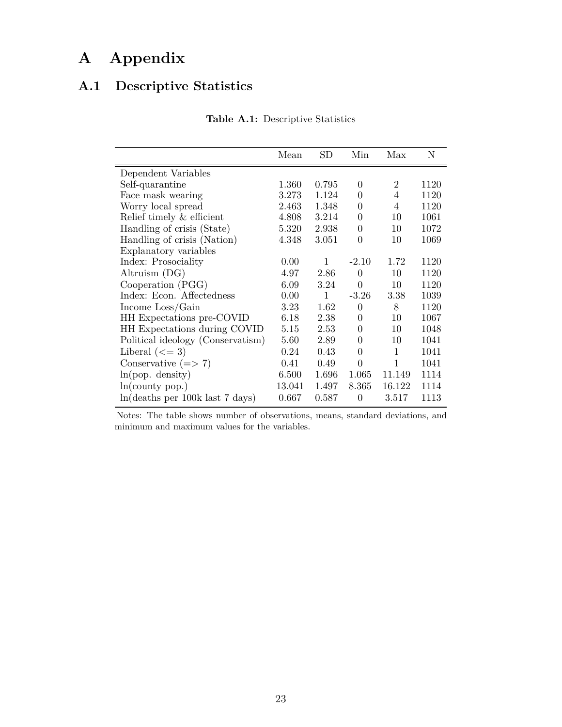# A Appendix

## A.1 Descriptive Statistics

**Table A.1:** Descriptive Statistics

| | Mean | SD | Min | Max | N |
|---|---|---|---|---|---|
| Dependent Variables | | | | | |
| Self-quarantine | 1.360 | 0.795 | 0 | 2 | 1120 |
| Face mask wearing | 3.273 | 1.124 | 0 | 4 | 1120 |
| Worry local spread | 2.463 | 1.348 | 0 | 4 | 1120 |
| Relief timely & efficient | 4.808 | 3.214 | 0 | 10 | 1061 |
| Handling of crisis (State) | 5.320 | 2.938 | 0 | 10 | 1072 |
| Handling of crisis (Nation) | 4.348 | 3.051 | 0 | 10 | 1069 |
| Explanatory variables | | | | | |
| Index: Prosociality | 0.00 | 1 | -2.10 | 1.72 | 1120 |
| Altruism (DG) | 4.97 | 2.86 | 0 | 10 | 1120 |
| Cooperation (PGG) | 6.09 | 3.24 | 0 | 10 | 1120 |
| Index: Econ. Affectedness | 0.00 | 1 | -3.26 | 3.38 | 1039 |
| Income Loss/Gain | 3.23 | 1.62 | 0 | 8 | 1120 |
| HH Expectations pre-COVID | 6.18 | 2.38 | 0 | 10 | 1067 |
| HH Expectations during COVID | 5.15 | 2.53 | 0 | 10 | 1048 |
| Political ideology (Conservatism) | 5.60 | 2.89 | 0 | 10 | 1041 |
| Liberal (<= 3) | 0.24 | 0.43 | 0 | 1 | 1041 |
| Conservative (=> 7) | 0.41 | 0.49 | 0 | 1 | 1041 |
| ln(pop. density) | 6.500 | 1.696 | 1.065 | 11.149 | 1114 |
| ln(county pop.) | 13.041 | 1.497 | 8.365 | 16.122 | 1114 |
| ln(deaths per 100k last 7 days) | 0.667 | 0.587 | 0 | 3.517 | 1113 |

Notes: The table shows number of observations, means, standard deviations, and minimum and maximum values for the variables.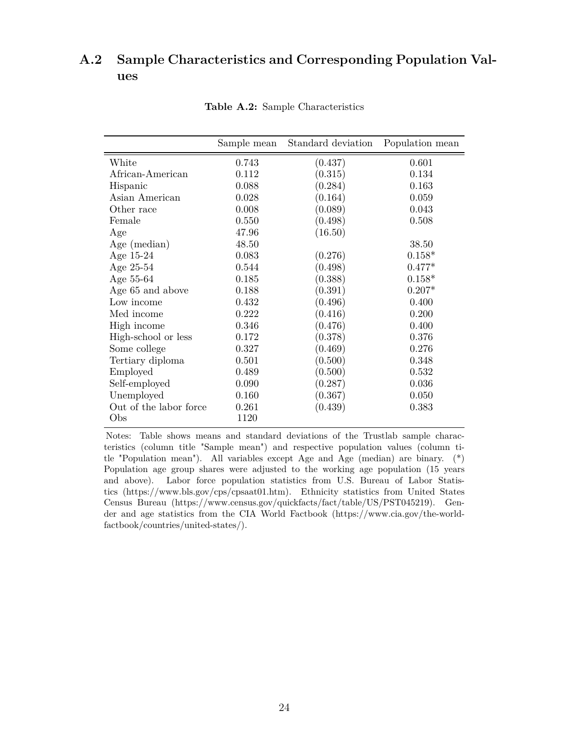## A.2 Sample Characteristics and Corresponding Population Values

**Table A.2:** Sample Characteristics

| | Sample mean | Standard deviation | Population mean |
|---|---|---|---|
| White | 0.743 | (0.437) | 0.601 |
| African-American | 0.112 | (0.315) | 0.134 |
| Hispanic | 0.088 | (0.284) | 0.163 |
| Asian American | 0.028 | (0.164) | 0.059 |
| Other race | 0.008 | (0.089) | 0.043 |
| Female | 0.550 | (0.498) | 0.508 |
| Age | 47.96 | (16.50) | |
| Age (median) | 48.50 | | 38.50 |
| Age 15-24 | 0.083 | (0.276) | 0.158* |
| Age 25-54 | 0.544 | (0.498) | 0.477* |
| Age 55-64 | 0.185 | (0.388) | 0.158* |
| Age 65 and above | 0.188 | (0.391) | 0.207* |
| Low income | 0.432 | (0.496) | 0.400 |
| Med income | 0.222 | (0.416) | 0.200 |
| High income | 0.346 | (0.476) | 0.400 |
| High-school or less | 0.172 | (0.378) | 0.376 |
| Some college | 0.327 | (0.469) | 0.276 |
| Tertiary diploma | 0.501 | (0.500) | 0.348 |
| Employed | 0.489 | (0.500) | 0.532 |
| Self-employed | 0.090 | (0.287) | 0.036 |
| Unemployed | 0.160 | (0.367) | 0.050 |
| Out of the labor force | 0.261 | (0.439) | 0.383 |
| Obs | 1120 | | |

Notes: Table shows means and standard deviations of the Trustlab sample characteristics (column title "Sample mean") and respective population values (column title "Population mean"). All variables except Age and Age (median) are binary. (*) Population age group shares were adjusted to the working age population (15 years and above). Labor force population statistics from U.S. Bureau of Labor Statistics (https://www.bls.gov/cps/cpsaat01.htm). Ethnicity statistics from United States Census Bureau (https://www.census.gov/quickfacts/fact/table/US/PST045219). Gender and age statistics from the CIA World Factbook (https://www.cia.gov/the-world-factbook/countries/united-states/).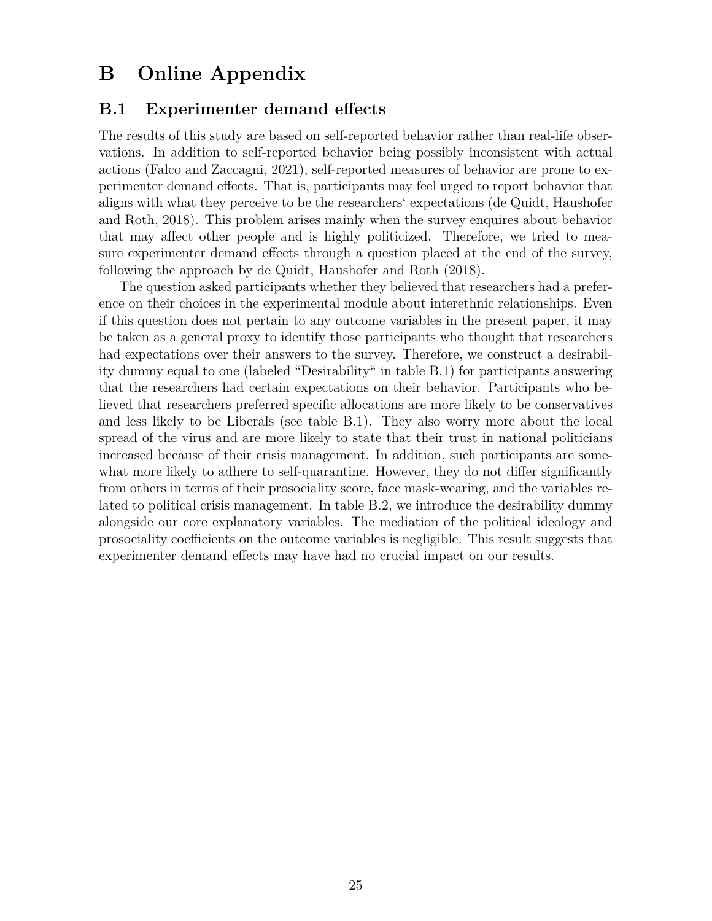# B Online Appendix

## B.1 Experimenter demand effects

The results of this study are based on self-reported behavior rather than real-life observations. In addition to self-reported behavior being possibly inconsistent with actual actions (Falco and Zaccagni, 2021), self-reported measures of behavior are prone to experimenter demand effects. That is, participants may feel urged to report behavior that aligns with what they perceive to be the researchers' expectations (de Quidt, Haushofer and Roth, 2018). This problem arises mainly when the survey enquires about behavior that may affect other people and is highly politicized. Therefore, we tried to measure experimenter demand effects through a question placed at the end of the survey, following the approach by de Quidt, Haushofer and Roth (2018).

The question asked participants whether they believed that researchers had a preference on their choices in the experimental module about interethnic relationships. Even if this question does not pertain to any outcome variables in the present paper, it may be taken as a general proxy to identify those participants who thought that researchers had expectations over their answers to the survey. Therefore, we construct a desirability dummy equal to one (labeled "Desirability" in table B.1) for participants answering that the researchers had certain expectations on their behavior. Participants who believed that researchers preferred specific allocations are more likely to be conservatives and less likely to be Liberals (see table B.1). They also worry more about the local spread of the virus and are more likely to state that their trust in national politicians increased because of their crisis management. In addition, such participants are somewhat more likely to adhere to self-quarantine. However, they do not differ significantly from others in terms of their prosociality score, face mask-wearing, and the variables related to political crisis management. In table B.2, we introduce the desirability dummy alongside our core explanatory variables. The mediation of the political ideology and prosociality coefficients on the outcome variables is negligible. This result suggests that experimenter demand effects may have had no crucial impact on our results.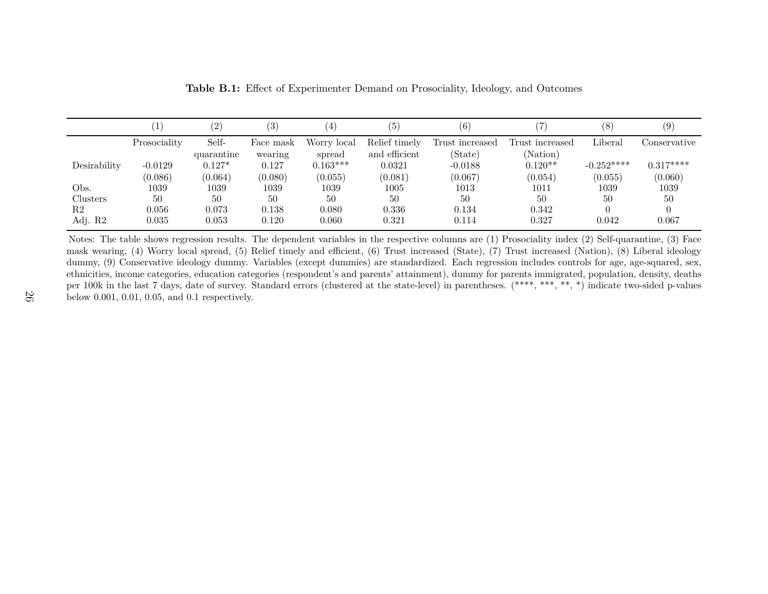**Table B.1:** Effect of Experimenter Demand on Prosociality, Ideology, and Outcomes

| | (1) | (2) | (3) | (4) | (5) | (6) | (7) | (8) | (9) |
|---|---|---|---|---|---|---|---|---|---|
| | Prosociality | Self-quarantine | Face mask wearing | Worry local spread | Relief timely and efficient | Trust increased (State) | Trust increased (Nation) | Liberal | Conservative |
| Desirability | -0.0129 | 0.127* | 0.127 | 0.163*** | 0.0321 | -0.0188 | 0.120** | -0.252**** | 0.317**** |
| | (0.086) | (0.064) | (0.080) | (0.055) | (0.081) | (0.067) | (0.054) | (0.055) | (0.060) |
| Obs. | 1039 | 1039 | 1039 | 1039 | 1005 | 1013 | 1011 | 1039 | 1039 |
| Clusters | 50 | 50 | 50 | 50 | 50 | 50 | 50 | 50 | 50 |
| R2 | 0.056 | 0.073 | 0.138 | 0.080 | 0.336 | 0.134 | 0.342 | 0 | 0 |
| Adj. R2 | 0.035 | 0.053 | 0.120 | 0.060 | 0.321 | 0.114 | 0.327 | 0.042 | 0.067 |

Notes: The table shows regression results. The dependent variables in the respective columns are (1) Prosociality index (2) Self-quarantine, (3) Face mask wearing, (4) Worry local spread, (5) Relief timely and efficient, (6) Trust increased (State), (7) Trust increased (Nation), (8) Liberal ideology dummy, (9) Conservative ideology dummy. Variables (except dummies) are standardized. Each regression includes controls for age, age-squared, sex, ethnicities, income categories, education categories (respondent's and parents' attainment), dummy for parents immigrated, population, density, deaths per 100k in the last 7 days, date of survey. Standard errors (clustered at the state-level) in parentheses. (****, ***, **, *) indicate two-sided p-values below 0.001, 0.01, 0.05, and 0.1 respectively.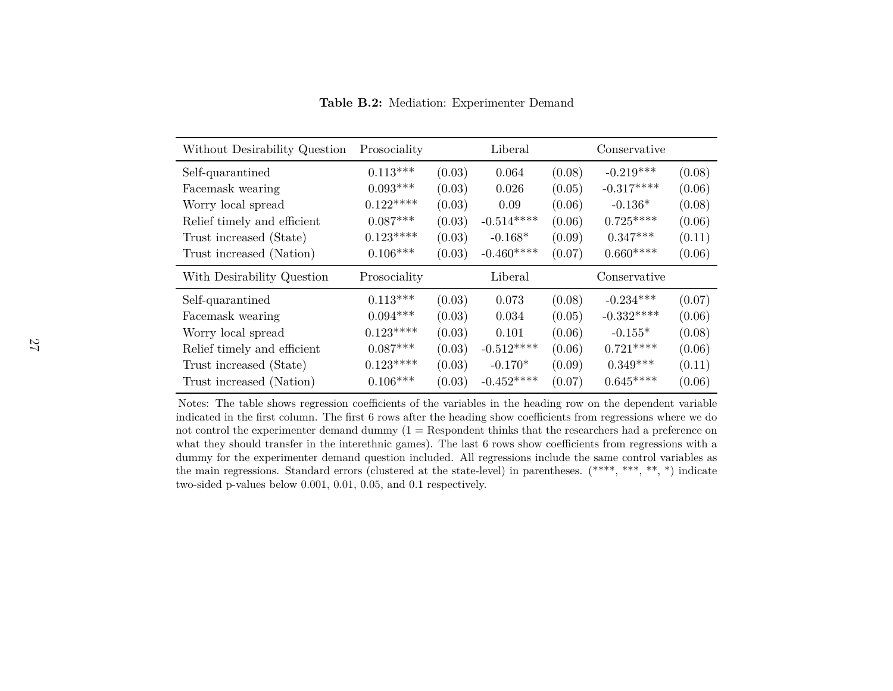**Table B.2:** Mediation: Experimenter Demand

| Without Desirability Question | Prosociality | | Liberal | | Conservative | |
|---|---|---|---|---|---|---|
| Self-quarantined | 0.113*** | (0.03) | 0.064 | (0.08) | -0.219*** | (0.08) |
| Facemask wearing | 0.093*** | (0.03) | 0.026 | (0.05) | -0.317**** | (0.06) |
| Worry local spread | 0.122**** | (0.03) | 0.09 | (0.06) | -0.136* | (0.08) |
| Relief timely and efficient | 0.087*** | (0.03) | -0.514**** | (0.06) | 0.725**** | (0.06) |
| Trust increased (State) | 0.123**** | (0.03) | -0.168* | (0.09) | 0.347*** | (0.11) |
| Trust increased (Nation) | 0.106*** | (0.03) | -0.460**** | (0.07) | 0.660**** | (0.06) |
| **With Desirability Question** | **Prosociality** | | **Liberal** | | **Conservative** | |
| Self-quarantined | 0.113*** | (0.03) | 0.073 | (0.08) | -0.234*** | (0.07) |
| Facemask wearing | 0.094*** | (0.03) | 0.034 | (0.05) | -0.332**** | (0.06) |
| Worry local spread | 0.123**** | (0.03) | 0.101 | (0.06) | -0.155* | (0.08) |
| Relief timely and efficient | 0.087*** | (0.03) | -0.512**** | (0.06) | 0.721**** | (0.06) |
| Trust increased (State) | 0.123**** | (0.03) | -0.170* | (0.09) | 0.349*** | (0.11) |
| Trust increased (Nation) | 0.106*** | (0.03) | -0.452**** | (0.07) | 0.645**** | (0.06) |

Notes: The table shows regression coefficients of the variables in the heading row on the dependent variable indicated in the first column. The first 6 rows after the heading show coefficients from regressions where we do not control the experimenter demand dummy (1 = Respondent thinks that the researchers had a preference on what they should transfer in the interethnic games). The last 6 rows show coefficients from regressions with a dummy for the experimenter demand question included. All regressions include the same control variables as the main regressions. Standard errors (clustered at the state-level) in parentheses. (****, ***, **, *) indicate two-sided p-values below 0.001, 0.01, 0.05, and 0.1 respectively.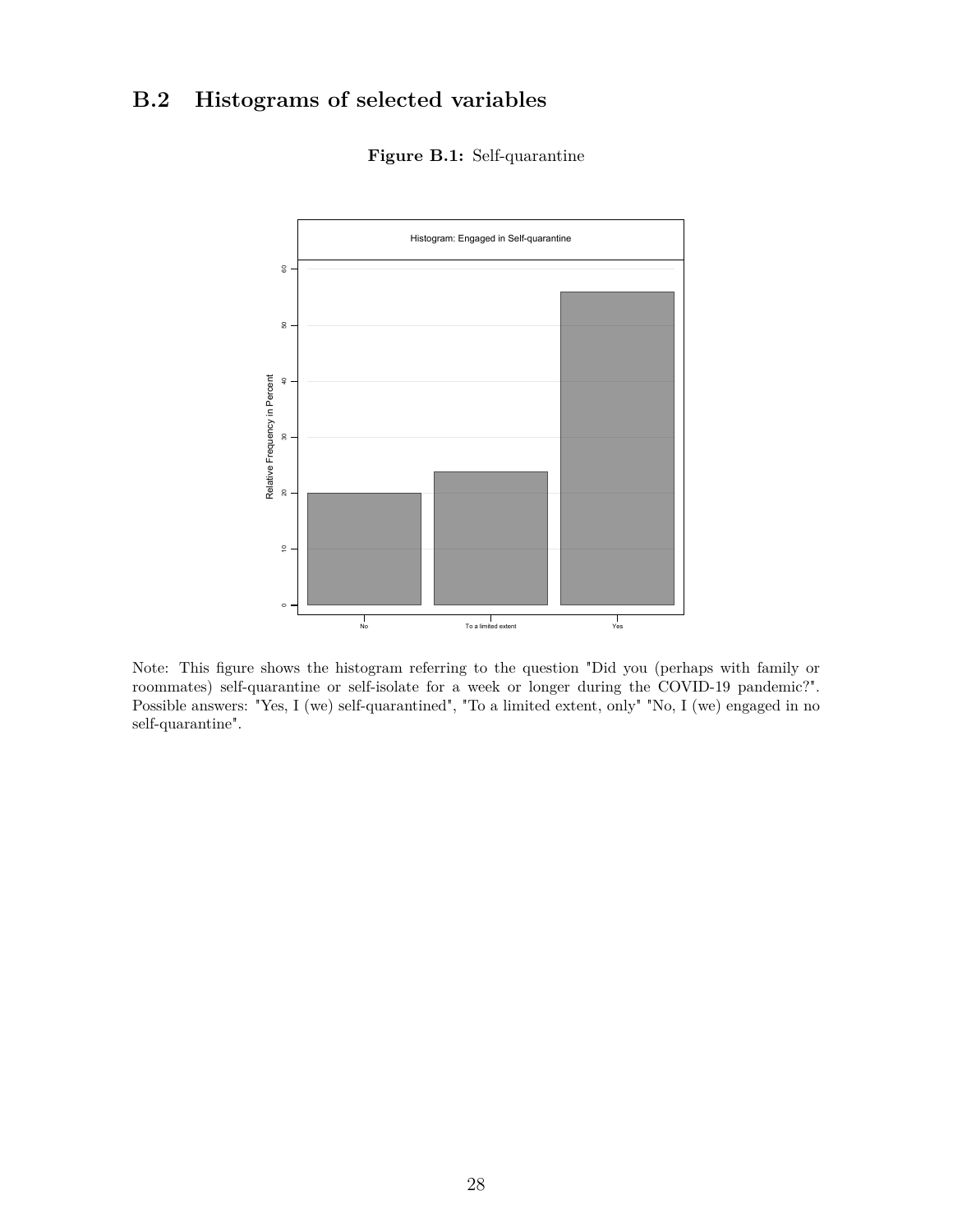## B.2 Histograms of selected variables

**Figure B.1:** Self-quarantine

Note: This figure shows the histogram referring to the question "Did you (perhaps with family or roommates) self-quarantine or self-isolate for a week or longer during the COVID-19 pandemic?". Possible answers: "Yes, I (we) self-quarantined", "To a limited extent, only" "No, I (we) engaged in no self-quarantine".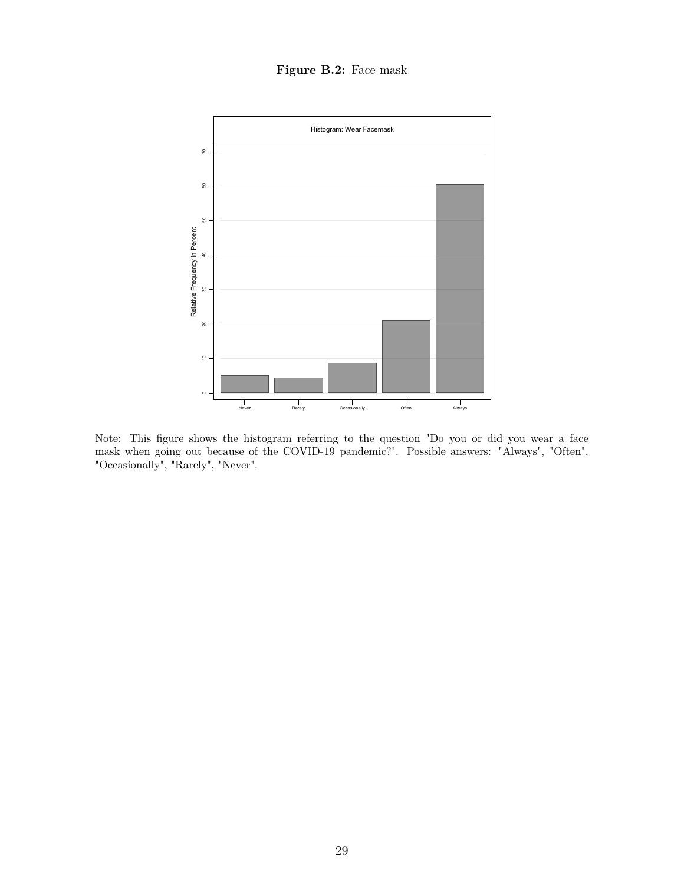**Figure B.2:** Face mask

Note: This figure shows the histogram referring to the question "Do you or did you wear a face mask when going out because of the COVID-19 pandemic?". Possible answers: "Always", "Often", "Occasionally", "Rarely", "Never".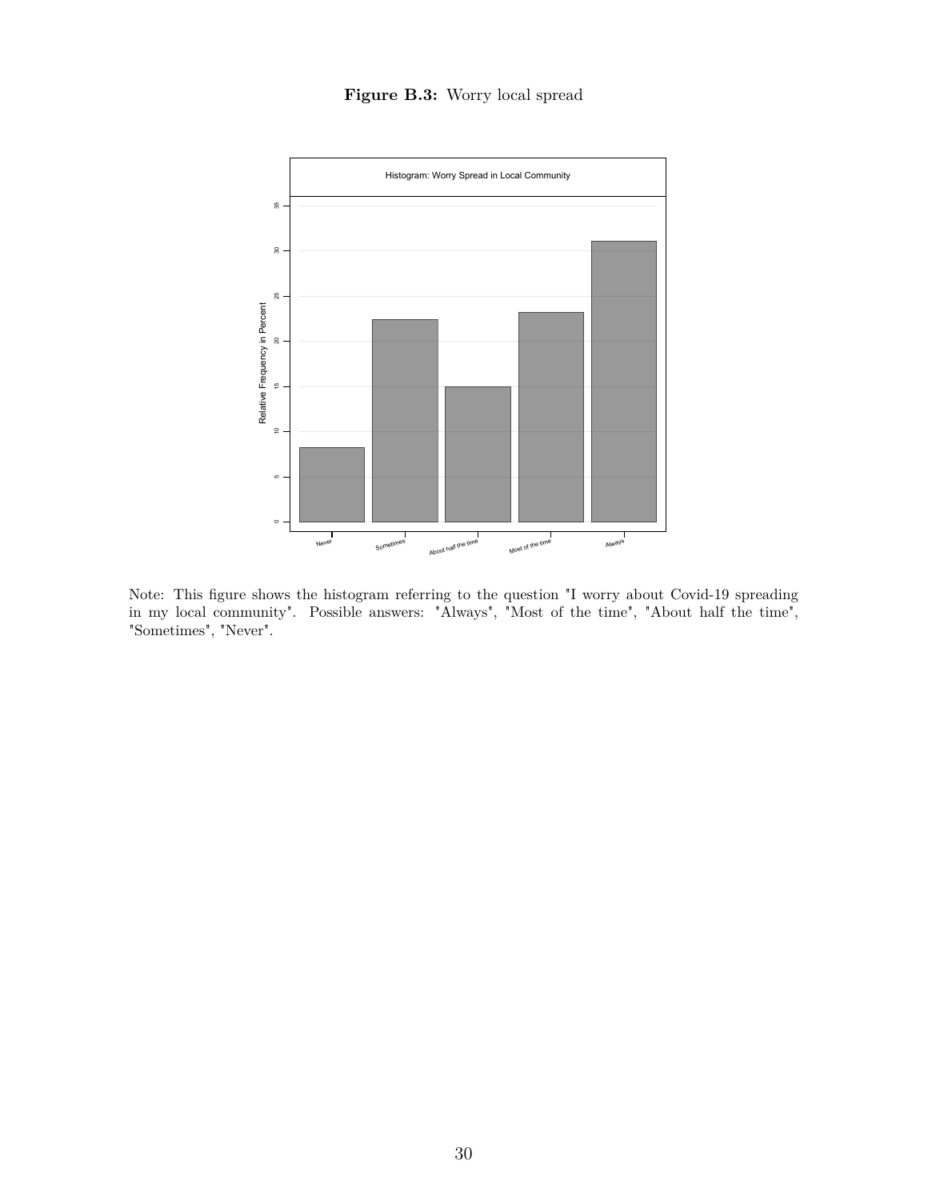**Figure B.3:** Worry local spread

Note: This figure shows the histogram referring to the question "I worry about Covid-19 spreading in my local community". Possible answers: "Always", "Most of the time", "About half the time", "Sometimes", "Never".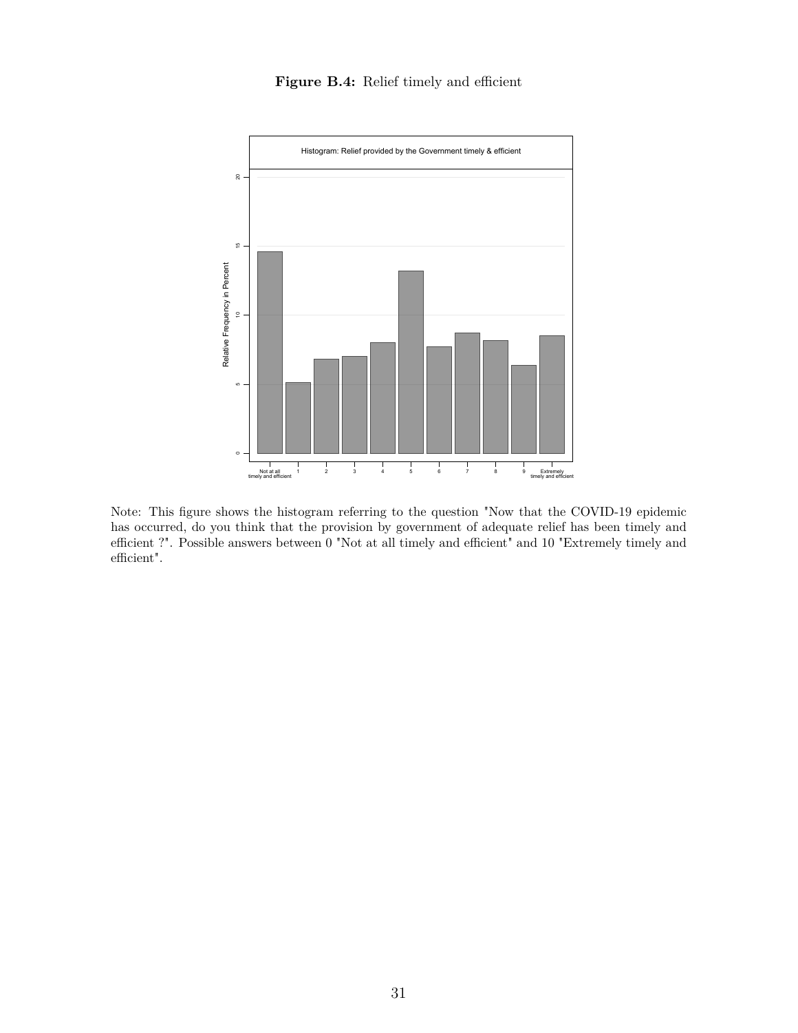**Figure B.4:** Relief timely and efficient

Note: This figure shows the histogram referring to the question "Now that the COVID-19 epidemic has occurred, do you think that the provision by government of adequate relief has been timely and efficient ?". Possible answers between 0 "Not at all timely and efficient" and 10 "Extremely timely and efficient".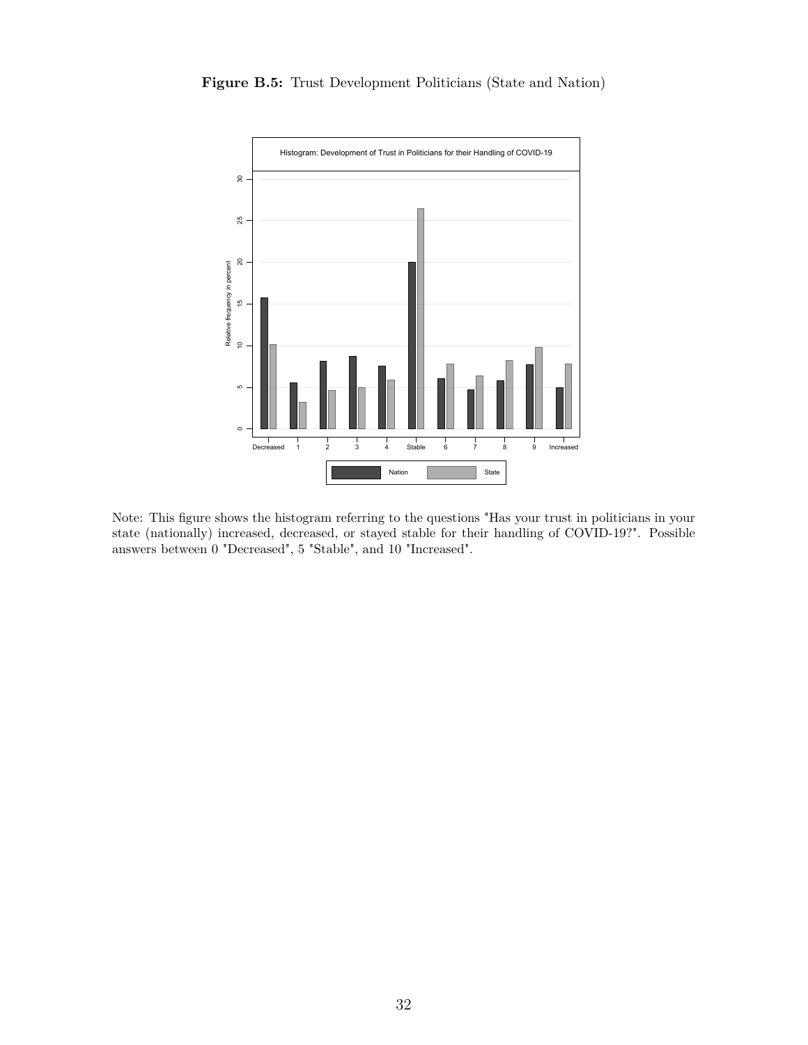**Figure B.5:** Trust Development Politicians (State and Nation)

Note: This figure shows the histogram referring to the questions "Has your trust in politicians in your state (nationally) increased, decreased, or stayed stable for their handling of COVID-19?". Possible answers between 0 "Decreased", 5 "Stable", and 10 "Increased".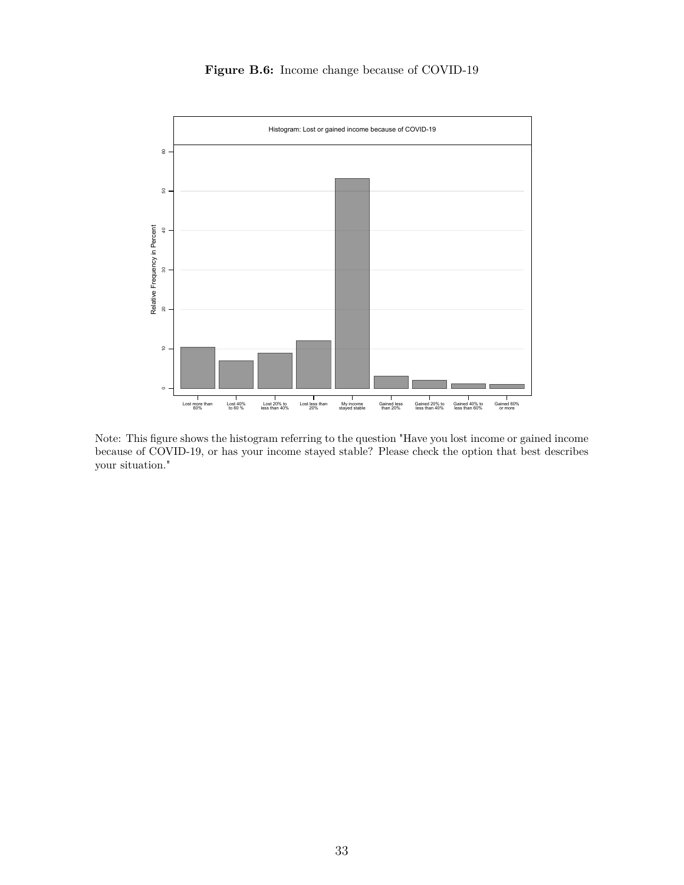**Figure B.6:** Income change because of COVID-19

Note: This figure shows the histogram referring to the question "Have you lost income or gained income because of COVID-19, or has your income stayed stable? Please check the option that best describes your situation."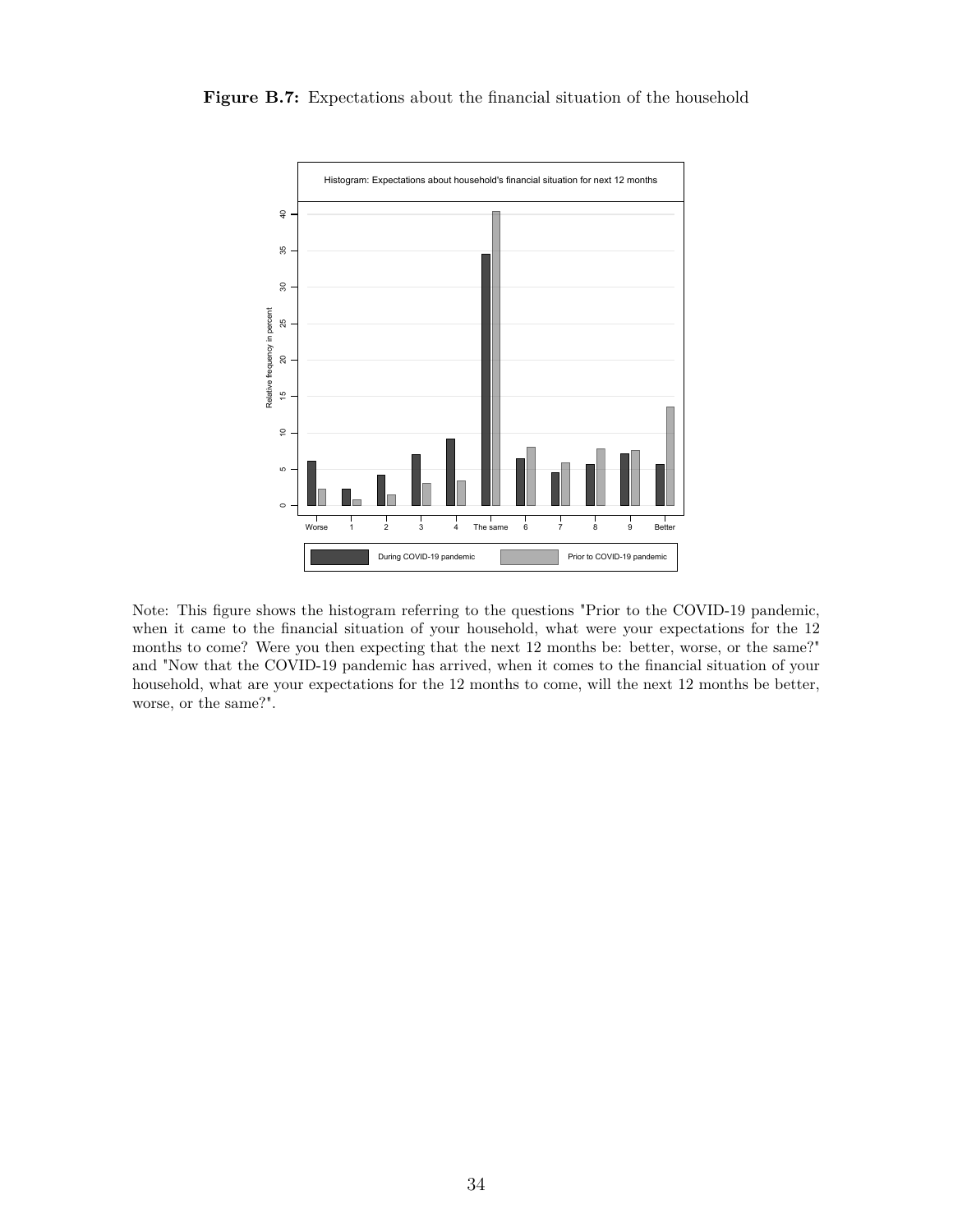**Figure B.7:** Expectations about the financial situation of the household

Note: This figure shows the histogram referring to the questions "Prior to the COVID-19 pandemic, when it came to the financial situation of your household, what were your expectations for the 12 months to come? Were you then expecting that the next 12 months be: better, worse, or the same?" and "Now that the COVID-19 pandemic has arrived, when it comes to the financial situation of your household, what are your expectations for the 12 months to come, will the next 12 months be better, worse, or the same?".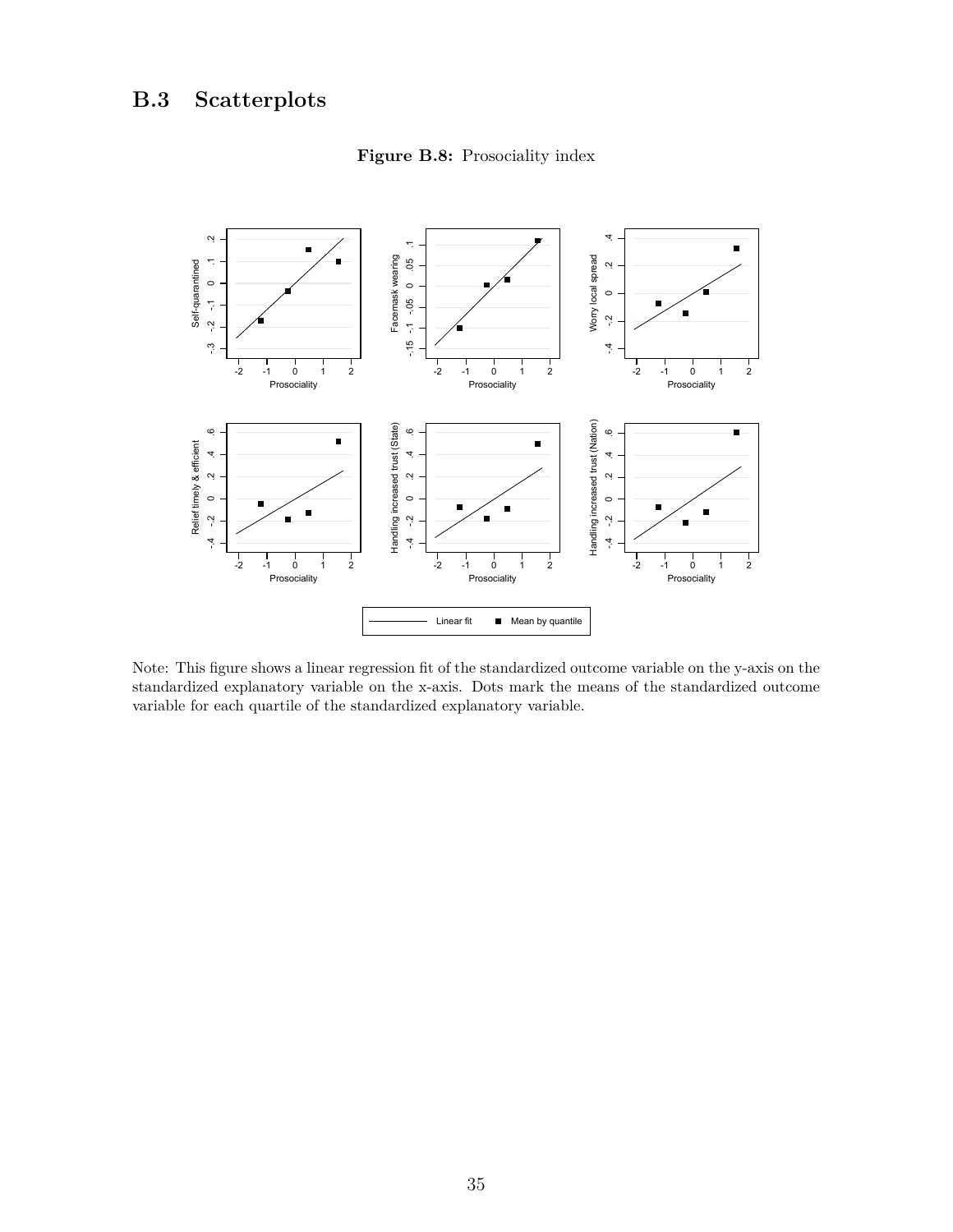## B.3 Scatterplots

**Figure B.8:** Prosociality index

Note: This figure shows a linear regression fit of the standardized outcome variable on the y-axis on the standardized explanatory variable on the x-axis. Dots mark the means of the standardized outcome variable for each quartile of the standardized explanatory variable.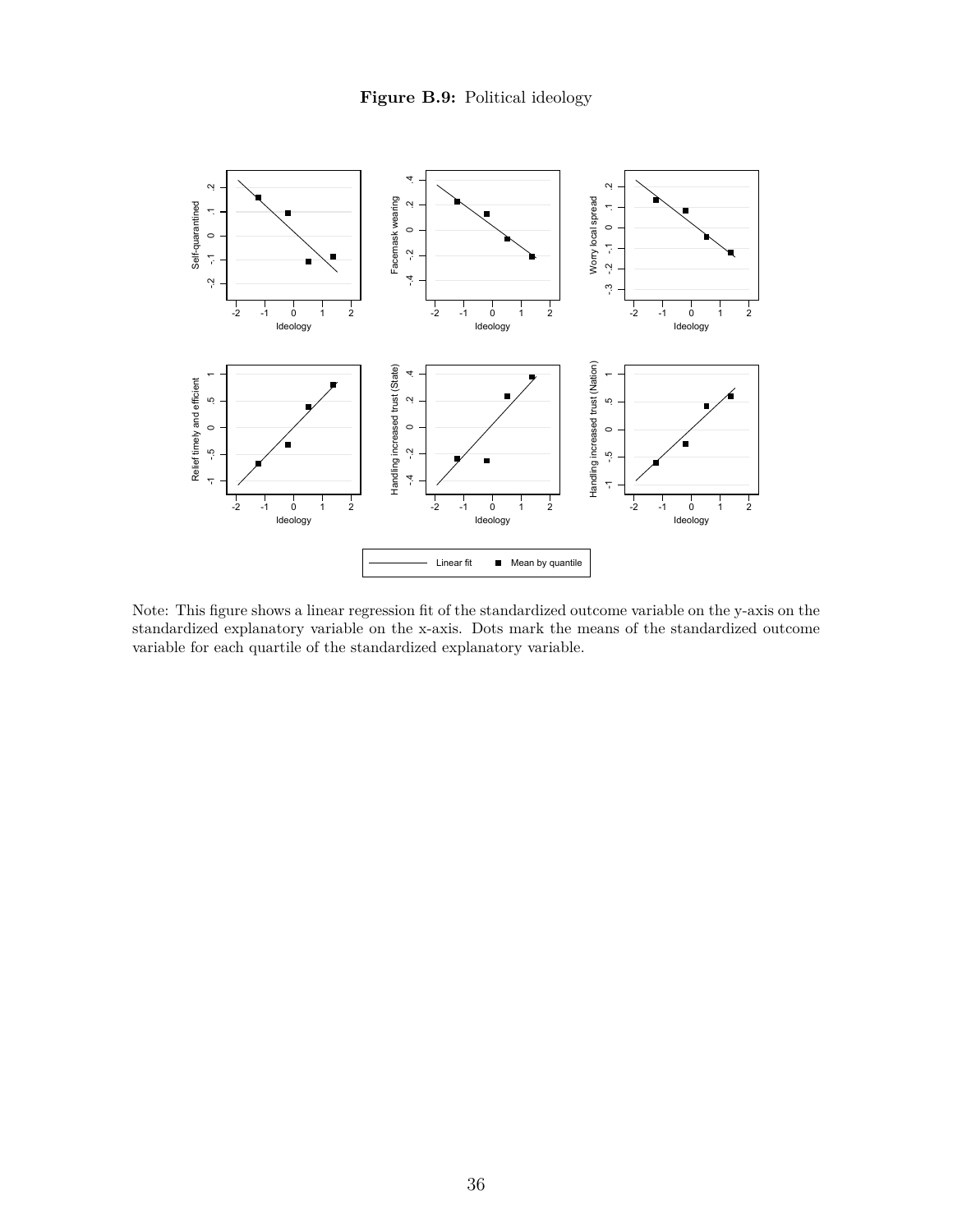**Figure B.9:** Political ideology

Note: This figure shows a linear regression fit of the standardized outcome variable on the y-axis on the standardized explanatory variable on the x-axis. Dots mark the means of the standardized outcome variable for each quartile of the standardized explanatory variable.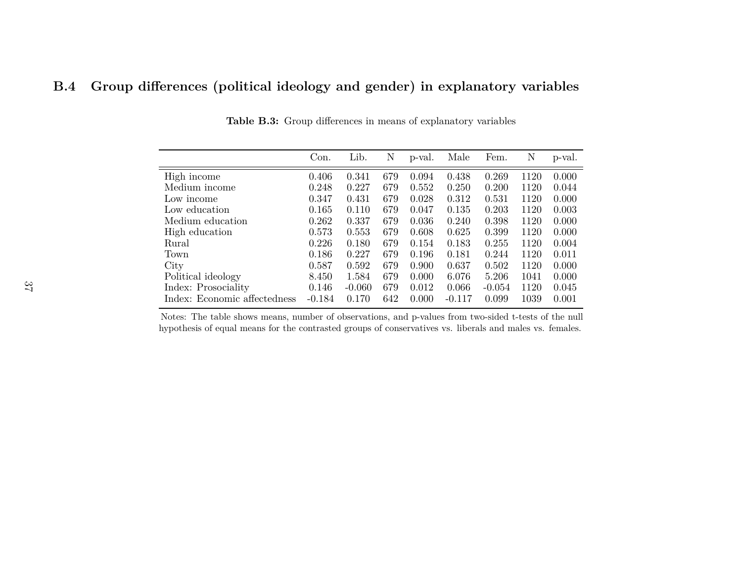## B.4 Group differences (political ideology and gender) in explanatory variables

**Table B.3:** Group differences in means of explanatory variables

| | Con. | Lib. | N | p-val. | Male | Fem. | N | p-val. |
|---|---|---|---|---|---|---|---|---|
| High income | 0.406 | 0.341 | 679 | 0.094 | 0.438 | 0.269 | 1120 | 0.000 |
| Medium income | 0.248 | 0.227 | 679 | 0.552 | 0.250 | 0.200 | 1120 | 0.044 |
| Low income | 0.347 | 0.431 | 679 | 0.028 | 0.312 | 0.531 | 1120 | 0.000 |
| Low education | 0.165 | 0.110 | 679 | 0.047 | 0.135 | 0.203 | 1120 | 0.003 |
| Medium education | 0.262 | 0.337 | 679 | 0.036 | 0.240 | 0.398 | 1120 | 0.000 |
| High education | 0.573 | 0.553 | 679 | 0.608 | 0.625 | 0.399 | 1120 | 0.000 |
| Rural | 0.226 | 0.180 | 679 | 0.154 | 0.183 | 0.255 | 1120 | 0.004 |
| Town | 0.186 | 0.227 | 679 | 0.196 | 0.181 | 0.244 | 1120 | 0.011 |
| City | 0.587 | 0.592 | 679 | 0.900 | 0.637 | 0.502 | 1120 | 0.000 |
| Political ideology | 8.450 | 1.584 | 679 | 0.000 | 6.076 | 5.206 | 1041 | 0.000 |
| Index: Prosociality | 0.146 | -0.060 | 679 | 0.012 | 0.066 | -0.054 | 1120 | 0.045 |
| Index: Economic affectedness | -0.184 | 0.170 | 642 | 0.000 | -0.117 | 0.099 | 1039 | 0.001 |

Notes: The table shows means, number of observations, and p-values from two-sided t-tests of the null hypothesis of equal means for the contrasted groups of conservatives vs. liberals and males vs. females.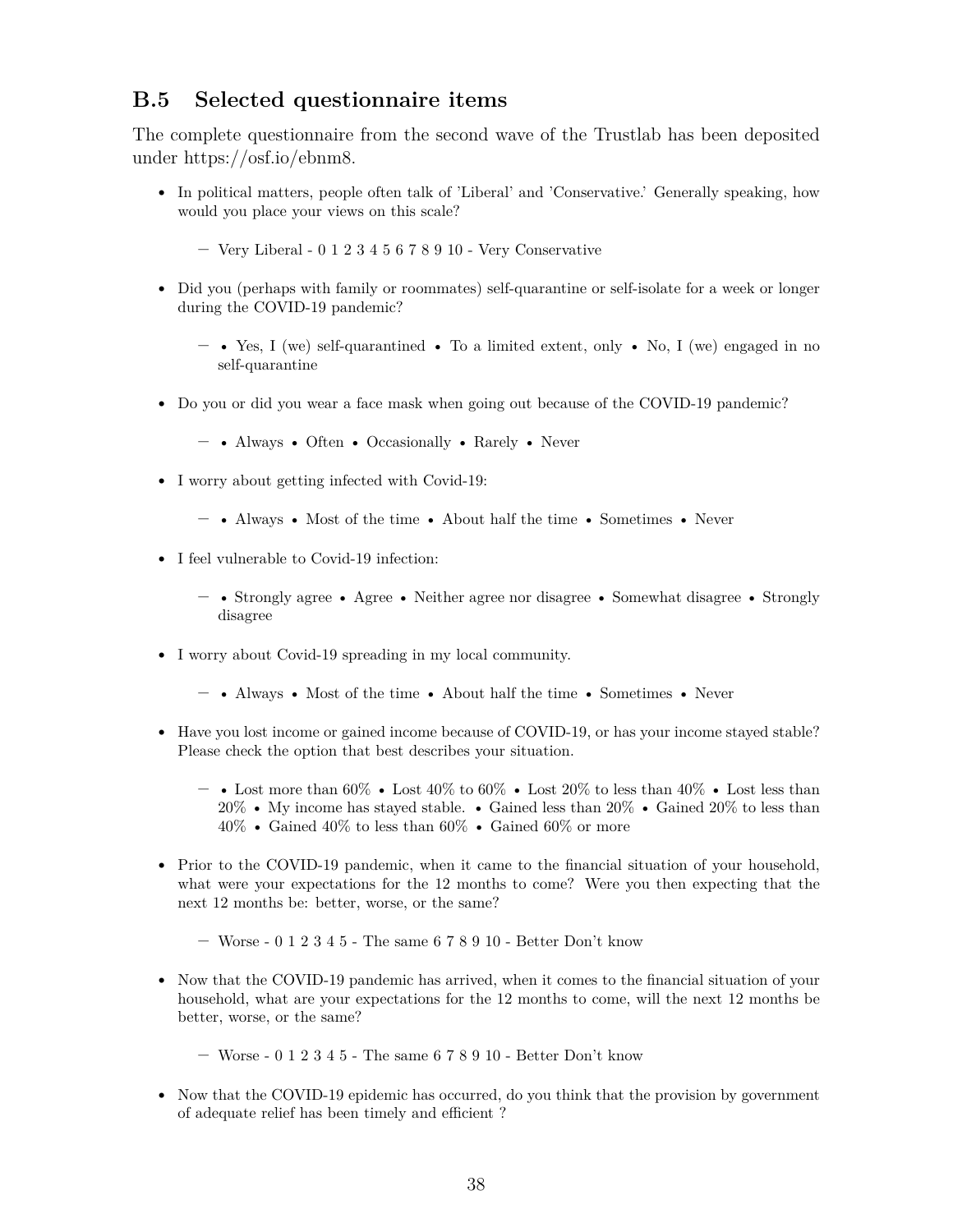## B.5 Selected questionnaire items

The complete questionnaire from the second wave of the Trustlab has been deposited under https://osf.io/ebnm8.

- In political matters, people often talk of 'Liberal' and 'Conservative.' Generally speaking, how would you place your views on this scale?
  - Very Liberal - 0 1 2 3 4 5 6 7 8 9 10 - Very Conservative
- Did you (perhaps with family or roommates) self-quarantine or self-isolate for a week or longer during the COVID-19 pandemic?
  - • Yes, I (we) self-quarantined • To a limited extent, only • No, I (we) engaged in no self-quarantine
- Do you or did you wear a face mask when going out because of the COVID-19 pandemic?
  - • Always • Often • Occasionally • Rarely • Never
- I worry about getting infected with Covid-19:
  - • Always • Most of the time • About half the time • Sometimes • Never
- I feel vulnerable to Covid-19 infection:
  - • Strongly agree • Agree • Neither agree nor disagree • Somewhat disagree • Strongly disagree
- I worry about Covid-19 spreading in my local community.
  - • Always • Most of the time • About half the time • Sometimes • Never
- Have you lost income or gained income because of COVID-19, or has your income stayed stable? Please check the option that best describes your situation.
  - • Lost more than 60% • Lost 40% to 60% • Lost 20% to less than 40% • Lost less than 20% • My income has stayed stable. • Gained less than 20% • Gained 20% to less than 40% • Gained 40% to less than 60% • Gained 60% or more
- Prior to the COVID-19 pandemic, when it came to the financial situation of your household, what were your expectations for the 12 months to come? Were you then expecting that the next 12 months be: better, worse, or the same?
  - Worse - 0 1 2 3 4 5 - The same 6 7 8 9 10 - Better Don't know
- Now that the COVID-19 pandemic has arrived, when it comes to the financial situation of your household, what are your expectations for the 12 months to come, will the next 12 months be better, worse, or the same?
  - Worse - 0 1 2 3 4 5 - The same 6 7 8 9 10 - Better Don't know
- Now that the COVID-19 epidemic has occurred, do you think that the provision by government of adequate relief has been timely and efficient ?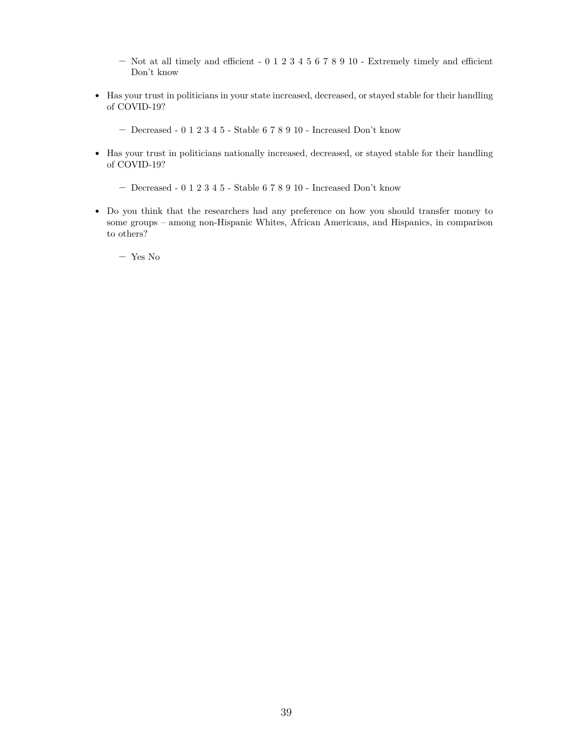- Not at all timely and efficient - 0 1 2 3 4 5 6 7 8 9 10 - Extremely timely and efficient Don't know

- Has your trust in politicians in your state increased, decreased, or stayed stable for their handling of COVID-19?
    - Decreased - 0 1 2 3 4 5 - Stable 6 7 8 9 10 - Increased Don't know

- Has your trust in politicians nationally increased, decreased, or stayed stable for their handling of COVID-19?
    - Decreased - 0 1 2 3 4 5 - Stable 6 7 8 9 10 - Increased Don't know

- Do you think that the researchers had any preference on how you should transfer money to some groups – among non-Hispanic Whites, African Americans, and Hispanics, in comparison to others?
    - Yes No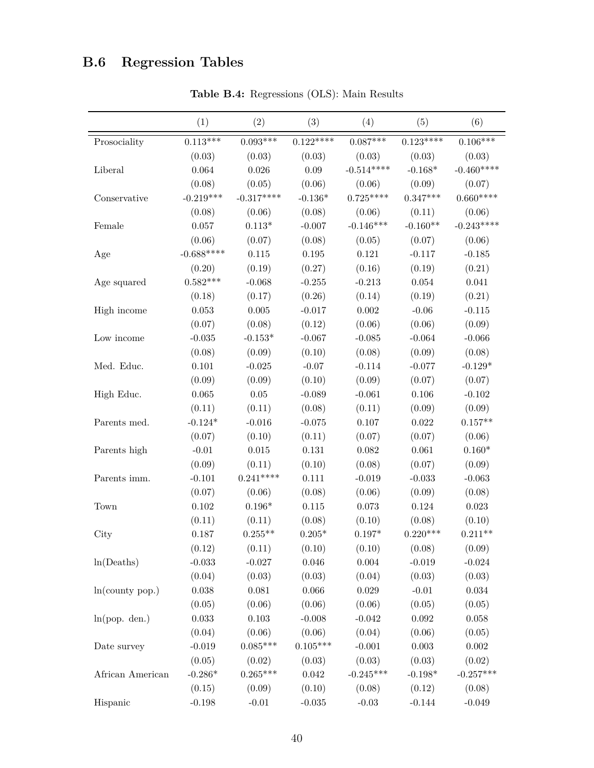## B.6 Regression Tables

**Table B.4:** Regressions (OLS): Main Results

| | (1) | (2) | (3) | (4) | (5) | (6) |
|---|---|---|---|---|---|---|
| Prosociality | 0.113*** | 0.093*** | 0.122**** | 0.087*** | 0.123**** | 0.106*** |
| | (0.03) | (0.03) | (0.03) | (0.03) | (0.03) | (0.03) |
| Liberal | 0.064 | 0.026 | 0.09 | -0.514**** | -0.168* | -0.460**** |
| | (0.08) | (0.05) | (0.06) | (0.06) | (0.09) | (0.07) |
| Conservative | -0.219*** | -0.317**** | -0.136* | 0.725**** | 0.347*** | 0.660**** |
| | (0.08) | (0.06) | (0.08) | (0.06) | (0.11) | (0.06) |
| Female | 0.057 | 0.113* | -0.007 | -0.146*** | -0.160** | -0.243**** |
| | (0.06) | (0.07) | (0.08) | (0.05) | (0.07) | (0.06) |
| Age | -0.688**** | 0.115 | 0.195 | 0.121 | -0.117 | -0.185 |
| | (0.20) | (0.19) | (0.27) | (0.16) | (0.19) | (0.21) |
| Age squared | 0.582*** | -0.068 | -0.255 | -0.213 | 0.054 | 0.041 |
| | (0.18) | (0.17) | (0.26) | (0.14) | (0.19) | (0.21) |
| High income | 0.053 | 0.005 | -0.017 | 0.002 | -0.06 | -0.115 |
| | (0.07) | (0.08) | (0.12) | (0.06) | (0.06) | (0.09) |
| Low income | -0.035 | -0.153* | -0.067 | -0.085 | -0.064 | -0.066 |
| | (0.08) | (0.09) | (0.10) | (0.08) | (0.09) | (0.08) |
| Med. Educ. | 0.101 | -0.025 | -0.07 | -0.114 | -0.077 | -0.129* |
| | (0.09) | (0.09) | (0.10) | (0.09) | (0.07) | (0.07) |
| High Educ. | 0.065 | 0.05 | -0.089 | -0.061 | 0.106 | -0.102 |
| | (0.11) | (0.11) | (0.08) | (0.11) | (0.09) | (0.09) |
| Parents med. | -0.124* | -0.016 | -0.075 | 0.107 | 0.022 | 0.157** |
| | (0.07) | (0.10) | (0.11) | (0.07) | (0.07) | (0.06) |
| Parents high | -0.01 | 0.015 | 0.131 | 0.082 | 0.061 | 0.160* |
| | (0.09) | (0.11) | (0.10) | (0.08) | (0.07) | (0.09) |
| Parents imm. | -0.101 | 0.241**** | 0.111 | -0.019 | -0.033 | -0.063 |
| | (0.07) | (0.06) | (0.08) | (0.06) | (0.09) | (0.08) |
| Town | 0.102 | 0.196* | 0.115 | 0.073 | 0.124 | 0.023 |
| | (0.11) | (0.11) | (0.08) | (0.10) | (0.08) | (0.10) |
| City | 0.187 | 0.255** | 0.205* | 0.197* | 0.220*** | 0.211** |
| | (0.12) | (0.11) | (0.10) | (0.10) | (0.08) | (0.09) |
| ln(Deaths) | -0.033 | -0.027 | 0.046 | 0.004 | -0.019 | -0.024 |
| | (0.04) | (0.03) | (0.03) | (0.04) | (0.03) | (0.03) |
| ln(county pop.) | 0.038 | 0.081 | 0.066 | 0.029 | -0.01 | 0.034 |
| | (0.05) | (0.06) | (0.06) | (0.06) | (0.05) | (0.05) |
| ln(pop. den.) | 0.033 | 0.103 | -0.008 | -0.042 | 0.092 | 0.058 |
| | (0.04) | (0.06) | (0.06) | (0.04) | (0.06) | (0.05) |
| Date survey | -0.019 | 0.085*** | 0.105*** | -0.001 | 0.003 | 0.002 |
| | (0.05) | (0.02) | (0.03) | (0.03) | (0.03) | (0.02) |
| African American | -0.286* | 0.265*** | 0.042 | -0.245*** | -0.198* | -0.257*** |
| | (0.15) | (0.09) | (0.10) | (0.08) | (0.12) | (0.08) |
| Hispanic | -0.198 | -0.01 | -0.035 | -0.03 | -0.144 | -0.049 |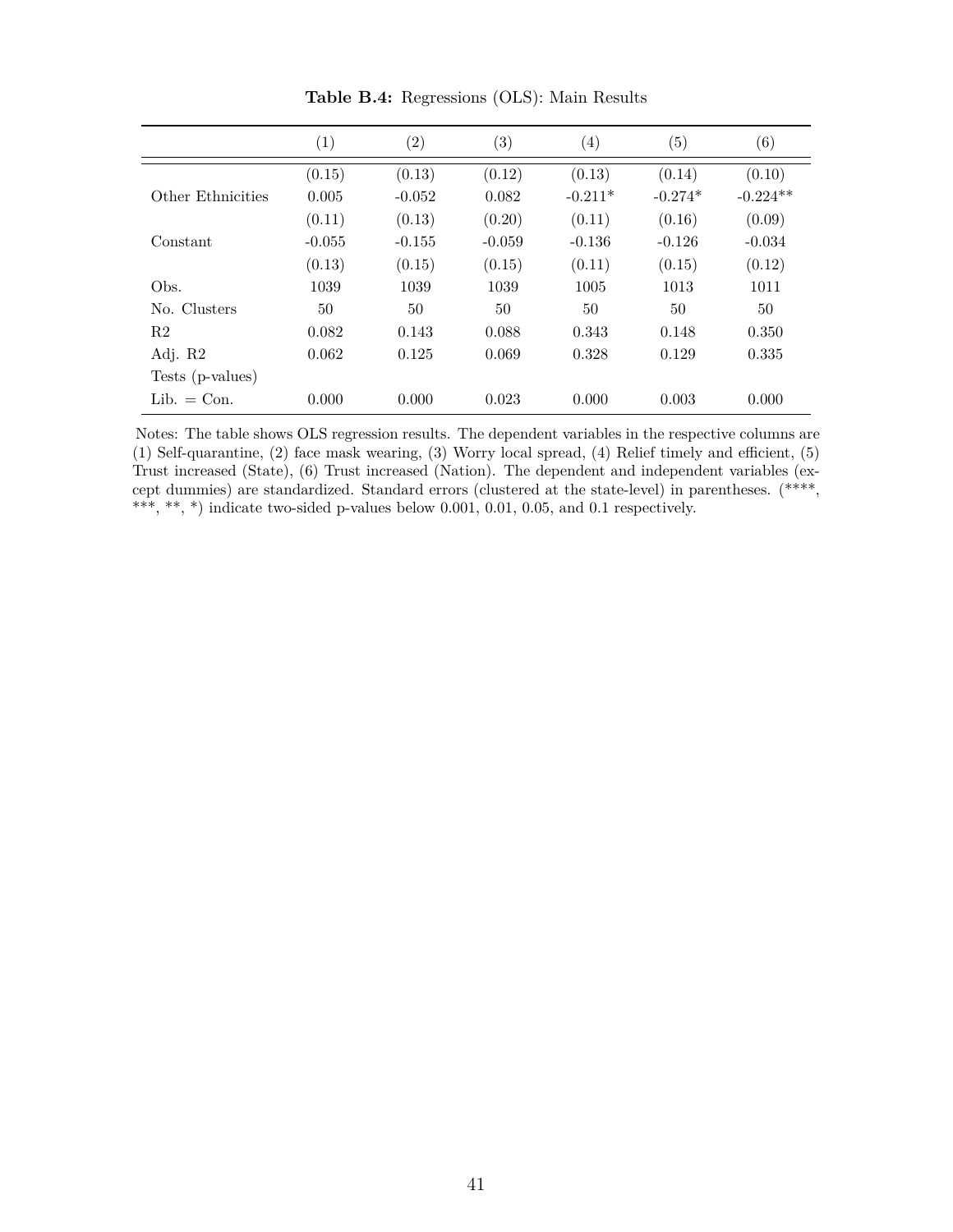**Table B.4:** Regressions (OLS): Main Results

| | (1) | (2) | (3) | (4) | (5) | (6) |
|---|---|---|---|---|---|---|
| | (0.15) | (0.13) | (0.12) | (0.13) | (0.14) | (0.10) |
| Other Ethnicities | 0.005 | -0.052 | 0.082 | -0.211* | -0.274* | -0.224** |
| | (0.11) | (0.13) | (0.20) | (0.11) | (0.16) | (0.09) |
| Constant | -0.055 | -0.155 | -0.059 | -0.136 | -0.126 | -0.034 |
| | (0.13) | (0.15) | (0.15) | (0.11) | (0.15) | (0.12) |
| Obs. | 1039 | 1039 | 1039 | 1005 | 1013 | 1011 |
| No. Clusters | 50 | 50 | 50 | 50 | 50 | 50 |
| R2 | 0.082 | 0.143 | 0.088 | 0.343 | 0.148 | 0.350 |
| Adj. R2 | 0.062 | 0.125 | 0.069 | 0.328 | 0.129 | 0.335 |
| Tests (p-values) | | | | | | |
| Lib. = Con. | 0.000 | 0.000 | 0.023 | 0.000 | 0.003 | 0.000 |

Notes: The table shows OLS regression results. The dependent variables in the respective columns are (1) Self-quarantine, (2) face mask wearing, (3) Worry local spread, (4) Relief timely and efficient, (5) Trust increased (State), (6) Trust increased (Nation). The dependent and independent variables (except dummies) are standardized. Standard errors (clustered at the state-level) in parentheses. (****, ***, **, *) indicate two-sided p-values below 0.001, 0.01, 0.05, and 0.1 respectively.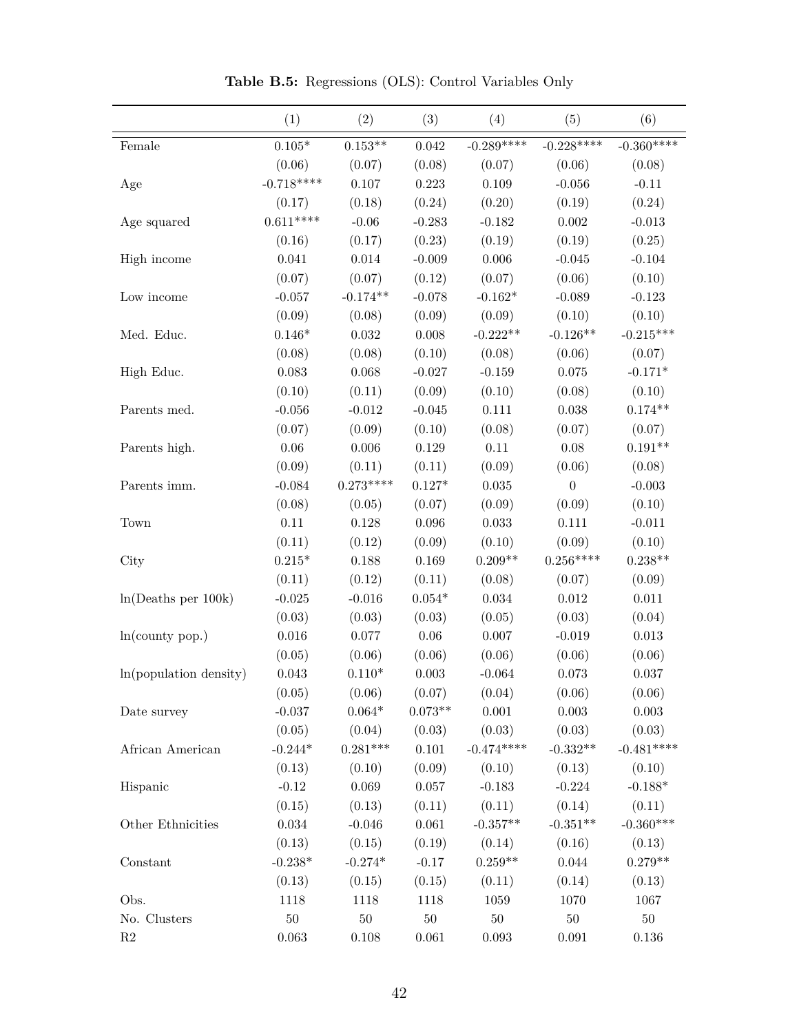**Table B.5:** Regressions (OLS): Control Variables Only

| | (1) | (2) | (3) | (4) | (5) | (6) |
|---|---|---|---|---|---|---|
| Female | 0.105* | 0.153** | 0.042 | -0.289**** | -0.228**** | -0.360**** |
| | (0.06) | (0.07) | (0.08) | (0.07) | (0.06) | (0.08) |
| Age | -0.718**** | 0.107 | 0.223 | 0.109 | -0.056 | -0.11 |
| | (0.17) | (0.18) | (0.24) | (0.20) | (0.19) | (0.24) |
| Age squared | 0.611**** | -0.06 | -0.283 | -0.182 | 0.002 | -0.013 |
| | (0.16) | (0.17) | (0.23) | (0.19) | (0.19) | (0.25) |
| High income | 0.041 | 0.014 | -0.009 | 0.006 | -0.045 | -0.104 |
| | (0.07) | (0.07) | (0.12) | (0.07) | (0.06) | (0.10) |
| Low income | -0.057 | -0.174** | -0.078 | -0.162* | -0.089 | -0.123 |
| | (0.09) | (0.08) | (0.09) | (0.09) | (0.10) | (0.10) |
| Med. Educ. | 0.146* | 0.032 | 0.008 | -0.222** | -0.126** | -0.215*** |
| | (0.08) | (0.08) | (0.10) | (0.08) | (0.06) | (0.07) |
| High Educ. | 0.083 | 0.068 | -0.027 | -0.159 | 0.075 | -0.171* |
| | (0.10) | (0.11) | (0.09) | (0.10) | (0.08) | (0.10) |
| Parents med. | -0.056 | -0.012 | -0.045 | 0.111 | 0.038 | 0.174** |
| | (0.07) | (0.09) | (0.10) | (0.08) | (0.07) | (0.07) |
| Parents high. | 0.06 | 0.006 | 0.129 | 0.11 | 0.08 | 0.191** |
| | (0.09) | (0.11) | (0.11) | (0.09) | (0.06) | (0.08) |
| Parents imm. | -0.084 | 0.273**** | 0.127* | 0.035 | 0 | -0.003 |
| | (0.08) | (0.05) | (0.07) | (0.09) | (0.09) | (0.10) |
| Town | 0.11 | 0.128 | 0.096 | 0.033 | 0.111 | -0.011 |
| | (0.11) | (0.12) | (0.09) | (0.10) | (0.09) | (0.10) |
| City | 0.215* | 0.188 | 0.169 | 0.209** | 0.256**** | 0.238** |
| | (0.11) | (0.12) | (0.11) | (0.08) | (0.07) | (0.09) |
| ln(Deaths per 100k) | -0.025 | -0.016 | 0.054* | 0.034 | 0.012 | 0.011 |
| | (0.03) | (0.03) | (0.03) | (0.05) | (0.03) | (0.04) |
| ln(county pop.) | 0.016 | 0.077 | 0.06 | 0.007 | -0.019 | 0.013 |
| | (0.05) | (0.06) | (0.06) | (0.06) | (0.06) | (0.06) |
| ln(population density) | 0.043 | 0.110* | 0.003 | -0.064 | 0.073 | 0.037 |
| | (0.05) | (0.06) | (0.07) | (0.04) | (0.06) | (0.06) |
| Date survey | -0.037 | 0.064* | 0.073** | 0.001 | 0.003 | 0.003 |
| | (0.05) | (0.04) | (0.03) | (0.03) | (0.03) | (0.03) |
| African American | -0.244* | 0.281*** | 0.101 | -0.474**** | -0.332** | -0.481**** |
| | (0.13) | (0.10) | (0.09) | (0.10) | (0.13) | (0.10) |
| Hispanic | -0.12 | 0.069 | 0.057 | -0.183 | -0.224 | -0.188* |
| | (0.15) | (0.13) | (0.11) | (0.11) | (0.14) | (0.11) |
| Other Ethnicities | 0.034 | -0.046 | 0.061 | -0.357** | -0.351** | -0.360*** |
| | (0.13) | (0.15) | (0.19) | (0.14) | (0.16) | (0.13) |
| Constant | -0.238* | -0.274* | -0.17 | 0.259** | 0.044 | 0.279** |
| | (0.13) | (0.15) | (0.15) | (0.11) | (0.14) | (0.13) |
| Obs. | 1118 | 1118 | 1118 | 1059 | 1070 | 1067 |
| No. Clusters | 50 | 50 | 50 | 50 | 50 | 50 |
| R2 | 0.063 | 0.108 | 0.061 | 0.093 | 0.091 | 0.136 |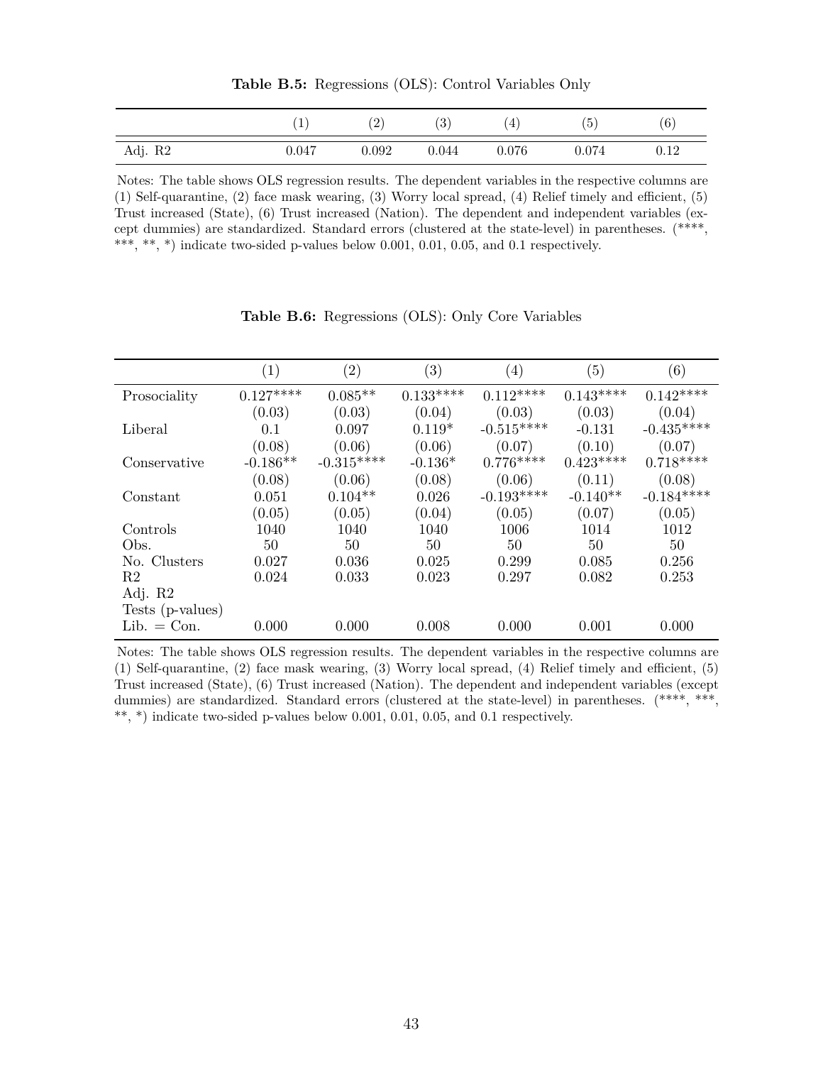**Table B.5:** Regressions (OLS): Control Variables Only

| | (1) | (2) | (3) | (4) | (5) | (6) |
|---|---|---|---|---|---|---|
| Adj. R2 | 0.047 | 0.092 | 0.044 | 0.076 | 0.074 | 0.12 |

Notes: The table shows OLS regression results. The dependent variables in the respective columns are (1) Self-quarantine, (2) face mask wearing, (3) Worry local spread, (4) Relief timely and efficient, (5) Trust increased (State), (6) Trust increased (Nation). The dependent and independent variables (except dummies) are standardized. Standard errors (clustered at the state-level) in parentheses. (****, ***, **, *) indicate two-sided p-values below 0.001, 0.01, 0.05, and 0.1 respectively.

**Table B.6:** Regressions (OLS): Only Core Variables

| | (1) | (2) | (3) | (4) | (5) | (6) |
|---|---|---|---|---|---|---|
| Prosociality | 0.127**** | 0.085** | 0.133**** | 0.112**** | 0.143**** | 0.142**** |
| | (0.03) | (0.03) | (0.04) | (0.03) | (0.03) | (0.04) |
| Liberal | 0.1 | 0.097 | 0.119* | -0.515**** | -0.131 | -0.435**** |
| | (0.08) | (0.06) | (0.06) | (0.07) | (0.10) | (0.07) |
| Conservative | -0.186** | -0.315**** | -0.136* | 0.776**** | 0.423**** | 0.718**** |
| | (0.08) | (0.06) | (0.08) | (0.06) | (0.11) | (0.08) |
| Constant | 0.051 | 0.104** | 0.026 | -0.193**** | -0.140** | -0.184**** |
| | (0.05) | (0.05) | (0.04) | (0.05) | (0.07) | (0.05) |
| Controls | 1040 | 1040 | 1040 | 1006 | 1014 | 1012 |
| Obs. | 50 | 50 | 50 | 50 | 50 | 50 |
| No. Clusters | 0.027 | 0.036 | 0.025 | 0.299 | 0.085 | 0.256 |
| R2 | 0.024 | 0.033 | 0.023 | 0.297 | 0.082 | 0.253 |
| Adj. R2 | | | | | | |
| Tests (p-values) | | | | | | |
| Lib. = Con. | 0.000 | 0.000 | 0.008 | 0.000 | 0.001 | 0.000 |

Notes: The table shows OLS regression results. The dependent variables in the respective columns are (1) Self-quarantine, (2) face mask wearing, (3) Worry local spread, (4) Relief timely and efficient, (5) Trust increased (State), (6) Trust increased (Nation). The dependent and independent variables (except dummies) are standardized. Standard errors (clustered at the state-level) in parentheses. (****, ***, **, *) indicate two-sided p-values below 0.001, 0.01, 0.05, and 0.1 respectively.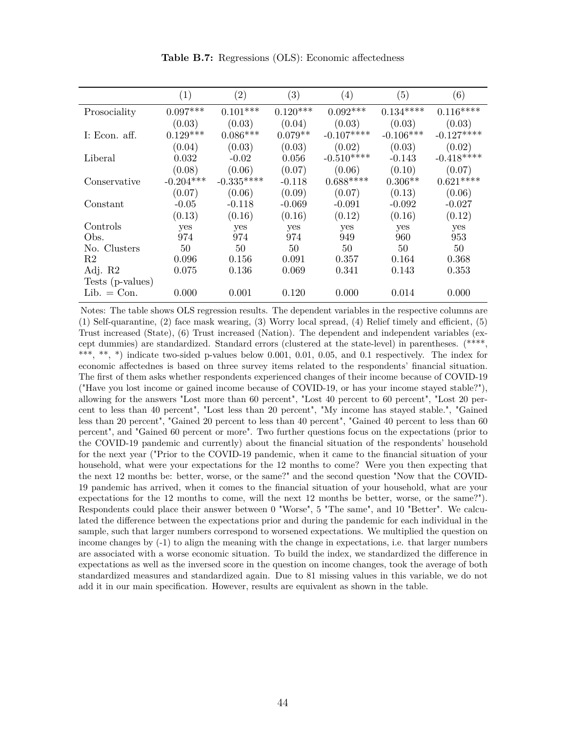**Table B.7:** Regressions (OLS): Economic affectedness

| | (1) | (2) | (3) | (4) | (5) | (6) |
|---|---|---|---|---|---|---|
| Prosociality | 0.097*** | 0.101*** | 0.120*** | 0.092*** | 0.134**** | 0.116**** |
| | (0.03) | (0.03) | (0.04) | (0.03) | (0.03) | (0.03) |
| I: Econ. aff. | 0.129*** | 0.086*** | 0.079** | -0.107**** | -0.106*** | -0.127**** |
| | (0.04) | (0.03) | (0.03) | (0.02) | (0.03) | (0.02) |
| Liberal | 0.032 | -0.02 | 0.056 | -0.510**** | -0.143 | -0.418**** |
| | (0.08) | (0.06) | (0.07) | (0.06) | (0.10) | (0.07) |
| Conservative | -0.204*** | -0.335**** | -0.118 | 0.688**** | 0.306** | 0.621**** |
| | (0.07) | (0.06) | (0.09) | (0.07) | (0.13) | (0.06) |
| Constant | -0.05 | -0.118 | -0.069 | -0.091 | -0.092 | -0.027 |
| | (0.13) | (0.16) | (0.16) | (0.12) | (0.16) | (0.12) |
| Controls | yes | yes | yes | yes | yes | yes |
| Obs. | 974 | 974 | 974 | 949 | 960 | 953 |
| No. Clusters | 50 | 50 | 50 | 50 | 50 | 50 |
| R2 | 0.096 | 0.156 | 0.091 | 0.357 | 0.164 | 0.368 |
| Adj. R2 | 0.075 | 0.136 | 0.069 | 0.341 | 0.143 | 0.353 |
| Tests (p-values) | | | | | | |
| Lib. = Con. | 0.000 | 0.001 | 0.120 | 0.000 | 0.014 | 0.000 |

Notes: The table shows OLS regression results. The dependent variables in the respective columns are (1) Self-quarantine, (2) face mask wearing, (3) Worry local spread, (4) Relief timely and efficient, (5) Trust increased (State), (6) Trust increased (Nation). The dependent and independent variables (except dummies) are standardized. Standard errors (clustered at the state-level) in parentheses. (****, ***, **, *) indicate two-sided p-values below 0.001, 0.01, 0.05, and 0.1 respectively. The index for economic affectednes is based on three survey items related to the respondents' financial situation. The first of them asks whether respondents experienced changes of their income because of COVID-19 ("Have you lost income or gained income because of COVID-19, or has your income stayed stable?"), allowing for the answers "Lost more than 60 percent", "Lost 40 percent to 60 percent", "Lost 20 percent to less than 40 percent", "Lost less than 20 percent", "My income has stayed stable.", "Gained less than 20 percent", "Gained 20 percent to less than 40 percent", "Gained 40 percent to less than 60 percent", and "Gained 60 percent or more". Two further questions focus on the expectations (prior to the COVID-19 pandemic and currently) about the financial situation of the respondents' household for the next year ("Prior to the COVID-19 pandemic, when it came to the financial situation of your household, what were your expectations for the 12 months to come? Were you then expecting that the next 12 months be: better, worse, or the same?" and the second question "Now that the COVID-19 pandemic has arrived, when it comes to the financial situation of your household, what are your expectations for the 12 months to come, will the next 12 months be better, worse, or the same?"). Respondents could place their answer between 0 "Worse", 5 "The same", and 10 "Better". We calculated the difference between the expectations prior and during the pandemic for each individual in the sample, such that larger numbers correspond to worsened expectations. We multiplied the question on income changes by (-1) to align the meaning with the change in expectations, i.e. that larger numbers are associated with a worse economic situation. To build the index, we standardized the difference in expectations as well as the inversed score in the question on income changes, took the average of both standardized measures and standardized again. Due to 81 missing values in this variable, we do not add it in our main specification. However, results are equivalent as shown in the table.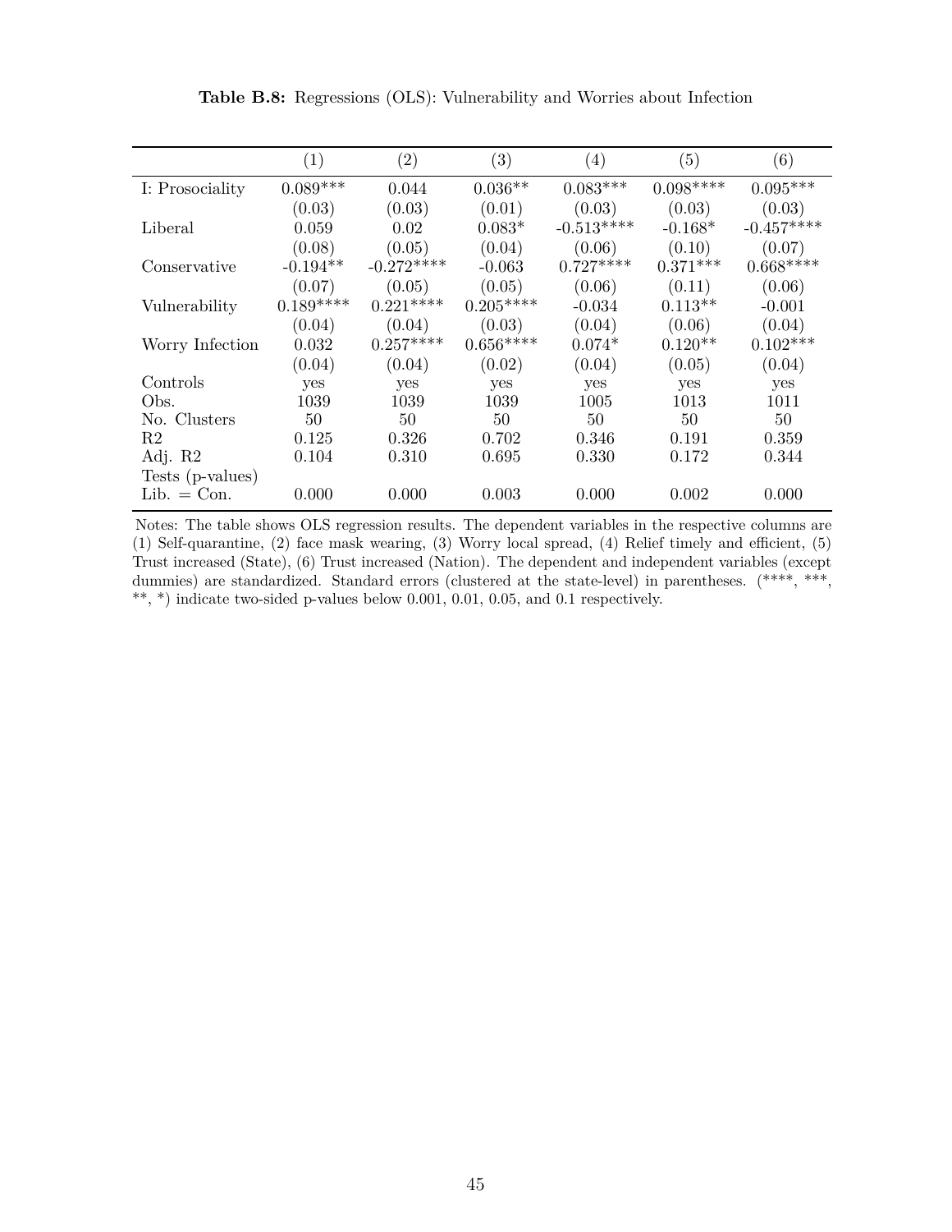**Table B.8:** Regressions (OLS): Vulnerability and Worries about Infection

| | (1) | (2) | (3) | (4) | (5) | (6) |
|---|---|---|---|---|---|---|
| I: Prosociality | 0.089*** | 0.044 | 0.036** | 0.083*** | 0.098**** | 0.095*** |
| | (0.03) | (0.03) | (0.01) | (0.03) | (0.03) | (0.03) |
| Liberal | 0.059 | 0.02 | 0.083* | -0.513**** | -0.168* | -0.457**** |
| | (0.08) | (0.05) | (0.04) | (0.06) | (0.10) | (0.07) |
| Conservative | -0.194** | -0.272**** | -0.063 | 0.727**** | 0.371*** | 0.668**** |
| | (0.07) | (0.05) | (0.05) | (0.06) | (0.11) | (0.06) |
| Vulnerability | 0.189**** | 0.221**** | 0.205**** | -0.034 | 0.113** | -0.001 |
| | (0.04) | (0.04) | (0.03) | (0.04) | (0.06) | (0.04) |
| Worry Infection | 0.032 | 0.257**** | 0.656**** | 0.074* | 0.120** | 0.102*** |
| | (0.04) | (0.04) | (0.02) | (0.04) | (0.05) | (0.04) |
| Controls | yes | yes | yes | yes | yes | yes |
| Obs. | 1039 | 1039 | 1039 | 1005 | 1013 | 1011 |
| No. Clusters | 50 | 50 | 50 | 50 | 50 | 50 |
| R2 | 0.125 | 0.326 | 0.702 | 0.346 | 0.191 | 0.359 |
| Adj. R2 | 0.104 | 0.310 | 0.695 | 0.330 | 0.172 | 0.344 |
| Tests (p-values) | | | | | | |
| Lib. = Con. | 0.000 | 0.000 | 0.003 | 0.000 | 0.002 | 0.000 |

Notes: The table shows OLS regression results. The dependent variables in the respective columns are (1) Self-quarantine, (2) face mask wearing, (3) Worry local spread, (4) Relief timely and efficient, (5) Trust increased (State), (6) Trust increased (Nation). The dependent and independent variables (except dummies) are standardized. Standard errors (clustered at the state-level) in parentheses. (****, ***, **, *) indicate two-sided p-values below 0.001, 0.01, 0.05, and 0.1 respectively.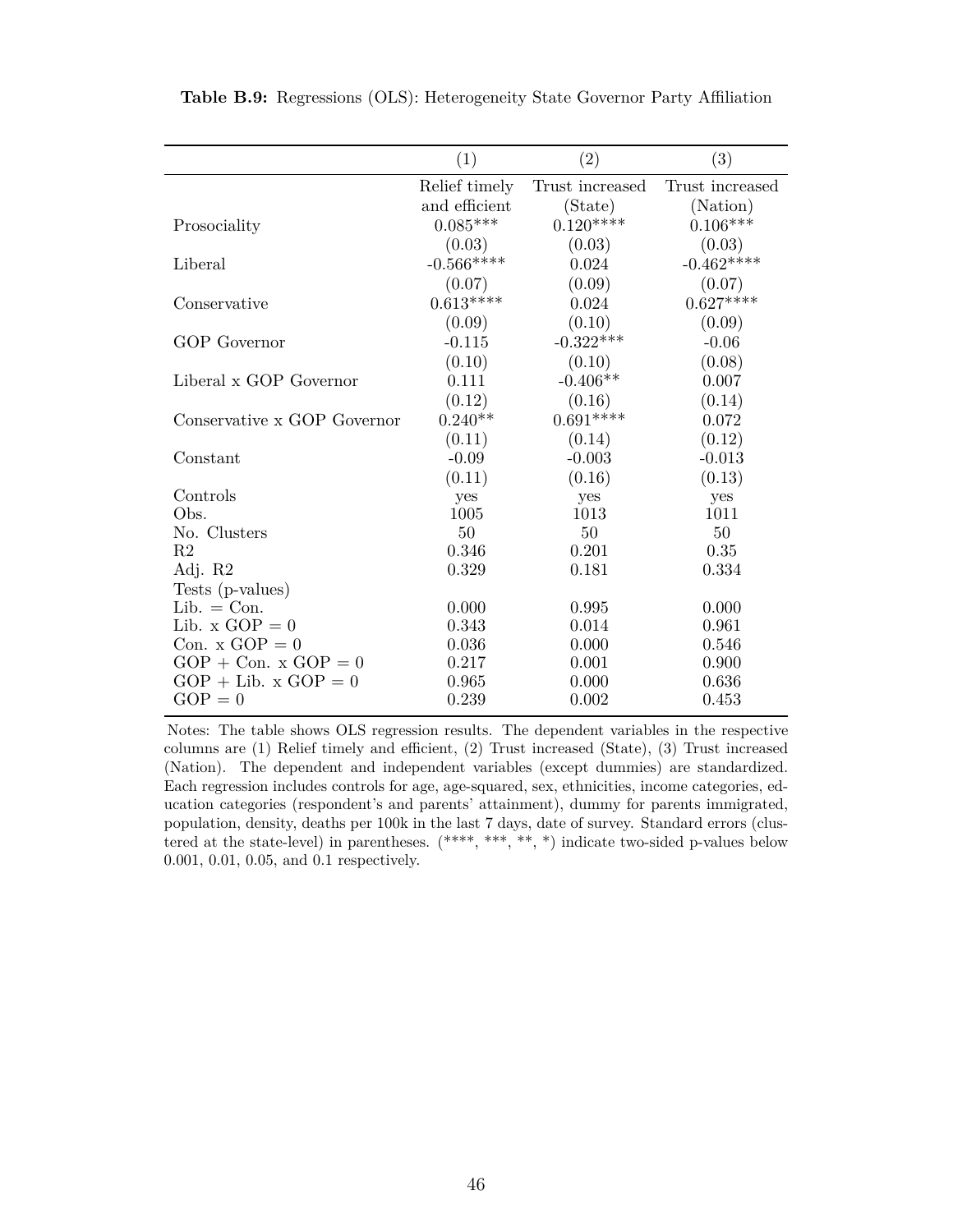**Table B.9:** Regressions (OLS): Heterogeneity State Governor Party Affiliation

| | (1) | (2) | (3) |
|---|---|---|---|
| | Relief timely and efficient | Trust increased (State) | Trust increased (Nation) |
| Prosociality | 0.085*** | 0.120**** | 0.106*** |
| | (0.03) | (0.03) | (0.03) |
| Liberal | -0.566**** | 0.024 | -0.462**** |
| | (0.07) | (0.09) | (0.07) |
| Conservative | 0.613**** | 0.024 | 0.627**** |
| | (0.09) | (0.10) | (0.09) |
| GOP Governor | -0.115 | -0.322*** | -0.06 |
| | (0.10) | (0.10) | (0.08) |
| Liberal x GOP Governor | 0.111 | -0.406** | 0.007 |
| | (0.12) | (0.16) | (0.14) |
| Conservative x GOP Governor | 0.240** | 0.691**** | 0.072 |
| | (0.11) | (0.14) | (0.12) |
| Constant | -0.09 | -0.003 | -0.013 |
| | (0.11) | (0.16) | (0.13) |
| Controls | yes | yes | yes |
| Obs. | 1005 | 1013 | 1011 |
| No. Clusters | 50 | 50 | 50 |
| R2 | 0.346 | 0.201 | 0.35 |
| Adj. R2 | 0.329 | 0.181 | 0.334 |
| Tests (p-values) | | | |
| Lib. = Con. | 0.000 | 0.995 | 0.000 |
| Lib. x GOP = 0 | 0.343 | 0.014 | 0.961 |
| Con. x GOP = 0 | 0.036 | 0.000 | 0.546 |
| GOP + Con. x GOP = 0 | 0.217 | 0.001 | 0.900 |
| GOP + Lib. x GOP = 0 | 0.965 | 0.000 | 0.636 |
| GOP = 0 | 0.239 | 0.002 | 0.453 |

Notes: The table shows OLS regression results. The dependent variables in the respective columns are (1) Relief timely and efficient, (2) Trust increased (State), (3) Trust increased (Nation). The dependent and independent variables (except dummies) are standardized. Each regression includes controls for age, age-squared, sex, ethnicities, income categories, education categories (respondent's and parents' attainment), dummy for parents immigrated, population, density, deaths per 100k in the last 7 days, date of survey. Standard errors (clustered at the state-level) in parentheses. (****, ***, **, *) indicate two-sided p-values below 0.001, 0.01, 0.05, and 0.1 respectively.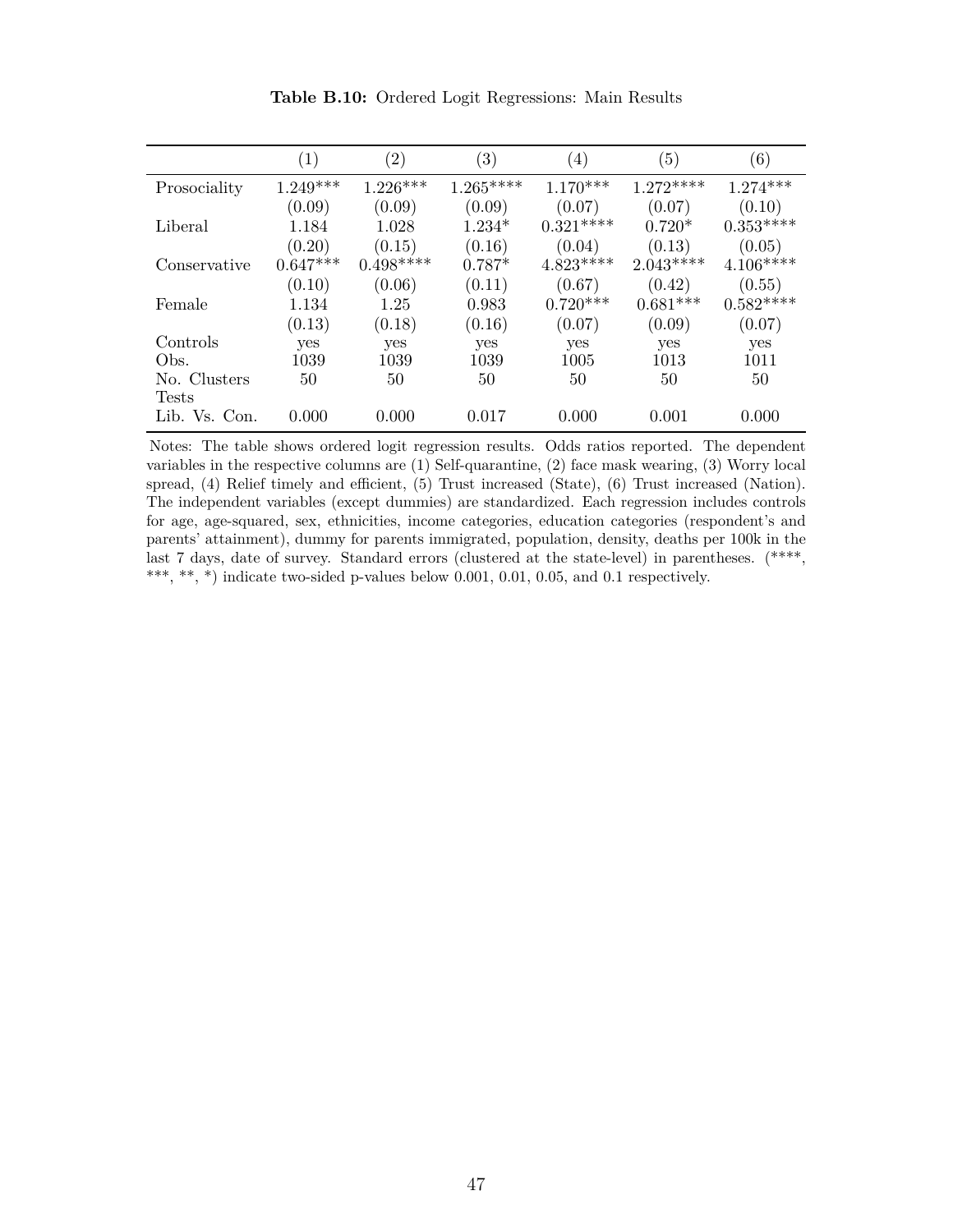**Table B.10:** Ordered Logit Regressions: Main Results

| | (1) | (2) | (3) | (4) | (5) | (6) |
|---|---|---|---|---|---|---|
| Prosociality | 1.249*** | 1.226*** | 1.265**** | 1.170*** | 1.272**** | 1.274*** |
| | (0.09) | (0.09) | (0.09) | (0.07) | (0.07) | (0.10) |
| Liberal | 1.184 | 1.028 | 1.234* | 0.321**** | 0.720* | 0.353**** |
| | (0.20) | (0.15) | (0.16) | (0.04) | (0.13) | (0.05) |
| Conservative | 0.647*** | 0.498**** | 0.787* | 4.823**** | 2.043**** | 4.106**** |
| | (0.10) | (0.06) | (0.11) | (0.67) | (0.42) | (0.55) |
| Female | 1.134 | 1.25 | 0.983 | 0.720*** | 0.681*** | 0.582**** |
| | (0.13) | (0.18) | (0.16) | (0.07) | (0.09) | (0.07) |
| Controls | yes | yes | yes | yes | yes | yes |
| Obs. | 1039 | 1039 | 1039 | 1005 | 1013 | 1011 |
| No. Clusters | 50 | 50 | 50 | 50 | 50 | 50 |
| Tests | | | | | | |
| Lib. Vs. Con. | 0.000 | 0.000 | 0.017 | 0.000 | 0.001 | 0.000 |

Notes: The table shows ordered logit regression results. Odds ratios reported. The dependent variables in the respective columns are (1) Self-quarantine, (2) face mask wearing, (3) Worry local spread, (4) Relief timely and efficient, (5) Trust increased (State), (6) Trust increased (Nation). The independent variables (except dummies) are standardized. Each regression includes controls for age, age-squared, sex, ethnicities, income categories, education categories (respondent's and parents' attainment), dummy for parents immigrated, population, density, deaths per 100k in the last 7 days, date of survey. Standard errors (clustered at the state-level) in parentheses. (****, ***, **, *) indicate two-sided p-values below 0.001, 0.01, 0.05, and 0.1 respectively.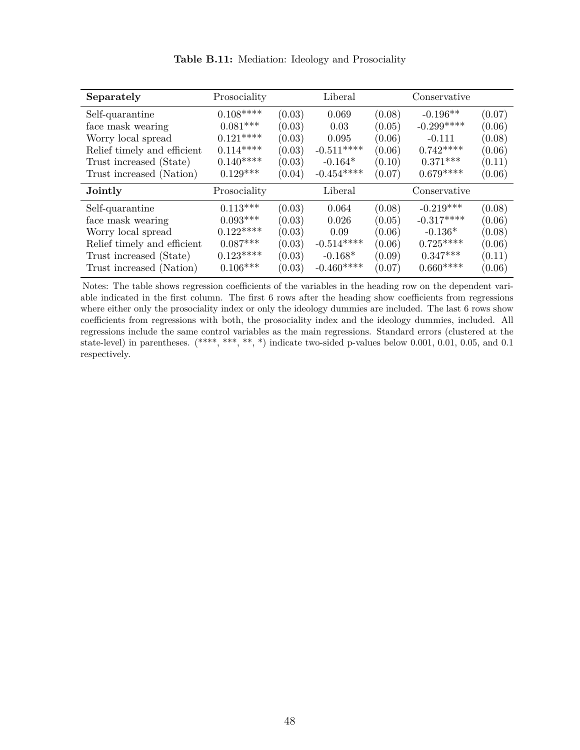**Table B.11:** Mediation: Ideology and Prosociality

| **Separately** | Prosociality | | Liberal | | Conservative | |
|---|---|---|---|---|---|---|
| Self-quarantine | 0.108**** | (0.03) | 0.069 | (0.08) | -0.196** | (0.07) |
| face mask wearing | 0.081*** | (0.03) | 0.03 | (0.05) | -0.299**** | (0.06) |
| Worry local spread | 0.121**** | (0.03) | 0.095 | (0.06) | -0.111 | (0.08) |
| Relief timely and efficient | 0.114**** | (0.03) | -0.511**** | (0.06) | 0.742**** | (0.06) |
| Trust increased (State) | 0.140**** | (0.03) | -0.164* | (0.10) | 0.371*** | (0.11) |
| Trust increased (Nation) | 0.129*** | (0.04) | -0.454**** | (0.07) | 0.679**** | (0.06) |
| **Jointly** | Prosociality | | Liberal | | Conservative | |
| Self-quarantine | 0.113*** | (0.03) | 0.064 | (0.08) | -0.219*** | (0.08) |
| face mask wearing | 0.093*** | (0.03) | 0.026 | (0.05) | -0.317**** | (0.06) |
| Worry local spread | 0.122**** | (0.03) | 0.09 | (0.06) | -0.136* | (0.08) |
| Relief timely and efficient | 0.087*** | (0.03) | -0.514**** | (0.06) | 0.725**** | (0.06) |
| Trust increased (State) | 0.123**** | (0.03) | -0.168* | (0.09) | 0.347*** | (0.11) |
| Trust increased (Nation) | 0.106*** | (0.03) | -0.460**** | (0.07) | 0.660**** | (0.06) |

Notes: The table shows regression coefficients of the variables in the heading row on the dependent variable indicated in the first column. The first 6 rows after the heading show coefficients from regressions where either only the prosociality index or only the ideology dummies are included. The last 6 rows show coefficients from regressions with both, the prosociality index and the ideology dummies, included. All regressions include the same control variables as the main regressions. Standard errors (clustered at the state-level) in parentheses. (****, ***, **, *) indicate two-sided p-values below 0.001, 0.01, 0.05, and 0.1 respectively.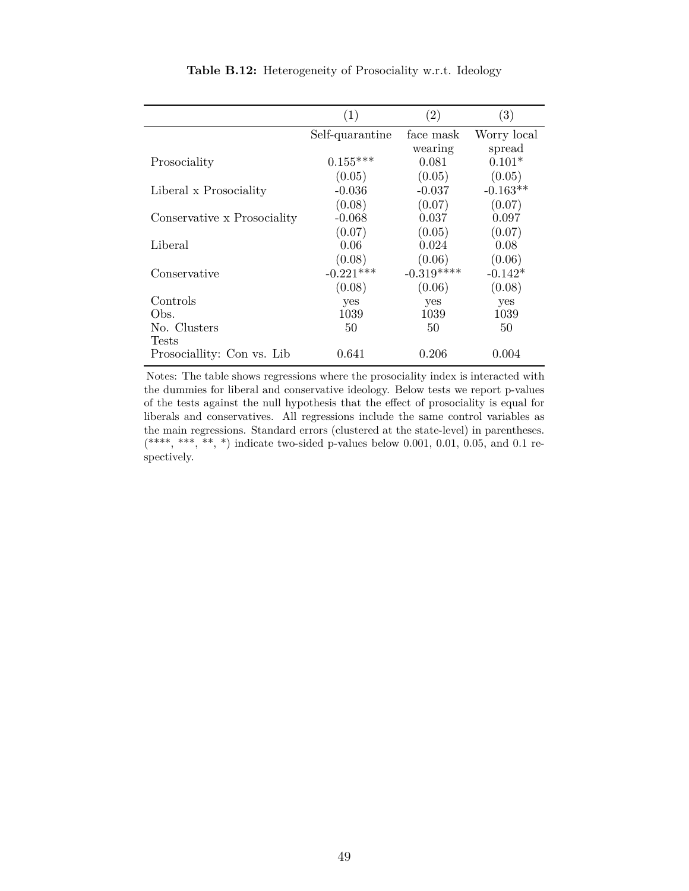**Table B.12:** Heterogeneity of Prosociality w.r.t. Ideology

| | (1) | (2) | (3) |
|---|---|---|---|
| | Self-quarantine | face mask wearing | Worry local spread |
| Prosociality | 0.155*** | 0.081 | 0.101* |
| | (0.05) | (0.05) | (0.05) |
| Liberal x Prosociality | -0.036 | -0.037 | -0.163** |
| | (0.08) | (0.07) | (0.07) |
| Conservative x Prosociality | -0.068 | 0.037 | 0.097 |
| | (0.07) | (0.05) | (0.07) |
| Liberal | 0.06 | 0.024 | 0.08 |
| | (0.08) | (0.06) | (0.06) |
| Conservative | -0.221*** | -0.319**** | -0.142* |
| | (0.08) | (0.06) | (0.08) |
| Controls | yes | yes | yes |
| Obs. | 1039 | 1039 | 1039 |
| No. Clusters | 50 | 50 | 50 |
| Tests | | | |
| Prosociallity: Con vs. Lib | 0.641 | 0.206 | 0.004 |

Notes: The table shows regressions where the prosociality index is interacted with the dummies for liberal and conservative ideology. Below tests we report p-values of the tests against the null hypothesis that the effect of prosociality is equal for liberals and conservatives. All regressions include the same control variables as the main regressions. Standard errors (clustered at the state-level) in parentheses. (****, ***, **, *) indicate two-sided p-values below 0.001, 0.01, 0.05, and 0.1 respectively.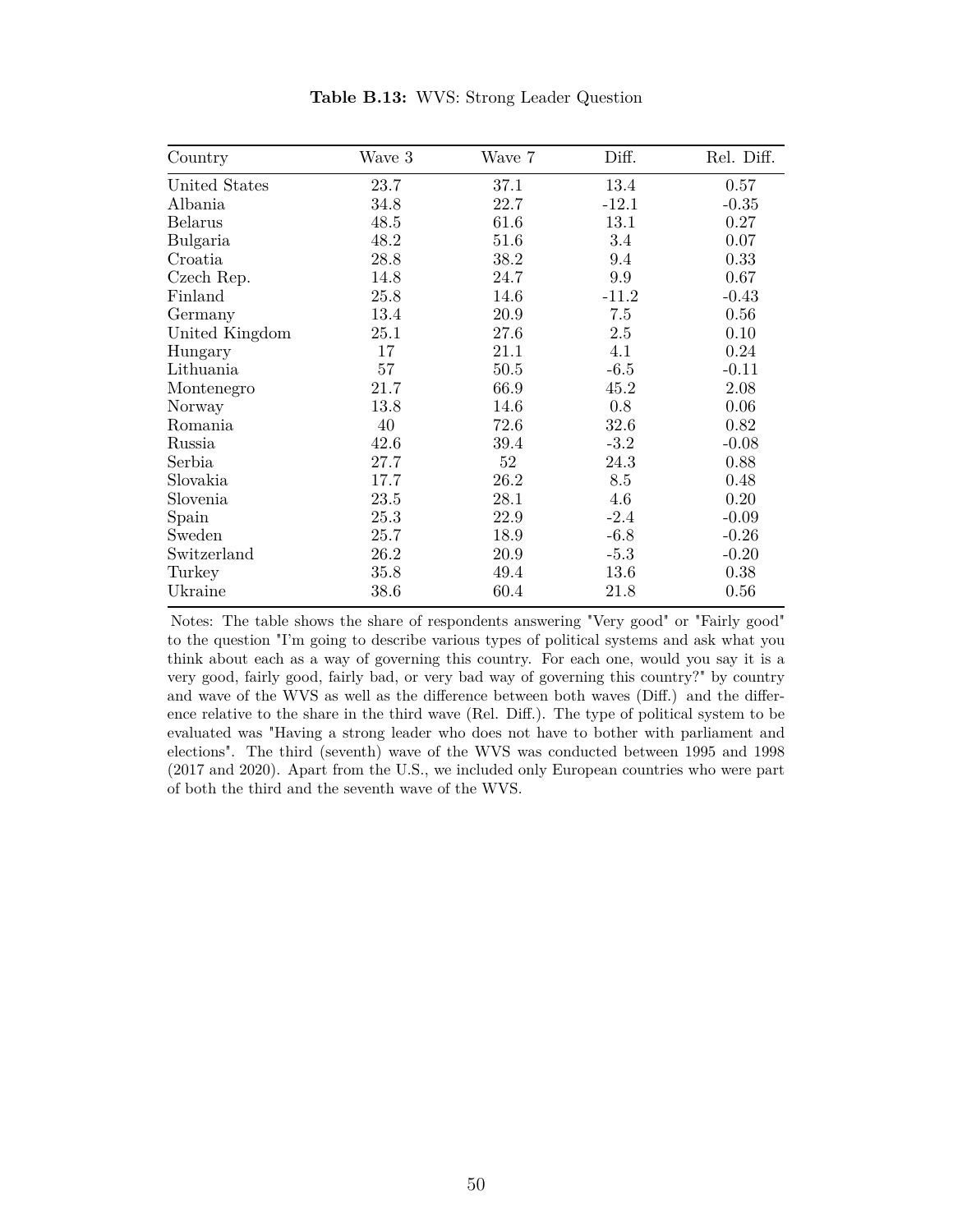**Table B.13:** WVS: Strong Leader Question

| Country | Wave 3 | Wave 7 | Diff. | Rel. Diff. |
|---|---|---|---|---|
| United States | 23.7 | 37.1 | 13.4 | 0.57 |
| Albania | 34.8 | 22.7 | -12.1 | -0.35 |
| Belarus | 48.5 | 61.6 | 13.1 | 0.27 |
| Bulgaria | 48.2 | 51.6 | 3.4 | 0.07 |
| Croatia | 28.8 | 38.2 | 9.4 | 0.33 |
| Czech Rep. | 14.8 | 24.7 | 9.9 | 0.67 |
| Finland | 25.8 | 14.6 | -11.2 | -0.43 |
| Germany | 13.4 | 20.9 | 7.5 | 0.56 |
| United Kingdom | 25.1 | 27.6 | 2.5 | 0.10 |
| Hungary | 17 | 21.1 | 4.1 | 0.24 |
| Lithuania | 57 | 50.5 | -6.5 | -0.11 |
| Montenegro | 21.7 | 66.9 | 45.2 | 2.08 |
| Norway | 13.8 | 14.6 | 0.8 | 0.06 |
| Romania | 40 | 72.6 | 32.6 | 0.82 |
| Russia | 42.6 | 39.4 | -3.2 | -0.08 |
| Serbia | 27.7 | 52 | 24.3 | 0.88 |
| Slovakia | 17.7 | 26.2 | 8.5 | 0.48 |
| Slovenia | 23.5 | 28.1 | 4.6 | 0.20 |
| Spain | 25.3 | 22.9 | -2.4 | -0.09 |
| Sweden | 25.7 | 18.9 | -6.8 | -0.26 |
| Switzerland | 26.2 | 20.9 | -5.3 | -0.20 |
| Turkey | 35.8 | 49.4 | 13.6 | 0.38 |
| Ukraine | 38.6 | 60.4 | 21.8 | 0.56 |

Notes: The table shows the share of respondents answering "Very good" or "Fairly good" to the question "I'm going to describe various types of political systems and ask what you think about each as a way of governing this country. For each one, would you say it is a very good, fairly good, fairly bad, or very bad way of governing this country?" by country and wave of the WVS as well as the difference between both waves (Diff.) and the difference relative to the share in the third wave (Rel. Diff.). The type of political system to be evaluated was "Having a strong leader who does not have to bother with parliament and elections". The third (seventh) wave of the WVS was conducted between 1995 and 1998 (2017 and 2020). Apart from the U.S., we included only European countries who were part of both the third and the seventh wave of the WVS.